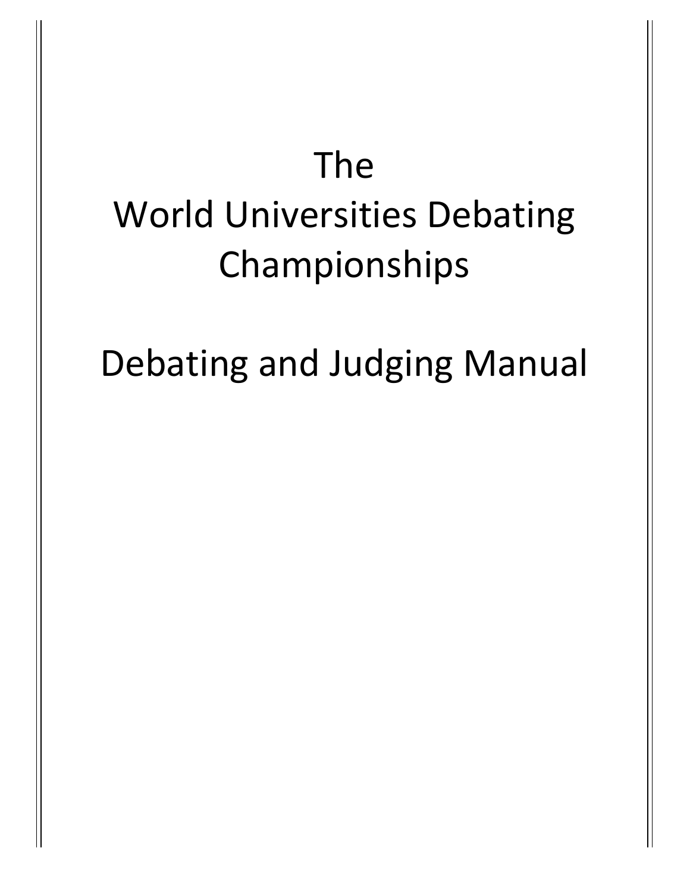# The World Universities Debating Championships

# Debating and Judging Manual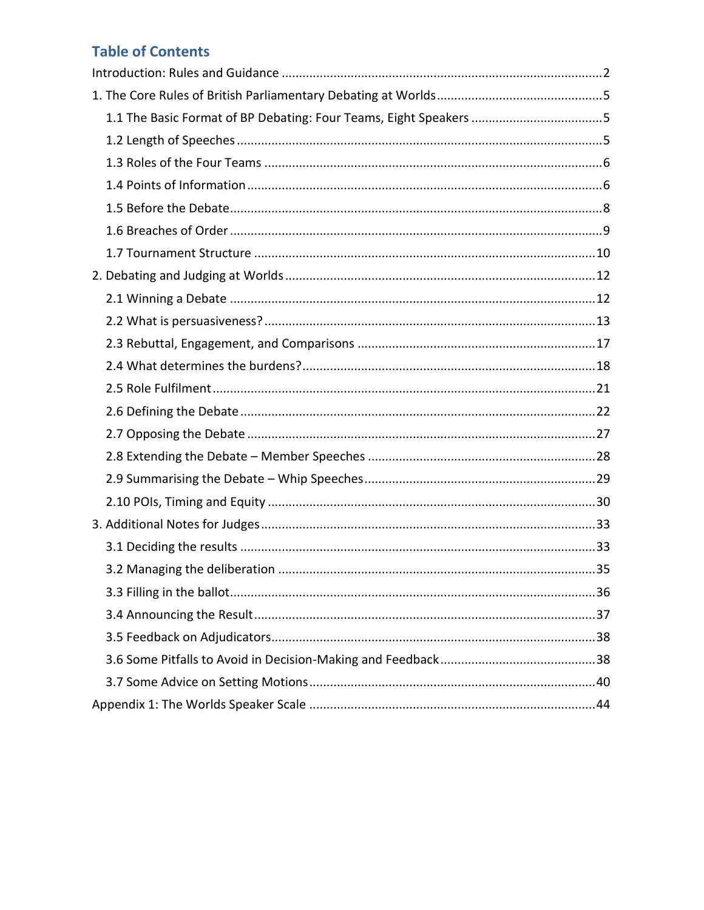## Table of Contents

Introduction: Rules and Guidance ........................................................................................2

1. The Core Rules of British Parliamentary Debating at Worlds ...............................................5

    1.1 The Basic Format of BP Debating: Four Teams, Eight Speakers .....................................5

    1.2 Length of Speeches ........................................................................................................5

    1.3 Roles of the Four Teams ................................................................................................6

    1.4 Points of Information .....................................................................................................6

    1.5 Before the Debate..........................................................................................................8

    1.6 Breaches of Order ..........................................................................................................9

    1.7 Tournament Structure .................................................................................................10

2. Debating and Judging at Worlds ........................................................................................12

    2.1 Winning a Debate ........................................................................................................12

    2.2 What is persuasiveness? ..............................................................................................13

    2.3 Rebuttal, Engagement, and Comparisons ....................................................................17

    2.4 What determines the burdens?...................................................................................18

    2.5 Role Fulfilment .............................................................................................................21

    2.6 Defining the Debate .....................................................................................................22

    2.7 Opposing the Debate ...................................................................................................27

    2.8 Extending the Debate – Member Speeches .................................................................28

    2.9 Summarising the Debate – Whip Speeches..................................................................29

    2.10 POIs, Timing and Equity .............................................................................................30

3. Additional Notes for Judges ...............................................................................................33

    3.1 Deciding the results .....................................................................................................33

    3.2 Managing the deliberation ..........................................................................................35

    3.3 Filling in the ballot........................................................................................................36

    3.4 Announcing the Result..................................................................................................37

    3.5 Feedback on Adjudicators............................................................................................38

    3.6 Some Pitfalls to Avoid in Decision-Making and Feedback ............................................38

    3.7 Some Advice on Setting Motions..................................................................................40

Appendix 1: The Worlds Speaker Scale .................................................................................44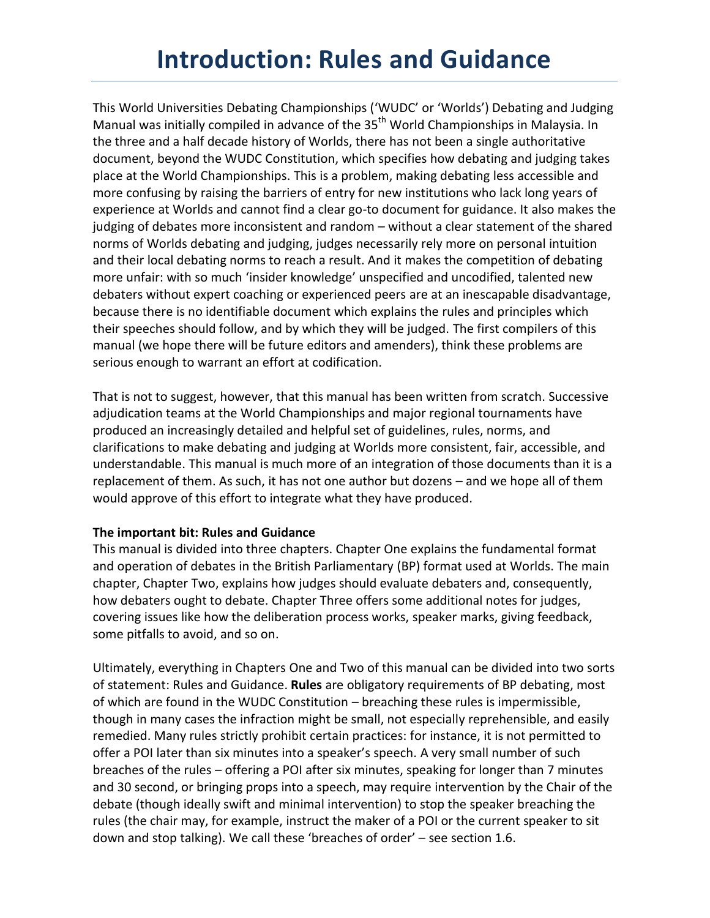# Introduction: Rules and Guidance

This World Universities Debating Championships ('WUDC' or 'Worlds') Debating and Judging Manual was initially compiled in advance of the 35th World Championships in Malaysia. In the three and a half decade history of Worlds, there has not been a single authoritative document, beyond the WUDC Constitution, which specifies how debating and judging takes place at the World Championships. This is a problem, making debating less accessible and more confusing by raising the barriers of entry for new institutions who lack long years of experience at Worlds and cannot find a clear go-to document for guidance. It also makes the judging of debates more inconsistent and random – without a clear statement of the shared norms of Worlds debating and judging, judges necessarily rely more on personal intuition and their local debating norms to reach a result. And it makes the competition of debating more unfair: with so much 'insider knowledge' unspecified and uncodified, talented new debaters without expert coaching or experienced peers are at an inescapable disadvantage, because there is no identifiable document which explains the rules and principles which their speeches should follow, and by which they will be judged. The first compilers of this manual (we hope there will be future editors and amenders), think these problems are serious enough to warrant an effort at codification.

That is not to suggest, however, that this manual has been written from scratch. Successive adjudication teams at the World Championships and major regional tournaments have produced an increasingly detailed and helpful set of guidelines, rules, norms, and clarifications to make debating and judging at Worlds more consistent, fair, accessible, and understandable. This manual is much more of an integration of those documents than it is a replacement of them. As such, it has not one author but dozens – and we hope all of them would approve of this effort to integrate what they have produced.

**The important bit: Rules and Guidance**

This manual is divided into three chapters. Chapter One explains the fundamental format and operation of debates in the British Parliamentary (BP) format used at Worlds. The main chapter, Chapter Two, explains how judges should evaluate debaters and, consequently, how debaters ought to debate. Chapter Three offers some additional notes for judges, covering issues like how the deliberation process works, speaker marks, giving feedback, some pitfalls to avoid, and so on.

Ultimately, everything in Chapters One and Two of this manual can be divided into two sorts of statement: Rules and Guidance. **Rules** are obligatory requirements of BP debating, most of which are found in the WUDC Constitution – breaching these rules is impermissible, though in many cases the infraction might be small, not especially reprehensible, and easily remedied. Many rules strictly prohibit certain practices: for instance, it is not permitted to offer a POI later than six minutes into a speaker's speech. A very small number of such breaches of the rules – offering a POI after six minutes, speaking for longer than 7 minutes and 30 second, or bringing props into a speech, may require intervention by the Chair of the debate (though ideally swift and minimal intervention) to stop the speaker breaching the rules (the chair may, for example, instruct the maker of a POI or the current speaker to sit down and stop talking). We call these 'breaches of order' – see section 1.6.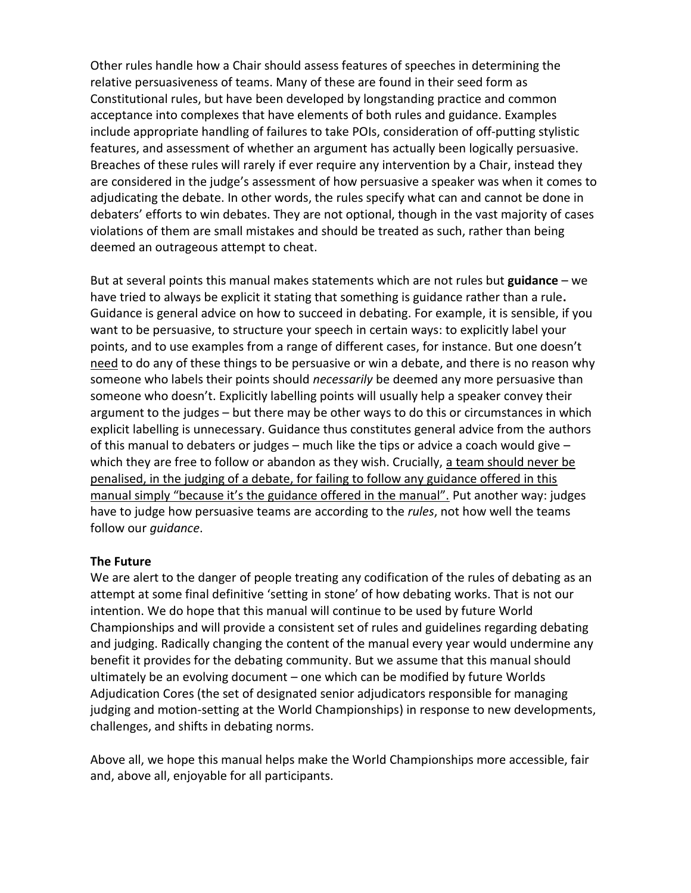Other rules handle how a Chair should assess features of speeches in determining the relative persuasiveness of teams. Many of these are found in their seed form as Constitutional rules, but have been developed by longstanding practice and common acceptance into complexes that have elements of both rules and guidance. Examples include appropriate handling of failures to take POIs, consideration of off-putting stylistic features, and assessment of whether an argument has actually been logically persuasive. Breaches of these rules will rarely if ever require any intervention by a Chair, instead they are considered in the judge's assessment of how persuasive a speaker was when it comes to adjudicating the debate. In other words, the rules specify what can and cannot be done in debaters' efforts to win debates. They are not optional, though in the vast majority of cases violations of them are small mistakes and should be treated as such, rather than being deemed an outrageous attempt to cheat.

But at several points this manual makes statements which are not rules but **guidance** – we have tried to always be explicit it stating that something is guidance rather than a rule**.** Guidance is general advice on how to succeed in debating. For example, it is sensible, if you want to be persuasive, to structure your speech in certain ways: to explicitly label your points, and to use examples from a range of different cases, for instance. But one doesn't <u>need</u> to do any of these things to be persuasive or win a debate, and there is no reason why someone who labels their points should *necessarily* be deemed any more persuasive than someone who doesn't. Explicitly labelling points will usually help a speaker convey their argument to the judges – but there may be other ways to do this or circumstances in which explicit labelling is unnecessary. Guidance thus constitutes general advice from the authors of this manual to debaters or judges – much like the tips or advice a coach would give – which they are free to follow or abandon as they wish. Crucially, <u>a team should never be penalised, in the judging of a debate, for failing to follow any guidance offered in this manual simply "because it's the guidance offered in the manual".</u> Put another way: judges have to judge how persuasive teams are according to the *rules*, not how well the teams follow our *guidance*.

**The Future**

We are alert to the danger of people treating any codification of the rules of debating as an attempt at some final definitive 'setting in stone' of how debating works. That is not our intention. We do hope that this manual will continue to be used by future World Championships and will provide a consistent set of rules and guidelines regarding debating and judging. Radically changing the content of the manual every year would undermine any benefit it provides for the debating community. But we assume that this manual should ultimately be an evolving document – one which can be modified by future Worlds Adjudication Cores (the set of designated senior adjudicators responsible for managing judging and motion-setting at the World Championships) in response to new developments, challenges, and shifts in debating norms.

Above all, we hope this manual helps make the World Championships more accessible, fair and, above all, enjoyable for all participants.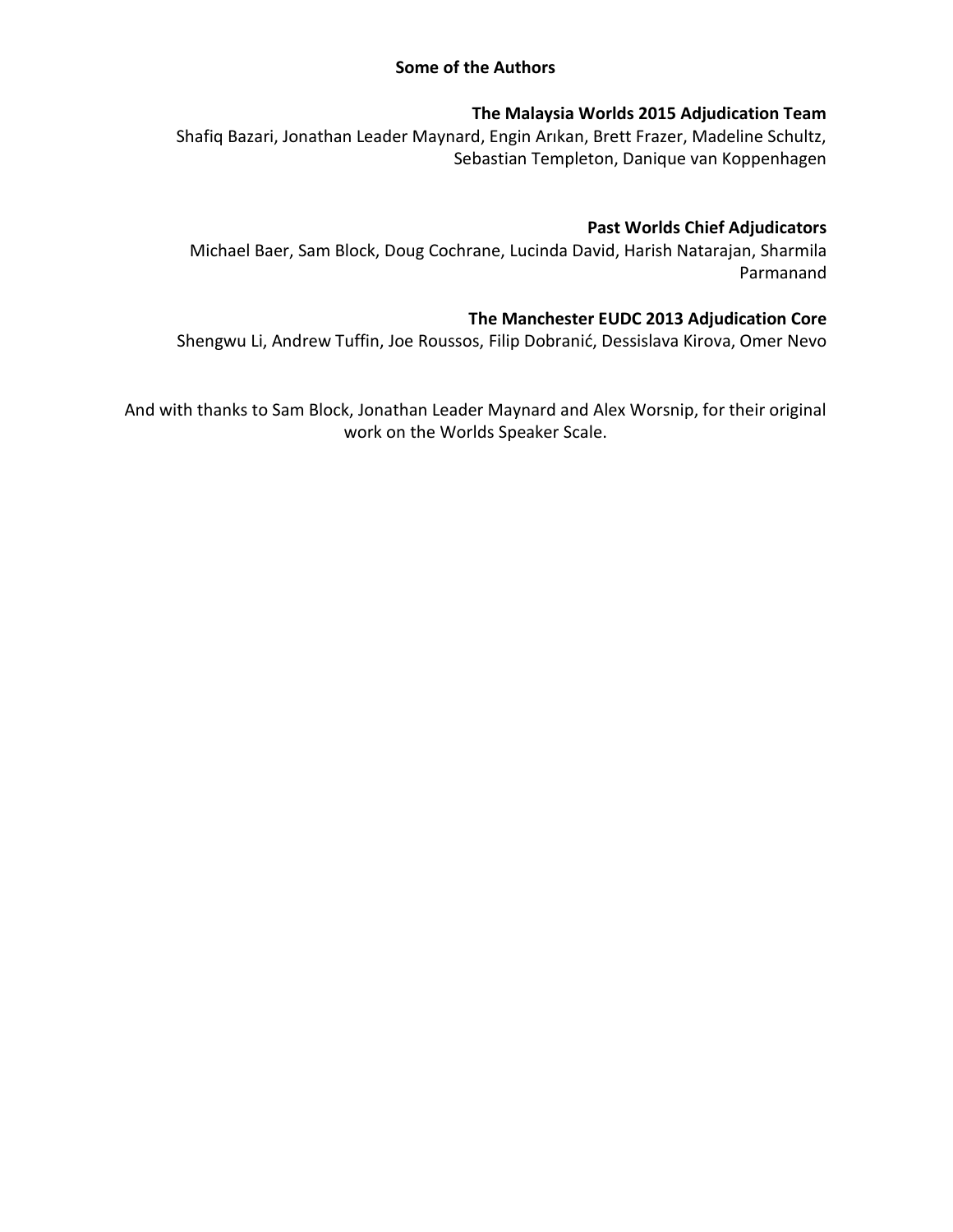**Some of the Authors**

**The Malaysia Worlds 2015 Adjudication Team**

Shafiq Bazari, Jonathan Leader Maynard, Engin Arıkan, Brett Frazer, Madeline Schultz, Sebastian Templeton, Danique van Koppenhagen

**Past Worlds Chief Adjudicators**

Michael Baer, Sam Block, Doug Cochrane, Lucinda David, Harish Natarajan, Sharmila Parmanand

**The Manchester EUDC 2013 Adjudication Core**

Shengwu Li, Andrew Tuffin, Joe Roussos, Filip Dobranić, Dessislava Kirova, Omer Nevo

And with thanks to Sam Block, Jonathan Leader Maynard and Alex Worsnip, for their original work on the Worlds Speaker Scale.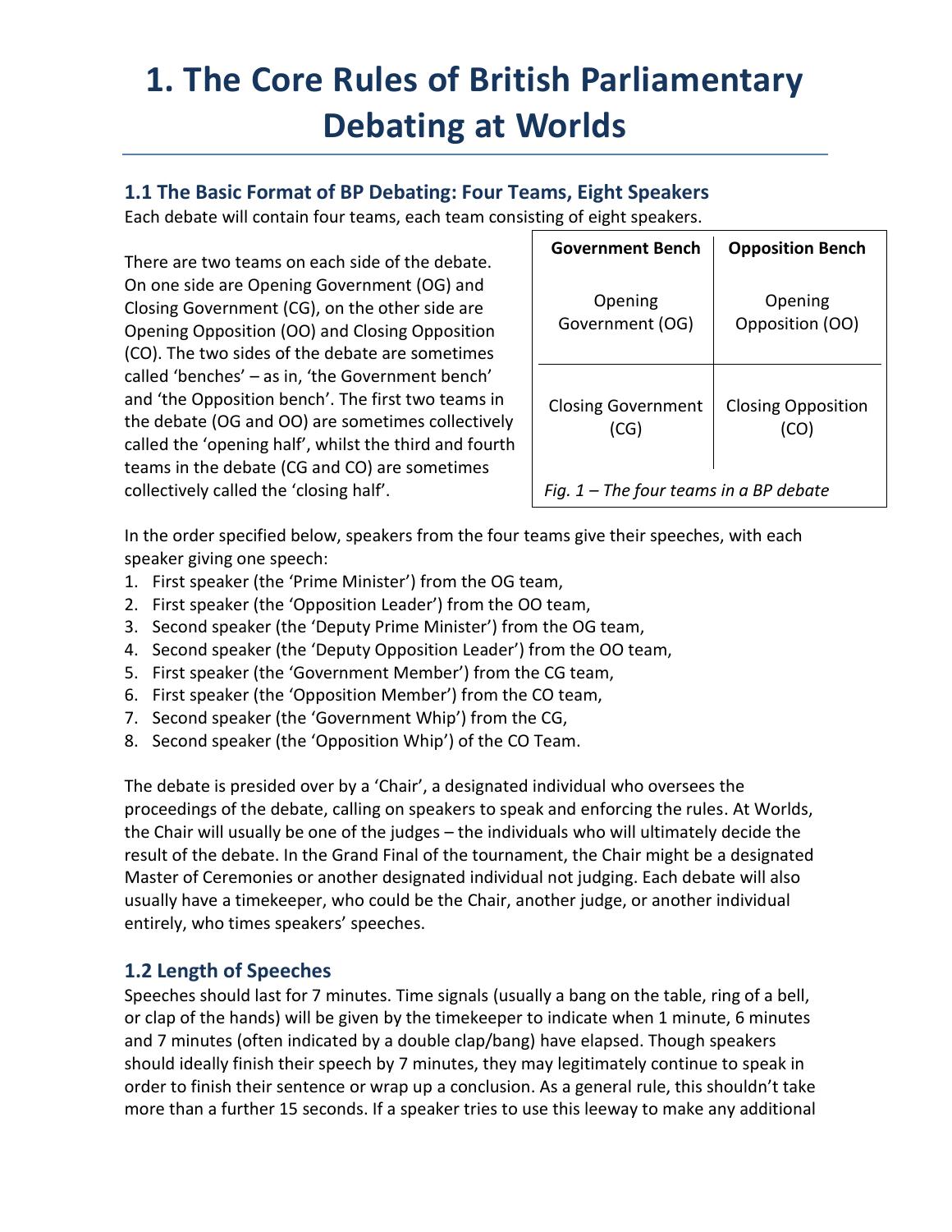# 1. The Core Rules of British Parliamentary Debating at Worlds

## 1.1 The Basic Format of BP Debating: Four Teams, Eight Speakers

Each debate will contain four teams, each team consisting of eight speakers.

There are two teams on each side of the debate. On one side are Opening Government (OG) and Closing Government (CG), on the other side are Opening Opposition (OO) and Closing Opposition (CO). The two sides of the debate are sometimes called 'benches' – as in, 'the Government bench' and 'the Opposition bench'. The first two teams in the debate (OG and OO) are sometimes collectively called the 'opening half', whilst the third and fourth teams in the debate (CG and CO) are sometimes collectively called the 'closing half'.

| Government Bench | Opposition Bench |
|---|---|
| Opening Government (OG) | Opening Opposition (OO) |
| Closing Government (CG) | Closing Opposition (CO) |

*Fig. 1 – The four teams in a BP debate*

In the order specified below, speakers from the four teams give their speeches, with each speaker giving one speech:

1. First speaker (the 'Prime Minister') from the OG team,
2. First speaker (the 'Opposition Leader') from the OO team,
3. Second speaker (the 'Deputy Prime Minister') from the OG team,
4. Second speaker (the 'Deputy Opposition Leader') from the OO team,
5. First speaker (the 'Government Member') from the CG team,
6. First speaker (the 'Opposition Member') from the CO team,
7. Second speaker (the 'Government Whip') from the CG,
8. Second speaker (the 'Opposition Whip') of the CO Team.

The debate is presided over by a 'Chair', a designated individual who oversees the proceedings of the debate, calling on speakers to speak and enforcing the rules. At Worlds, the Chair will usually be one of the judges – the individuals who will ultimately decide the result of the debate. In the Grand Final of the tournament, the Chair might be a designated Master of Ceremonies or another designated individual not judging. Each debate will also usually have a timekeeper, who could be the Chair, another judge, or another individual entirely, who times speakers' speeches.

## 1.2 Length of Speeches

Speeches should last for 7 minutes. Time signals (usually a bang on the table, ring of a bell, or clap of the hands) will be given by the timekeeper to indicate when 1 minute, 6 minutes and 7 minutes (often indicated by a double clap/bang) have elapsed. Though speakers should ideally finish their speech by 7 minutes, they may legitimately continue to speak in order to finish their sentence or wrap up a conclusion. As a general rule, this shouldn't take more than a further 15 seconds. If a speaker tries to use this leeway to make any additional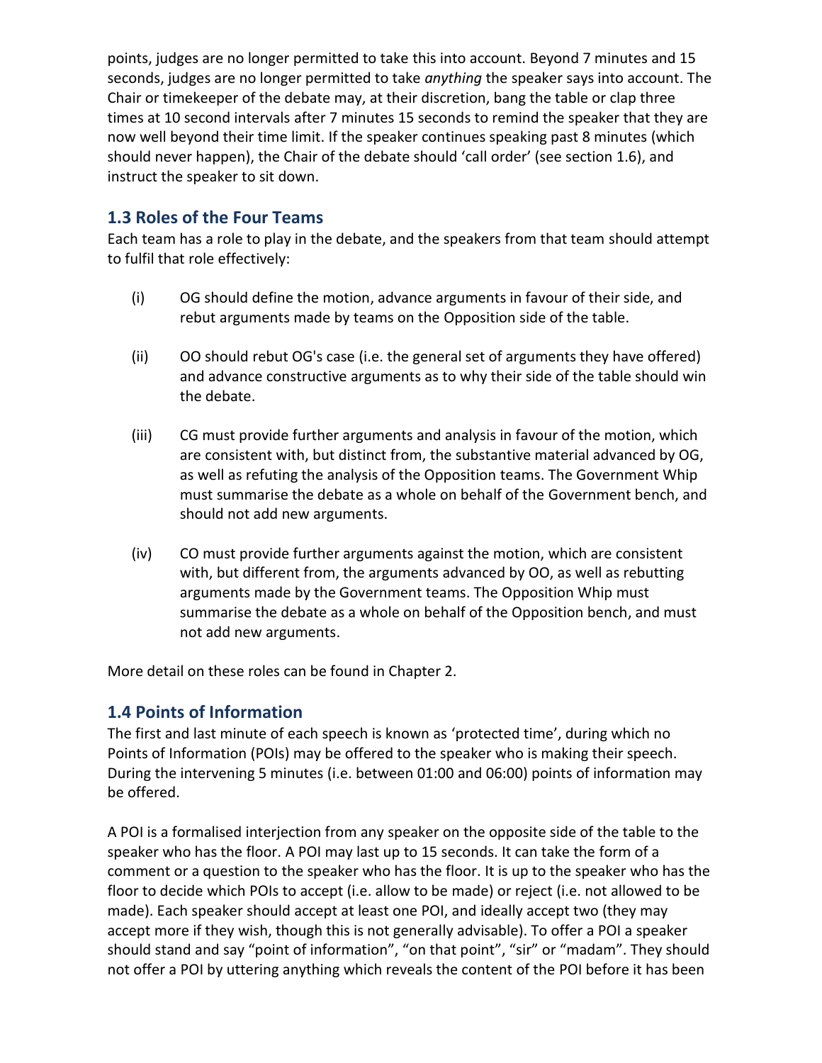points, judges are no longer permitted to take this into account. Beyond 7 minutes and 15 seconds, judges are no longer permitted to take *anything* the speaker says into account. The Chair or timekeeper of the debate may, at their discretion, bang the table or clap three times at 10 second intervals after 7 minutes 15 seconds to remind the speaker that they are now well beyond their time limit. If the speaker continues speaking past 8 minutes (which should never happen), the Chair of the debate should 'call order' (see section 1.6), and instruct the speaker to sit down.

## 1.3 Roles of the Four Teams

Each team has a role to play in the debate, and the speakers from that team should attempt to fulfil that role effectively:

(i) OG should define the motion, advance arguments in favour of their side, and rebut arguments made by teams on the Opposition side of the table.

(ii) OO should rebut OG's case (i.e. the general set of arguments they have offered) and advance constructive arguments as to why their side of the table should win the debate.

(iii) CG must provide further arguments and analysis in favour of the motion, which are consistent with, but distinct from, the substantive material advanced by OG, as well as refuting the analysis of the Opposition teams. The Government Whip must summarise the debate as a whole on behalf of the Government bench, and should not add new arguments.

(iv) CO must provide further arguments against the motion, which are consistent with, but different from, the arguments advanced by OO, as well as rebutting arguments made by the Government teams. The Opposition Whip must summarise the debate as a whole on behalf of the Opposition bench, and must not add new arguments.

More detail on these roles can be found in Chapter 2.

## 1.4 Points of Information

The first and last minute of each speech is known as 'protected time', during which no Points of Information (POIs) may be offered to the speaker who is making their speech. During the intervening 5 minutes (i.e. between 01:00 and 06:00) points of information may be offered.

A POI is a formalised interjection from any speaker on the opposite side of the table to the speaker who has the floor. A POI may last up to 15 seconds. It can take the form of a comment or a question to the speaker who has the floor. It is up to the speaker who has the floor to decide which POIs to accept (i.e. allow to be made) or reject (i.e. not allowed to be made). Each speaker should accept at least one POI, and ideally accept two (they may accept more if they wish, though this is not generally advisable). To offer a POI a speaker should stand and say "point of information", "on that point", "sir" or "madam". They should not offer a POI by uttering anything which reveals the content of the POI before it has been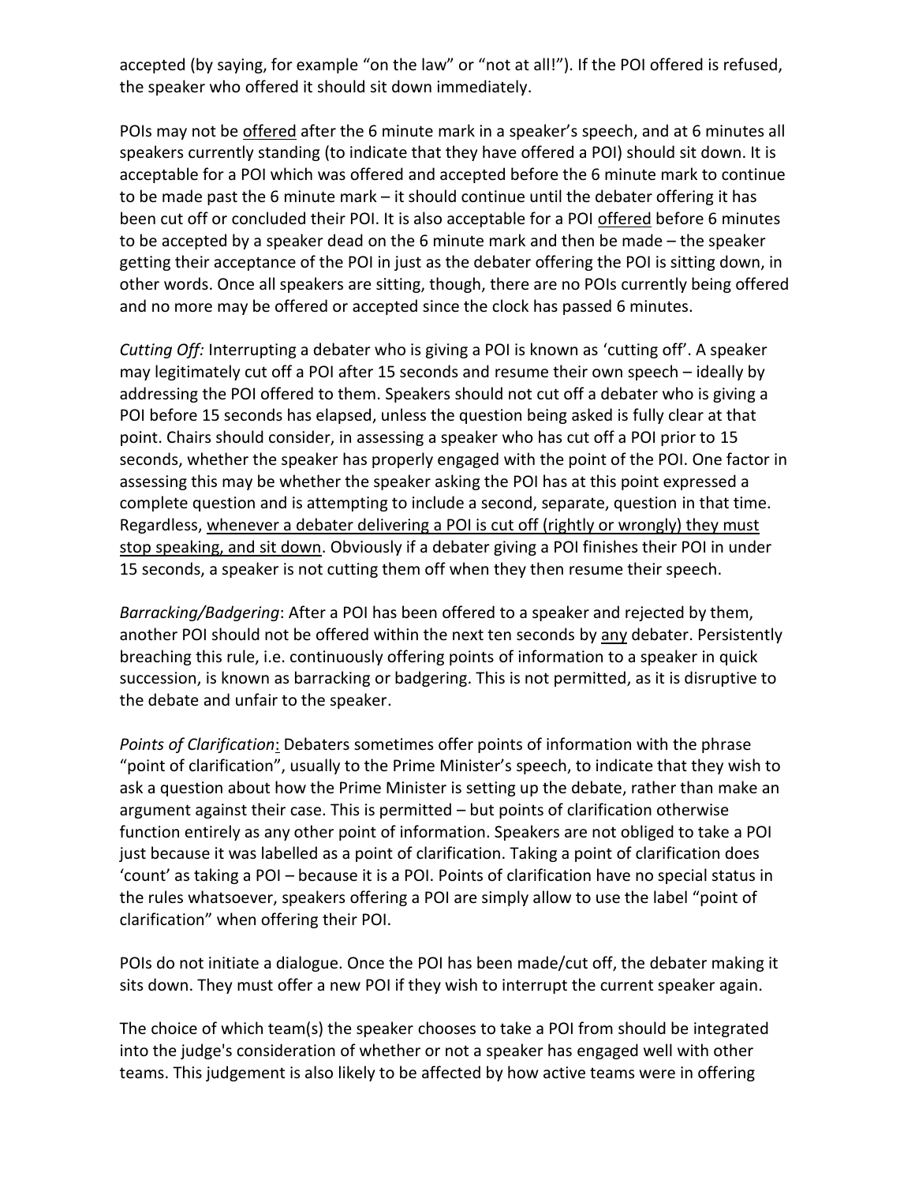accepted (by saying, for example "on the law" or "not at all!"). If the POI offered is refused, the speaker who offered it should sit down immediately.

POIs may not be <u>offered</u> after the 6 minute mark in a speaker's speech, and at 6 minutes all speakers currently standing (to indicate that they have offered a POI) should sit down. It is acceptable for a POI which was offered and accepted before the 6 minute mark to continue to be made past the 6 minute mark – it should continue until the debater offering it has been cut off or concluded their POI. It is also acceptable for a POI <u>offered</u> before 6 minutes to be accepted by a speaker dead on the 6 minute mark and then be made – the speaker getting their acceptance of the POI in just as the debater offering the POI is sitting down, in other words. Once all speakers are sitting, though, there are no POIs currently being offered and no more may be offered or accepted since the clock has passed 6 minutes.

*Cutting Off:* Interrupting a debater who is giving a POI is known as 'cutting off'. A speaker may legitimately cut off a POI after 15 seconds and resume their own speech – ideally by addressing the POI offered to them. Speakers should not cut off a debater who is giving a POI before 15 seconds has elapsed, unless the question being asked is fully clear at that point. Chairs should consider, in assessing a speaker who has cut off a POI prior to 15 seconds, whether the speaker has properly engaged with the point of the POI. One factor in assessing this may be whether the speaker asking the POI has at this point expressed a complete question and is attempting to include a second, separate, question in that time. Regardless, <u>whenever a debater delivering a POI is cut off (rightly or wrongly) they must stop speaking, and sit down</u>. Obviously if a debater giving a POI finishes their POI in under 15 seconds, a speaker is not cutting them off when they then resume their speech.

*Barracking/Badgering*: After a POI has been offered to a speaker and rejected by them, another POI should not be offered within the next ten seconds by <u>any</u> debater. Persistently breaching this rule, i.e. continuously offering points of information to a speaker in quick succession, is known as barracking or badgering. This is not permitted, as it is disruptive to the debate and unfair to the speaker.

*Points of Clarification*: Debaters sometimes offer points of information with the phrase "point of clarification", usually to the Prime Minister's speech, to indicate that they wish to ask a question about how the Prime Minister is setting up the debate, rather than make an argument against their case. This is permitted – but points of clarification otherwise function entirely as any other point of information. Speakers are not obliged to take a POI just because it was labelled as a point of clarification. Taking a point of clarification does 'count' as taking a POI – because it is a POI. Points of clarification have no special status in the rules whatsoever, speakers offering a POI are simply allow to use the label "point of clarification" when offering their POI.

POIs do not initiate a dialogue. Once the POI has been made/cut off, the debater making it sits down. They must offer a new POI if they wish to interrupt the current speaker again.

The choice of which team(s) the speaker chooses to take a POI from should be integrated into the judge's consideration of whether or not a speaker has engaged well with other teams. This judgement is also likely to be affected by how active teams were in offering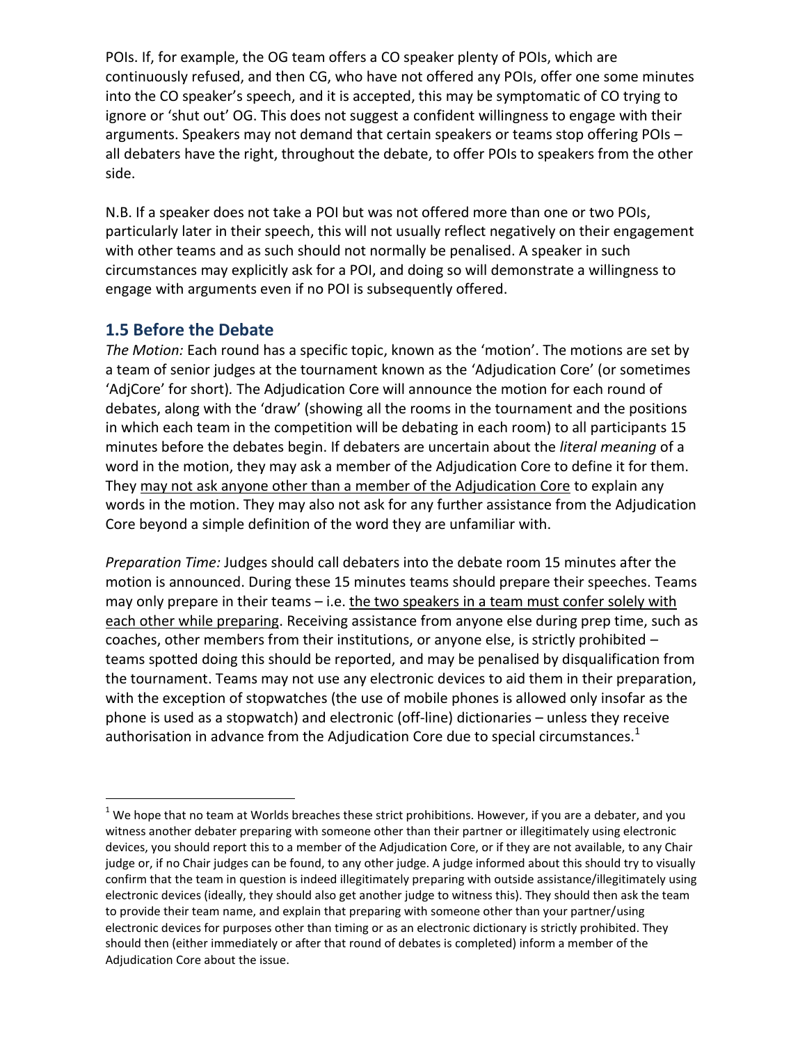POIs. If, for example, the OG team offers a CO speaker plenty of POIs, which are continuously refused, and then CG, who have not offered any POIs, offer one some minutes into the CO speaker's speech, and it is accepted, this may be symptomatic of CO trying to ignore or 'shut out' OG. This does not suggest a confident willingness to engage with their arguments. Speakers may not demand that certain speakers or teams stop offering POIs – all debaters have the right, throughout the debate, to offer POIs to speakers from the other side.

N.B. If a speaker does not take a POI but was not offered more than one or two POIs, particularly later in their speech, this will not usually reflect negatively on their engagement with other teams and as such should not normally be penalised. A speaker in such circumstances may explicitly ask for a POI, and doing so will demonstrate a willingness to engage with arguments even if no POI is subsequently offered.

## 1.5 Before the Debate

*The Motion:* Each round has a specific topic, known as the 'motion'. The motions are set by a team of senior judges at the tournament known as the 'Adjudication Core' (or sometimes 'AdjCore' for short). The Adjudication Core will announce the motion for each round of debates, along with the 'draw' (showing all the rooms in the tournament and the positions in which each team in the competition will be debating in each room) to all participants 15 minutes before the debates begin. If debaters are uncertain about the *literal meaning* of a word in the motion, they may ask a member of the Adjudication Core to define it for them. They may not ask anyone other than a member of the Adjudication Core to explain any words in the motion. They may also not ask for any further assistance from the Adjudication Core beyond a simple definition of the word they are unfamiliar with.

*Preparation Time:* Judges should call debaters into the debate room 15 minutes after the motion is announced. During these 15 minutes teams should prepare their speeches. Teams may only prepare in their teams – i.e. the two speakers in a team must confer solely with each other while preparing. Receiving assistance from anyone else during prep time, such as coaches, other members from their institutions, or anyone else, is strictly prohibited – teams spotted doing this should be reported, and may be penalised by disqualification from the tournament. Teams may not use any electronic devices to aid them in their preparation, with the exception of stopwatches (the use of mobile phones is allowed only insofar as the phone is used as a stopwatch) and electronic (off-line) dictionaries – unless they receive authorisation in advance from the Adjudication Core due to special circumstances.[1]

---

[1] We hope that no team at Worlds breaches these strict prohibitions. However, if you are a debater, and you witness another debater preparing with someone other than their partner or illegitimately using electronic devices, you should report this to a member of the Adjudication Core, or if they are not available, to any Chair judge or, if no Chair judges can be found, to any other judge. A judge informed about this should try to visually confirm that the team in question is indeed illegitimately preparing with outside assistance/illegitimately using electronic devices (ideally, they should also get another judge to witness this). They should then ask the team to provide their team name, and explain that preparing with someone other than your partner/using electronic devices for purposes other than timing or as an electronic dictionary is strictly prohibited. They should then (either immediately or after that round of debates is completed) inform a member of the Adjudication Core about the issue.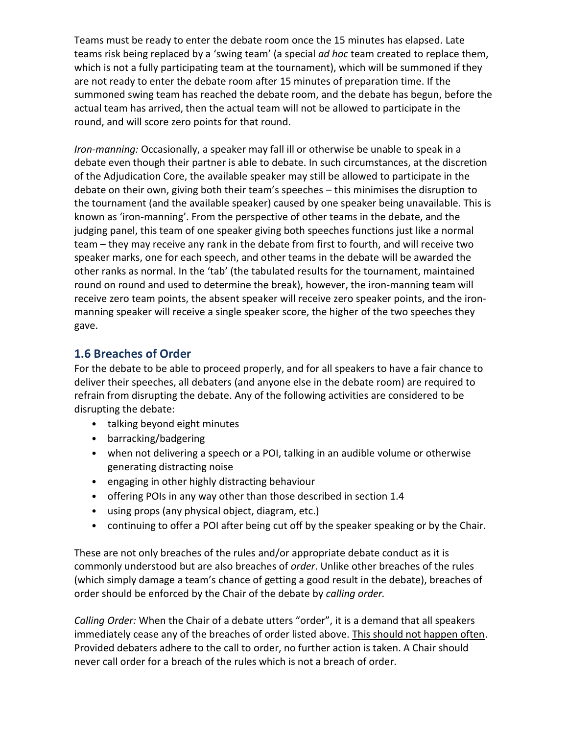Teams must be ready to enter the debate room once the 15 minutes has elapsed. Late teams risk being replaced by a 'swing team' (a special *ad hoc* team created to replace them, which is not a fully participating team at the tournament), which will be summoned if they are not ready to enter the debate room after 15 minutes of preparation time. If the summoned swing team has reached the debate room, and the debate has begun, before the actual team has arrived, then the actual team will not be allowed to participate in the round, and will score zero points for that round.

*Iron-manning:* Occasionally, a speaker may fall ill or otherwise be unable to speak in a debate even though their partner is able to debate. In such circumstances, at the discretion of the Adjudication Core, the available speaker may still be allowed to participate in the debate on their own, giving both their team's speeches – this minimises the disruption to the tournament (and the available speaker) caused by one speaker being unavailable. This is known as 'iron-manning'. From the perspective of other teams in the debate, and the judging panel, this team of one speaker giving both speeches functions just like a normal team – they may receive any rank in the debate from first to fourth, and will receive two speaker marks, one for each speech, and other teams in the debate will be awarded the other ranks as normal. In the 'tab' (the tabulated results for the tournament, maintained round on round and used to determine the break), however, the iron-manning team will receive zero team points, the absent speaker will receive zero speaker points, and the iron-manning speaker will receive a single speaker score, the higher of the two speeches they gave.

## 1.6 Breaches of Order

For the debate to be able to proceed properly, and for all speakers to have a fair chance to deliver their speeches, all debaters (and anyone else in the debate room) are required to refrain from disrupting the debate. Any of the following activities are considered to be disrupting the debate:

- talking beyond eight minutes
- barracking/badgering
- when not delivering a speech or a POI, talking in an audible volume or otherwise generating distracting noise
- engaging in other highly distracting behaviour
- offering POIs in any way other than those described in section 1.4
- using props (any physical object, diagram, etc.)
- continuing to offer a POI after being cut off by the speaker speaking or by the Chair.

These are not only breaches of the rules and/or appropriate debate conduct as it is commonly understood but are also breaches of *order*. Unlike other breaches of the rules (which simply damage a team's chance of getting a good result in the debate), breaches of order should be enforced by the Chair of the debate by *calling order.*

*Calling Order:* When the Chair of a debate utters "order", it is a demand that all speakers immediately cease any of the breaches of order listed above. <u>This should not happen often</u>. Provided debaters adhere to the call to order, no further action is taken. A Chair should never call order for a breach of the rules which is not a breach of order.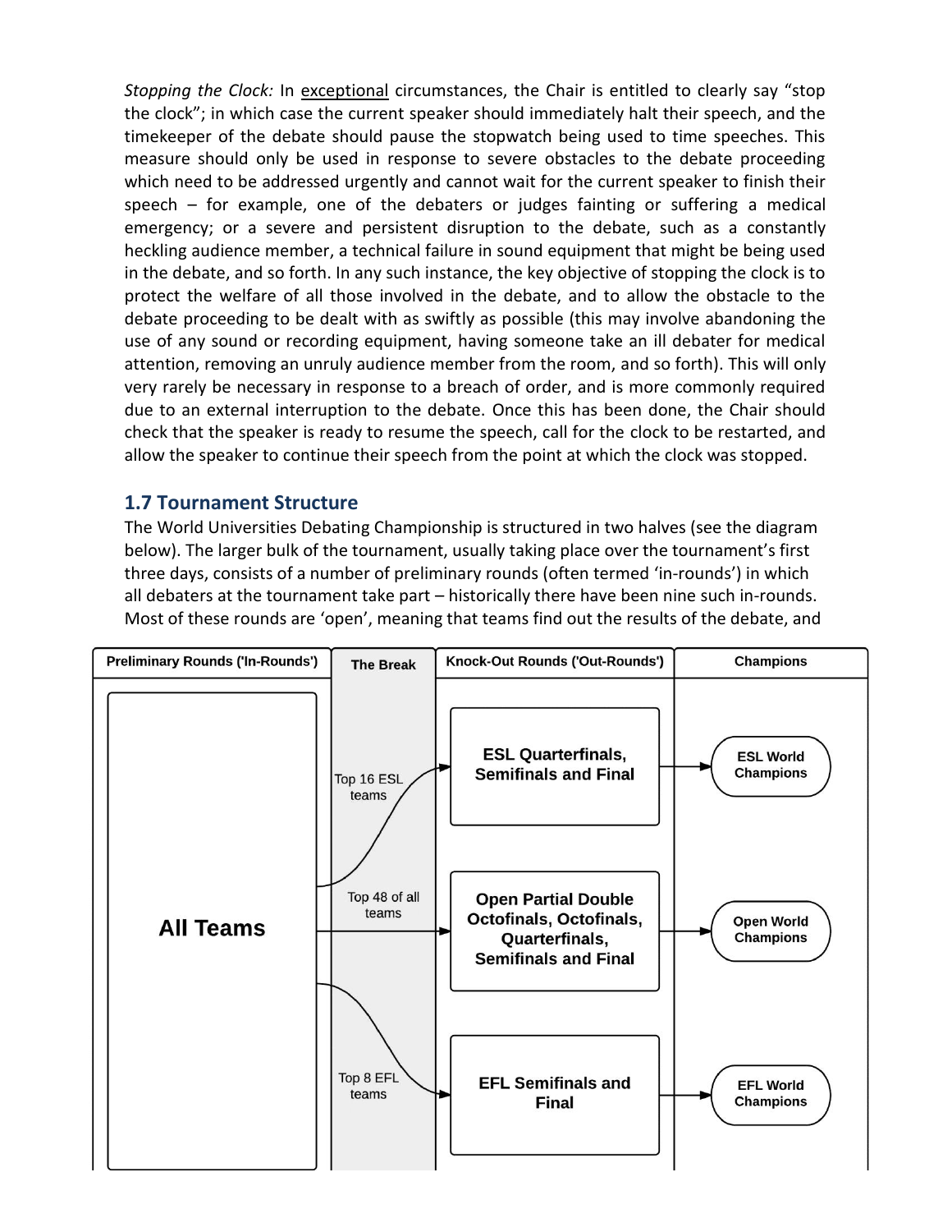*Stopping the Clock:* In exceptional circumstances, the Chair is entitled to clearly say "stop the clock"; in which case the current speaker should immediately halt their speech, and the timekeeper of the debate should pause the stopwatch being used to time speeches. This measure should only be used in response to severe obstacles to the debate proceeding which need to be addressed urgently and cannot wait for the current speaker to finish their speech – for example, one of the debaters or judges fainting or suffering a medical emergency; or a severe and persistent disruption to the debate, such as a constantly heckling audience member, a technical failure in sound equipment that might be being used in the debate, and so forth. In any such instance, the key objective of stopping the clock is to protect the welfare of all those involved in the debate, and to allow the obstacle to the debate proceeding to be dealt with as swiftly as possible (this may involve abandoning the use of any sound or recording equipment, having someone take an ill debater for medical attention, removing an unruly audience member from the room, and so forth). This will only very rarely be necessary in response to a breach of order, and is more commonly required due to an external interruption to the debate. Once this has been done, the Chair should check that the speaker is ready to resume the speech, call for the clock to be restarted, and allow the speaker to continue their speech from the point at which the clock was stopped.

## 1.7 Tournament Structure

The World Universities Debating Championship is structured in two halves (see the diagram below). The larger bulk of the tournament, usually taking place over the tournament's first three days, consists of a number of preliminary rounds (often termed 'in-rounds') in which all debaters at the tournament take part – historically there have been nine such in-rounds. Most of these rounds are 'open', meaning that teams find out the results of the debate, and

| Preliminary Rounds ('In-Rounds') | The Break | Knock-Out Rounds ('Out-Rounds') | Champions |
|---|---|---|---|
| All Teams | Top 16 ESL teams | ESL Quarterfinals, Semifinals and Final | ESL World Champions |
| All Teams | Top 48 of all teams | Open Partial Double Octofinals, Octofinals, Quarterfinals, Semifinals and Final | Open World Champions |
| All Teams | Top 8 EFL teams | EFL Semifinals and Final | EFL World Champions |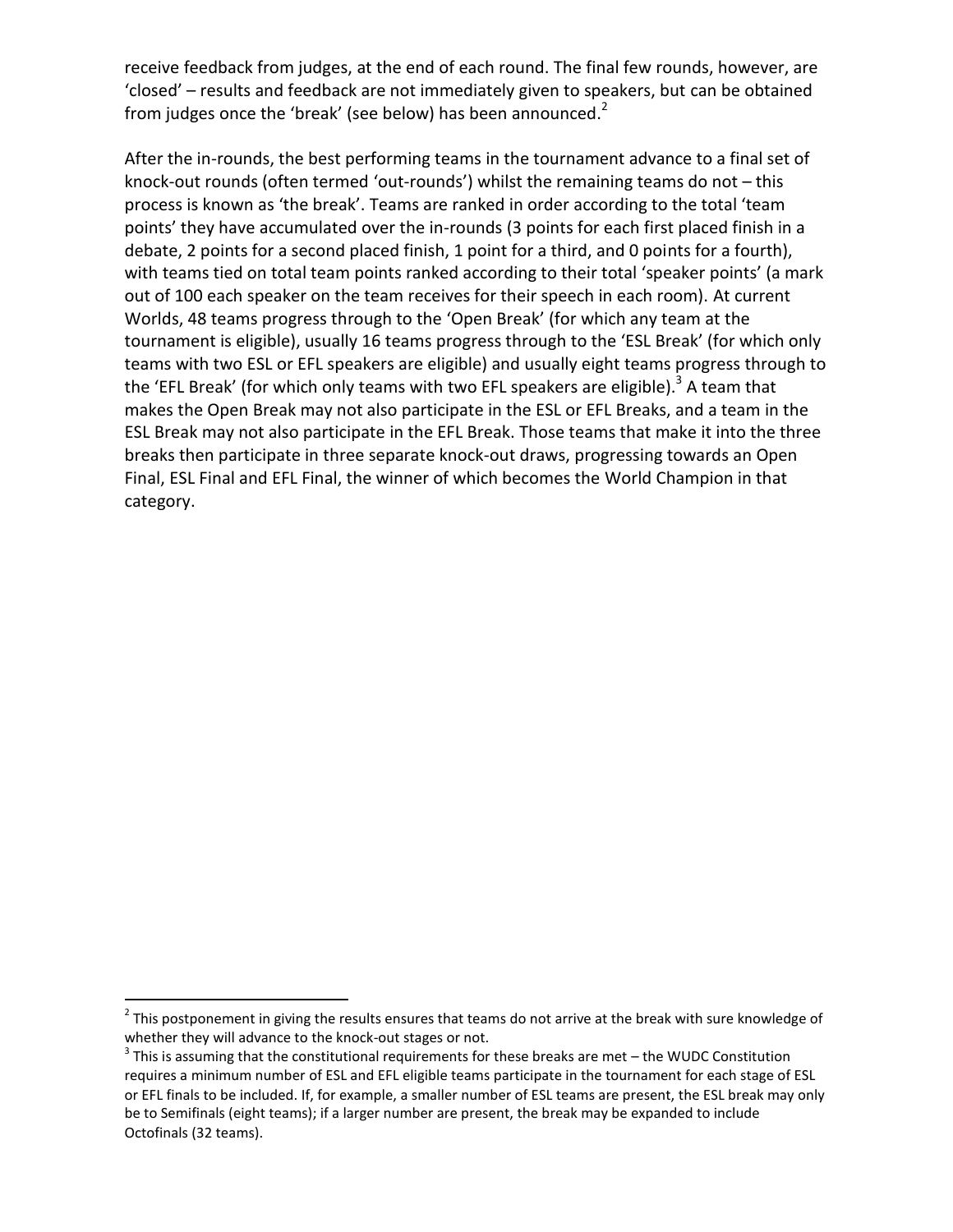receive feedback from judges, at the end of each round. The final few rounds, however, are 'closed' – results and feedback are not immediately given to speakers, but can be obtained from judges once the 'break' (see below) has been announced.[2]

After the in-rounds, the best performing teams in the tournament advance to a final set of knock-out rounds (often termed 'out-rounds') whilst the remaining teams do not – this process is known as 'the break'. Teams are ranked in order according to the total 'team points' they have accumulated over the in-rounds (3 points for each first placed finish in a debate, 2 points for a second placed finish, 1 point for a third, and 0 points for a fourth), with teams tied on total team points ranked according to their total 'speaker points' (a mark out of 100 each speaker on the team receives for their speech in each room). At current Worlds, 48 teams progress through to the 'Open Break' (for which any team at the tournament is eligible), usually 16 teams progress through to the 'ESL Break' (for which only teams with two ESL or EFL speakers are eligible) and usually eight teams progress through to the 'EFL Break' (for which only teams with two EFL speakers are eligible).[3] A team that makes the Open Break may not also participate in the ESL or EFL Breaks, and a team in the ESL Break may not also participate in the EFL Break. Those teams that make it into the three breaks then participate in three separate knock-out draws, progressing towards an Open Final, ESL Final and EFL Final, the winner of which becomes the World Champion in that category.

---

[2] This postponement in giving the results ensures that teams do not arrive at the break with sure knowledge of whether they will advance to the knock-out stages or not.

[3] This is assuming that the constitutional requirements for these breaks are met – the WUDC Constitution requires a minimum number of ESL and EFL eligible teams participate in the tournament for each stage of ESL or EFL finals to be included. If, for example, a smaller number of ESL teams are present, the ESL break may only be to Semifinals (eight teams); if a larger number are present, the break may be expanded to include Octofinals (32 teams).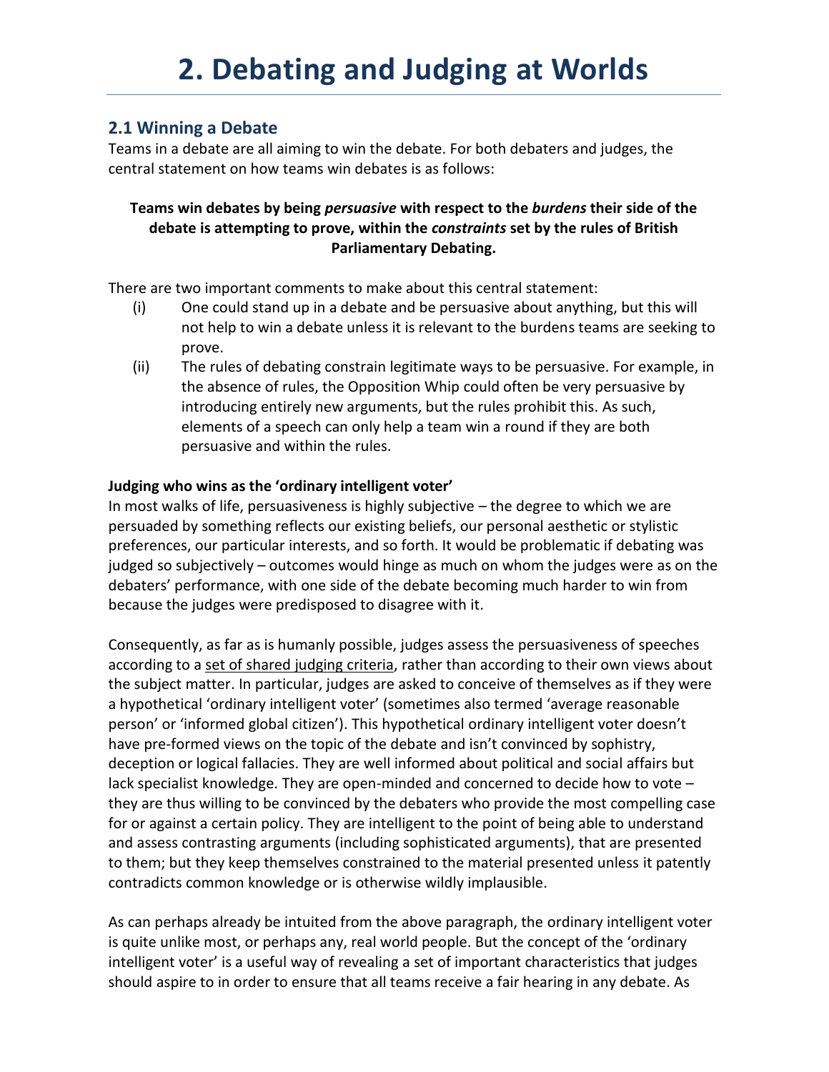# 2. Debating and Judging at Worlds

## 2.1 Winning a Debate

Teams in a debate are all aiming to win the debate. For both debaters and judges, the central statement on how teams win debates is as follows:

**Teams win debates by being *persuasive* with respect to the *burdens* their side of the debate is attempting to prove, within the *constraints* set by the rules of British Parliamentary Debating.**

There are two important comments to make about this central statement:

(i) One could stand up in a debate and be persuasive about anything, but this will not help to win a debate unless it is relevant to the burdens teams are seeking to prove.

(ii) The rules of debating constrain legitimate ways to be persuasive. For example, in the absence of rules, the Opposition Whip could often be very persuasive by introducing entirely new arguments, but the rules prohibit this. As such, elements of a speech can only help a team win a round if they are both persuasive and within the rules.

**Judging who wins as the 'ordinary intelligent voter'**

In most walks of life, persuasiveness is highly subjective – the degree to which we are persuaded by something reflects our existing beliefs, our personal aesthetic or stylistic preferences, our particular interests, and so forth. It would be problematic if debating was judged so subjectively – outcomes would hinge as much on whom the judges were as on the debaters' performance, with one side of the debate becoming much harder to win from because the judges were predisposed to disagree with it.

Consequently, as far as is humanly possible, judges assess the persuasiveness of speeches according to a set of shared judging criteria, rather than according to their own views about the subject matter. In particular, judges are asked to conceive of themselves as if they were a hypothetical 'ordinary intelligent voter' (sometimes also termed 'average reasonable person' or 'informed global citizen'). This hypothetical ordinary intelligent voter doesn't have pre-formed views on the topic of the debate and isn't convinced by sophistry, deception or logical fallacies. They are well informed about political and social affairs but lack specialist knowledge. They are open-minded and concerned to decide how to vote – they are thus willing to be convinced by the debaters who provide the most compelling case for or against a certain policy. They are intelligent to the point of being able to understand and assess contrasting arguments (including sophisticated arguments), that are presented to them; but they keep themselves constrained to the material presented unless it patently contradicts common knowledge or is otherwise wildly implausible.

As can perhaps already be intuited from the above paragraph, the ordinary intelligent voter is quite unlike most, or perhaps any, real world people. But the concept of the 'ordinary intelligent voter' is a useful way of revealing a set of important characteristics that judges should aspire to in order to ensure that all teams receive a fair hearing in any debate. As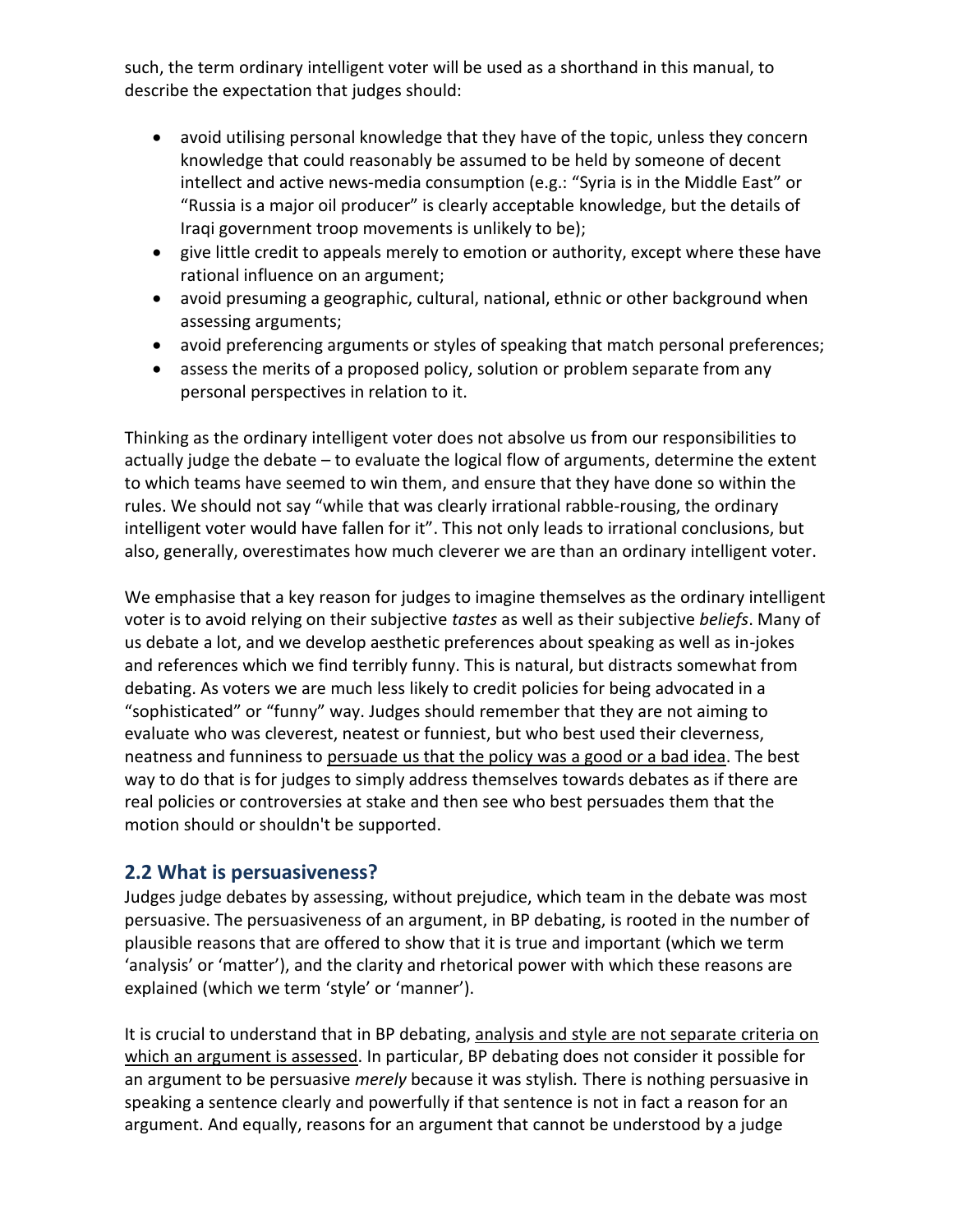such, the term ordinary intelligent voter will be used as a shorthand in this manual, to describe the expectation that judges should:

- avoid utilising personal knowledge that they have of the topic, unless they concern knowledge that could reasonably be assumed to be held by someone of decent intellect and active news-media consumption (e.g.: "Syria is in the Middle East" or "Russia is a major oil producer" is clearly acceptable knowledge, but the details of Iraqi government troop movements is unlikely to be);
- give little credit to appeals merely to emotion or authority, except where these have rational influence on an argument;
- avoid presuming a geographic, cultural, national, ethnic or other background when assessing arguments;
- avoid preferencing arguments or styles of speaking that match personal preferences;
- assess the merits of a proposed policy, solution or problem separate from any personal perspectives in relation to it.

Thinking as the ordinary intelligent voter does not absolve us from our responsibilities to actually judge the debate – to evaluate the logical flow of arguments, determine the extent to which teams have seemed to win them, and ensure that they have done so within the rules. We should not say "while that was clearly irrational rabble-rousing, the ordinary intelligent voter would have fallen for it". This not only leads to irrational conclusions, but also, generally, overestimates how much cleverer we are than an ordinary intelligent voter.

We emphasise that a key reason for judges to imagine themselves as the ordinary intelligent voter is to avoid relying on their subjective *tastes* as well as their subjective *beliefs*. Many of us debate a lot, and we develop aesthetic preferences about speaking as well as in-jokes and references which we find terribly funny. This is natural, but distracts somewhat from debating. As voters we are much less likely to credit policies for being advocated in a "sophisticated" or "funny" way. Judges should remember that they are not aiming to evaluate who was cleverest, neatest or funniest, but who best used their cleverness, neatness and funniness to persuade us that the policy was a good or a bad idea. The best way to do that is for judges to simply address themselves towards debates as if there are real policies or controversies at stake and then see who best persuades them that the motion should or shouldn't be supported.

## 2.2 What is persuasiveness?

Judges judge debates by assessing, without prejudice, which team in the debate was most persuasive. The persuasiveness of an argument, in BP debating, is rooted in the number of plausible reasons that are offered to show that it is true and important (which we term 'analysis' or 'matter'), and the clarity and rhetorical power with which these reasons are explained (which we term 'style' or 'manner').

It is crucial to understand that in BP debating, analysis and style are not separate criteria on which an argument is assessed. In particular, BP debating does not consider it possible for an argument to be persuasive *merely* because it was stylish. There is nothing persuasive in speaking a sentence clearly and powerfully if that sentence is not in fact a reason for an argument. And equally, reasons for an argument that cannot be understood by a judge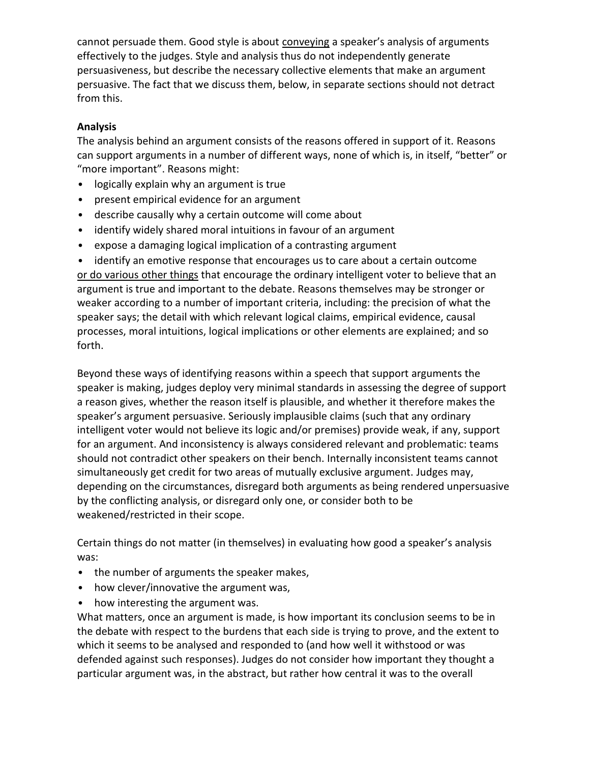cannot persuade them. Good style is about <u>conveying</u> a speaker's analysis of arguments effectively to the judges. Style and analysis thus do not independently generate persuasiveness, but describe the necessary collective elements that make an argument persuasive. The fact that we discuss them, below, in separate sections should not detract from this.

**Analysis**

The analysis behind an argument consists of the reasons offered in support of it. Reasons can support arguments in a number of different ways, none of which is, in itself, "better" or "more important". Reasons might:

- logically explain why an argument is true
- present empirical evidence for an argument
- describe causally why a certain outcome will come about
- identify widely shared moral intuitions in favour of an argument
- expose a damaging logical implication of a contrasting argument
- identify an emotive response that encourages us to care about a certain outcome

<u>or do various other things</u> that encourage the ordinary intelligent voter to believe that an argument is true and important to the debate. Reasons themselves may be stronger or weaker according to a number of important criteria, including: the precision of what the speaker says; the detail with which relevant logical claims, empirical evidence, causal processes, moral intuitions, logical implications or other elements are explained; and so forth.

Beyond these ways of identifying reasons within a speech that support arguments the speaker is making, judges deploy very minimal standards in assessing the degree of support a reason gives, whether the reason itself is plausible, and whether it therefore makes the speaker's argument persuasive. Seriously implausible claims (such that any ordinary intelligent voter would not believe its logic and/or premises) provide weak, if any, support for an argument. And inconsistency is always considered relevant and problematic: teams should not contradict other speakers on their bench. Internally inconsistent teams cannot simultaneously get credit for two areas of mutually exclusive argument. Judges may, depending on the circumstances, disregard both arguments as being rendered unpersuasive by the conflicting analysis, or disregard only one, or consider both to be weakened/restricted in their scope.

Certain things do not matter (in themselves) in evaluating how good a speaker's analysis was:

- the number of arguments the speaker makes,
- how clever/innovative the argument was,
- how interesting the argument was.

What matters, once an argument is made, is how important its conclusion seems to be in the debate with respect to the burdens that each side is trying to prove, and the extent to which it seems to be analysed and responded to (and how well it withstood or was defended against such responses). Judges do not consider how important they thought a particular argument was, in the abstract, but rather how central it was to the overall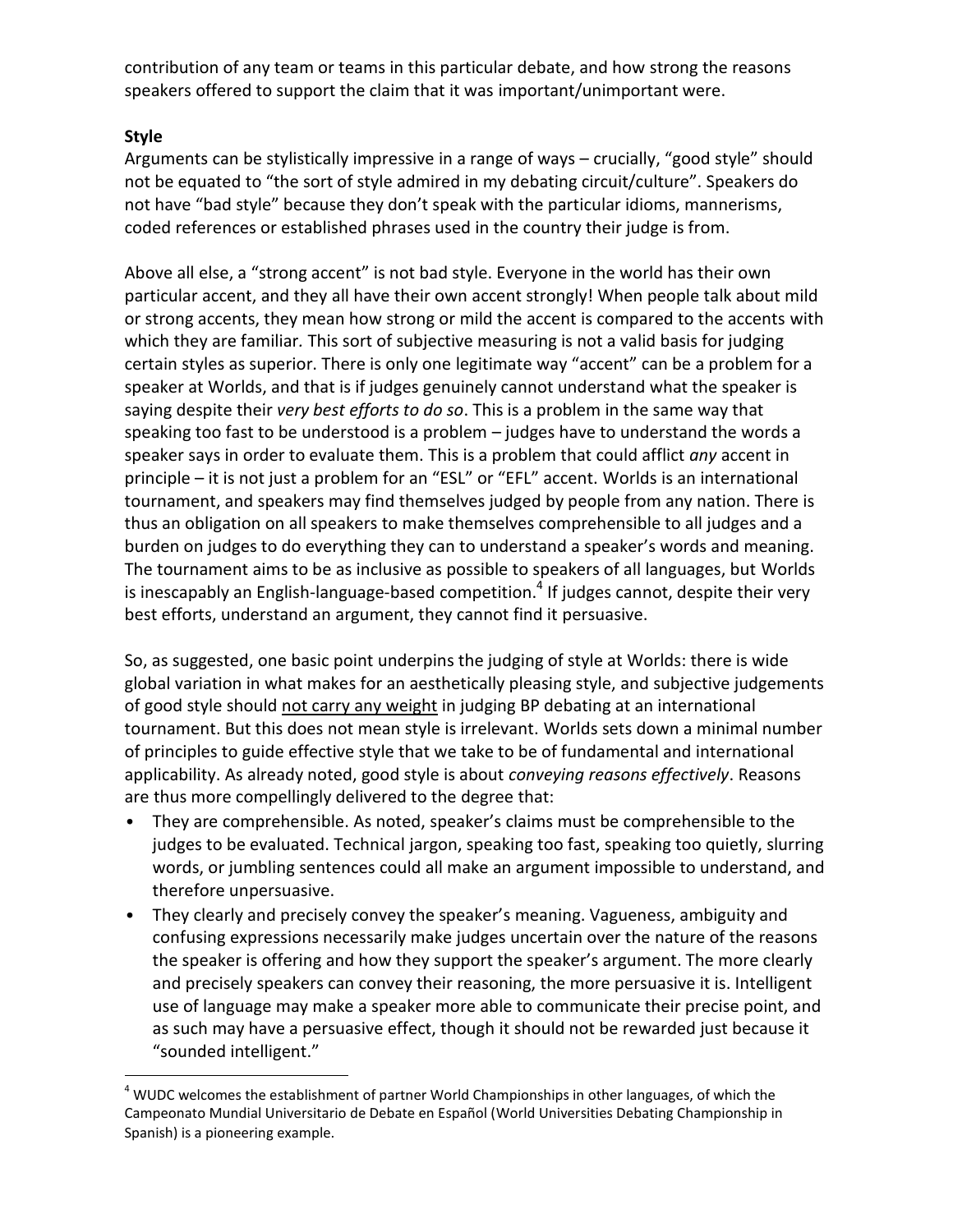contribution of any team or teams in this particular debate, and how strong the reasons speakers offered to support the claim that it was important/unimportant were.

**Style**

Arguments can be stylistically impressive in a range of ways – crucially, "good style" should not be equated to "the sort of style admired in my debating circuit/culture". Speakers do not have "bad style" because they don't speak with the particular idioms, mannerisms, coded references or established phrases used in the country their judge is from.

Above all else, a "strong accent" is not bad style. Everyone in the world has their own particular accent, and they all have their own accent strongly! When people talk about mild or strong accents, they mean how strong or mild the accent is compared to the accents with which they are familiar. This sort of subjective measuring is not a valid basis for judging certain styles as superior. There is only one legitimate way "accent" can be a problem for a speaker at Worlds, and that is if judges genuinely cannot understand what the speaker is saying despite their *very best efforts to do so*. This is a problem in the same way that speaking too fast to be understood is a problem – judges have to understand the words a speaker says in order to evaluate them. This is a problem that could afflict *any* accent in principle – it is not just a problem for an "ESL" or "EFL" accent. Worlds is an international tournament, and speakers may find themselves judged by people from any nation. There is thus an obligation on all speakers to make themselves comprehensible to all judges and a burden on judges to do everything they can to understand a speaker's words and meaning. The tournament aims to be as inclusive as possible to speakers of all languages, but Worlds is inescapably an English-language-based competition.[4] If judges cannot, despite their very best efforts, understand an argument, they cannot find it persuasive.

So, as suggested, one basic point underpins the judging of style at Worlds: there is wide global variation in what makes for an aesthetically pleasing style, and subjective judgements of good style should <u>not carry any weight</u> in judging BP debating at an international tournament. But this does not mean style is irrelevant. Worlds sets down a minimal number of principles to guide effective style that we take to be of fundamental and international applicability. As already noted, good style is about *conveying reasons effectively*. Reasons are thus more compellingly delivered to the degree that:

- They are comprehensible. As noted, speaker's claims must be comprehensible to the judges to be evaluated. Technical jargon, speaking too fast, speaking too quietly, slurring words, or jumbling sentences could all make an argument impossible to understand, and therefore unpersuasive.
- They clearly and precisely convey the speaker's meaning. Vagueness, ambiguity and confusing expressions necessarily make judges uncertain over the nature of the reasons the speaker is offering and how they support the speaker's argument. The more clearly and precisely speakers can convey their reasoning, the more persuasive it is. Intelligent use of language may make a speaker more able to communicate their precise point, and as such may have a persuasive effect, though it should not be rewarded just because it "sounded intelligent."

[4] WUDC welcomes the establishment of partner World Championships in other languages, of which the Campeonato Mundial Universitario de Debate en Español (World Universities Debating Championship in Spanish) is a pioneering example.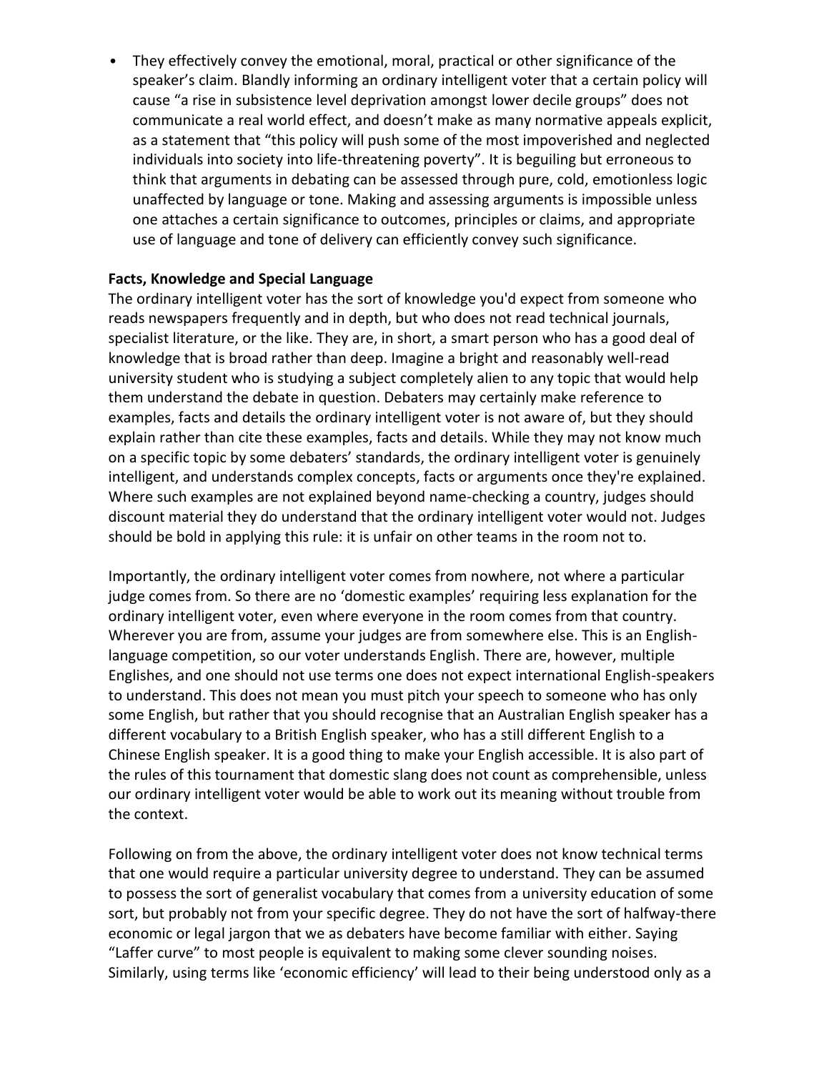- They effectively convey the emotional, moral, practical or other significance of the speaker's claim. Blandly informing an ordinary intelligent voter that a certain policy will cause "a rise in subsistence level deprivation amongst lower decile groups" does not communicate a real world effect, and doesn't make as many normative appeals explicit, as a statement that "this policy will push some of the most impoverished and neglected individuals into society into life-threatening poverty". It is beguiling but erroneous to think that arguments in debating can be assessed through pure, cold, emotionless logic unaffected by language or tone. Making and assessing arguments is impossible unless one attaches a certain significance to outcomes, principles or claims, and appropriate use of language and tone of delivery can efficiently convey such significance.

**Facts, Knowledge and Special Language**

The ordinary intelligent voter has the sort of knowledge you'd expect from someone who reads newspapers frequently and in depth, but who does not read technical journals, specialist literature, or the like. They are, in short, a smart person who has a good deal of knowledge that is broad rather than deep. Imagine a bright and reasonably well-read university student who is studying a subject completely alien to any topic that would help them understand the debate in question. Debaters may certainly make reference to examples, facts and details the ordinary intelligent voter is not aware of, but they should explain rather than cite these examples, facts and details. While they may not know much on a specific topic by some debaters' standards, the ordinary intelligent voter is genuinely intelligent, and understands complex concepts, facts or arguments once they're explained. Where such examples are not explained beyond name-checking a country, judges should discount material they do understand that the ordinary intelligent voter would not. Judges should be bold in applying this rule: it is unfair on other teams in the room not to.

Importantly, the ordinary intelligent voter comes from nowhere, not where a particular judge comes from. So there are no 'domestic examples' requiring less explanation for the ordinary intelligent voter, even where everyone in the room comes from that country. Wherever you are from, assume your judges are from somewhere else. This is an English-language competition, so our voter understands English. There are, however, multiple Englishes, and one should not use terms one does not expect international English-speakers to understand. This does not mean you must pitch your speech to someone who has only some English, but rather that you should recognise that an Australian English speaker has a different vocabulary to a British English speaker, who has a still different English to a Chinese English speaker. It is a good thing to make your English accessible. It is also part of the rules of this tournament that domestic slang does not count as comprehensible, unless our ordinary intelligent voter would be able to work out its meaning without trouble from the context.

Following on from the above, the ordinary intelligent voter does not know technical terms that one would require a particular university degree to understand. They can be assumed to possess the sort of generalist vocabulary that comes from a university education of some sort, but probably not from your specific degree. They do not have the sort of halfway-there economic or legal jargon that we as debaters have become familiar with either. Saying "Laffer curve" to most people is equivalent to making some clever sounding noises. Similarly, using terms like 'economic efficiency' will lead to their being understood only as a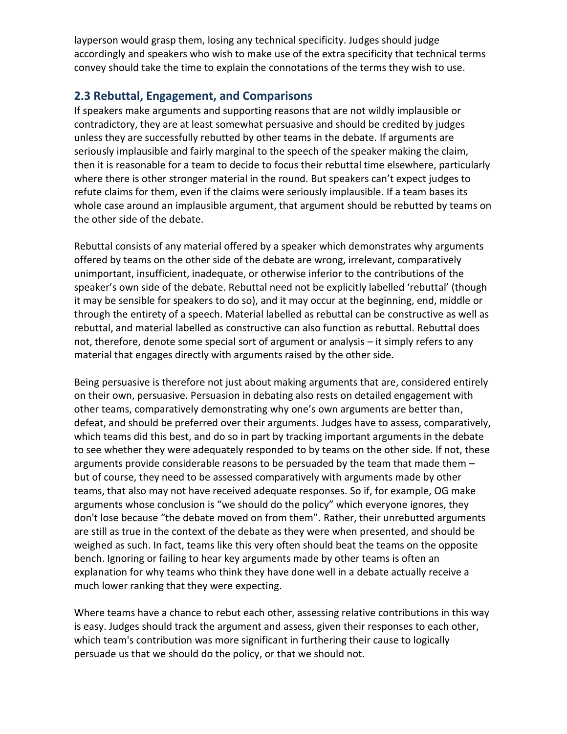layperson would grasp them, losing any technical specificity. Judges should judge accordingly and speakers who wish to make use of the extra specificity that technical terms convey should take the time to explain the connotations of the terms they wish to use.

## 2.3 Rebuttal, Engagement, and Comparisons

If speakers make arguments and supporting reasons that are not wildly implausible or contradictory, they are at least somewhat persuasive and should be credited by judges unless they are successfully rebutted by other teams in the debate. If arguments are seriously implausible and fairly marginal to the speech of the speaker making the claim, then it is reasonable for a team to decide to focus their rebuttal time elsewhere, particularly where there is other stronger material in the round. But speakers can't expect judges to refute claims for them, even if the claims were seriously implausible. If a team bases its whole case around an implausible argument, that argument should be rebutted by teams on the other side of the debate.

Rebuttal consists of any material offered by a speaker which demonstrates why arguments offered by teams on the other side of the debate are wrong, irrelevant, comparatively unimportant, insufficient, inadequate, or otherwise inferior to the contributions of the speaker's own side of the debate. Rebuttal need not be explicitly labelled 'rebuttal' (though it may be sensible for speakers to do so), and it may occur at the beginning, end, middle or through the entirety of a speech. Material labelled as rebuttal can be constructive as well as rebuttal, and material labelled as constructive can also function as rebuttal. Rebuttal does not, therefore, denote some special sort of argument or analysis – it simply refers to any material that engages directly with arguments raised by the other side.

Being persuasive is therefore not just about making arguments that are, considered entirely on their own, persuasive. Persuasion in debating also rests on detailed engagement with other teams, comparatively demonstrating why one's own arguments are better than, defeat, and should be preferred over their arguments. Judges have to assess, comparatively, which teams did this best, and do so in part by tracking important arguments in the debate to see whether they were adequately responded to by teams on the other side. If not, these arguments provide considerable reasons to be persuaded by the team that made them – but of course, they need to be assessed comparatively with arguments made by other teams, that also may not have received adequate responses. So if, for example, OG make arguments whose conclusion is "we should do the policy" which everyone ignores, they don't lose because "the debate moved on from them". Rather, their unrebutted arguments are still as true in the context of the debate as they were when presented, and should be weighed as such. In fact, teams like this very often should beat the teams on the opposite bench. Ignoring or failing to hear key arguments made by other teams is often an explanation for why teams who think they have done well in a debate actually receive a much lower ranking that they were expecting.

Where teams have a chance to rebut each other, assessing relative contributions in this way is easy. Judges should track the argument and assess, given their responses to each other, which team's contribution was more significant in furthering their cause to logically persuade us that we should do the policy, or that we should not.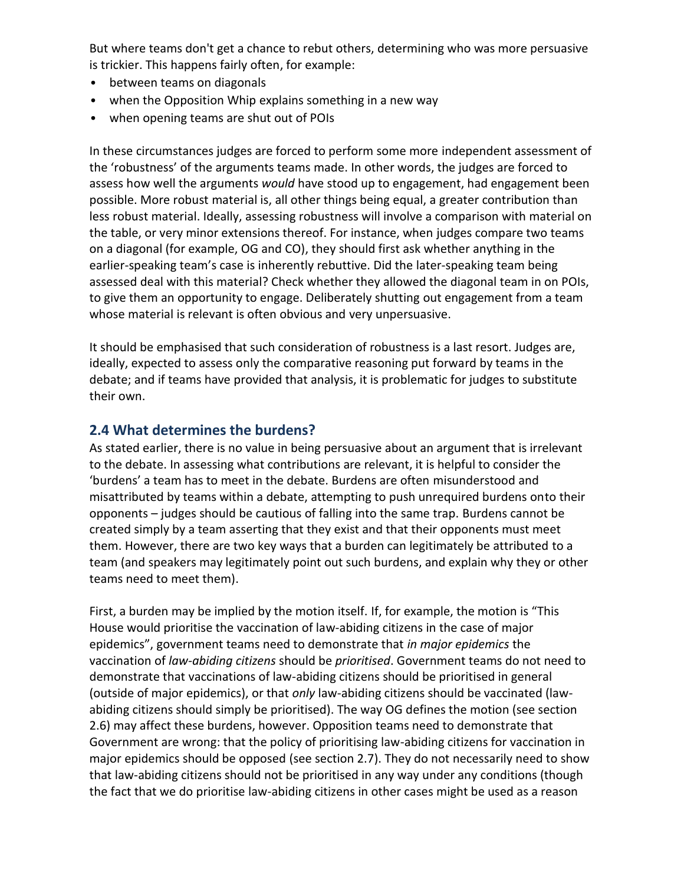But where teams don't get a chance to rebut others, determining who was more persuasive is trickier. This happens fairly often, for example:

- between teams on diagonals
- when the Opposition Whip explains something in a new way
- when opening teams are shut out of POIs

In these circumstances judges are forced to perform some more independent assessment of the 'robustness' of the arguments teams made. In other words, the judges are forced to assess how well the arguments *would* have stood up to engagement, had engagement been possible. More robust material is, all other things being equal, a greater contribution than less robust material. Ideally, assessing robustness will involve a comparison with material on the table, or very minor extensions thereof. For instance, when judges compare two teams on a diagonal (for example, OG and CO), they should first ask whether anything in the earlier-speaking team's case is inherently rebuttive. Did the later-speaking team being assessed deal with this material? Check whether they allowed the diagonal team in on POIs, to give them an opportunity to engage. Deliberately shutting out engagement from a team whose material is relevant is often obvious and very unpersuasive.

It should be emphasised that such consideration of robustness is a last resort. Judges are, ideally, expected to assess only the comparative reasoning put forward by teams in the debate; and if teams have provided that analysis, it is problematic for judges to substitute their own.

## 2.4 What determines the burdens?

As stated earlier, there is no value in being persuasive about an argument that is irrelevant to the debate. In assessing what contributions are relevant, it is helpful to consider the 'burdens' a team has to meet in the debate. Burdens are often misunderstood and misattributed by teams within a debate, attempting to push unrequired burdens onto their opponents – judges should be cautious of falling into the same trap. Burdens cannot be created simply by a team asserting that they exist and that their opponents must meet them. However, there are two key ways that a burden can legitimately be attributed to a team (and speakers may legitimately point out such burdens, and explain why they or other teams need to meet them).

First, a burden may be implied by the motion itself. If, for example, the motion is "This House would prioritise the vaccination of law-abiding citizens in the case of major epidemics", government teams need to demonstrate that *in major epidemics* the vaccination of *law-abiding citizens* should be *prioritised*. Government teams do not need to demonstrate that vaccinations of law-abiding citizens should be prioritised in general (outside of major epidemics), or that *only* law-abiding citizens should be vaccinated (law-abiding citizens should simply be prioritised). The way OG defines the motion (see section 2.6) may affect these burdens, however. Opposition teams need to demonstrate that Government are wrong: that the policy of prioritising law-abiding citizens for vaccination in major epidemics should be opposed (see section 2.7). They do not necessarily need to show that law-abiding citizens should not be prioritised in any way under any conditions (though the fact that we do prioritise law-abiding citizens in other cases might be used as a reason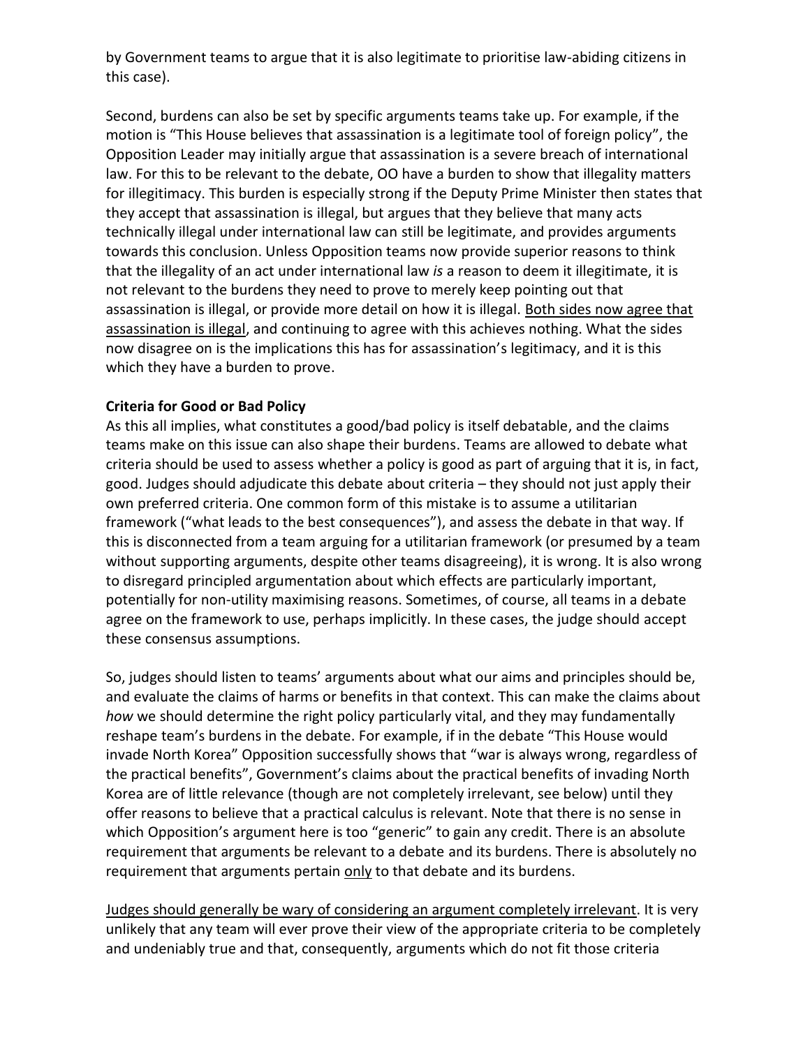by Government teams to argue that it is also legitimate to prioritise law-abiding citizens in this case).

Second, burdens can also be set by specific arguments teams take up. For example, if the motion is "This House believes that assassination is a legitimate tool of foreign policy", the Opposition Leader may initially argue that assassination is a severe breach of international law. For this to be relevant to the debate, OO have a burden to show that illegality matters for illegitimacy. This burden is especially strong if the Deputy Prime Minister then states that they accept that assassination is illegal, but argues that they believe that many acts technically illegal under international law can still be legitimate, and provides arguments towards this conclusion. Unless Opposition teams now provide superior reasons to think that the illegality of an act under international law *is* a reason to deem it illegitimate, it is not relevant to the burdens they need to prove to merely keep pointing out that assassination is illegal, or provide more detail on how it is illegal. <u>Both sides now agree that assassination is illegal</u>, and continuing to agree with this achieves nothing. What the sides now disagree on is the implications this has for assassination's legitimacy, and it is this which they have a burden to prove.

**Criteria for Good or Bad Policy**

As this all implies, what constitutes a good/bad policy is itself debatable, and the claims teams make on this issue can also shape their burdens. Teams are allowed to debate what criteria should be used to assess whether a policy is good as part of arguing that it is, in fact, good. Judges should adjudicate this debate about criteria – they should not just apply their own preferred criteria. One common form of this mistake is to assume a utilitarian framework ("what leads to the best consequences"), and assess the debate in that way. If this is disconnected from a team arguing for a utilitarian framework (or presumed by a team without supporting arguments, despite other teams disagreeing), it is wrong. It is also wrong to disregard principled argumentation about which effects are particularly important, potentially for non-utility maximising reasons. Sometimes, of course, all teams in a debate agree on the framework to use, perhaps implicitly. In these cases, the judge should accept these consensus assumptions.

So, judges should listen to teams' arguments about what our aims and principles should be, and evaluate the claims of harms or benefits in that context. This can make the claims about *how* we should determine the right policy particularly vital, and they may fundamentally reshape team's burdens in the debate. For example, if in the debate "This House would invade North Korea" Opposition successfully shows that "war is always wrong, regardless of the practical benefits", Government's claims about the practical benefits of invading North Korea are of little relevance (though are not completely irrelevant, see below) until they offer reasons to believe that a practical calculus is relevant. Note that there is no sense in which Opposition's argument here is too "generic" to gain any credit. There is an absolute requirement that arguments be relevant to a debate and its burdens. There is absolutely no requirement that arguments pertain <u>only</u> to that debate and its burdens.

<u>Judges should generally be wary of considering an argument completely irrelevant</u>. It is very unlikely that any team will ever prove their view of the appropriate criteria to be completely and undeniably true and that, consequently, arguments which do not fit those criteria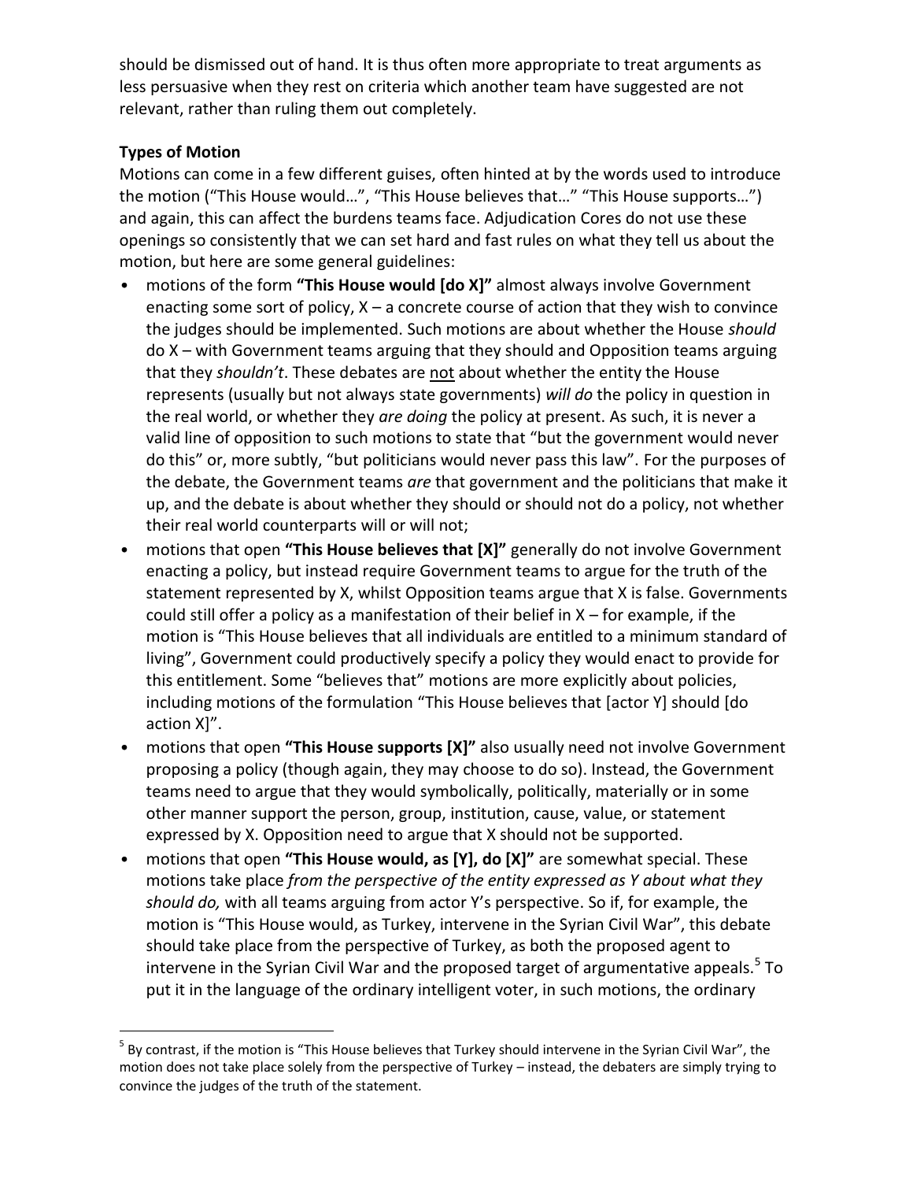should be dismissed out of hand. It is thus often more appropriate to treat arguments as less persuasive when they rest on criteria which another team have suggested are not relevant, rather than ruling them out completely.

**Types of Motion**

Motions can come in a few different guises, often hinted at by the words used to introduce the motion ("This House would…", "This House believes that…" "This House supports…") and again, this can affect the burdens teams face. Adjudication Cores do not use these openings so consistently that we can set hard and fast rules on what they tell us about the motion, but here are some general guidelines:

- motions of the form **"This House would [do X]"** almost always involve Government enacting some sort of policy, X – a concrete course of action that they wish to convince the judges should be implemented. Such motions are about whether the House *should* do X – with Government teams arguing that they should and Opposition teams arguing that they *shouldn't*. These debates are <u>not</u> about whether the entity the House represents (usually but not always state governments) *will do* the policy in question in the real world, or whether they *are doing* the policy at present. As such, it is never a valid line of opposition to such motions to state that "but the government would never do this" or, more subtly, "but politicians would never pass this law". For the purposes of the debate, the Government teams *are* that government and the politicians that make it up, and the debate is about whether they should or should not do a policy, not whether their real world counterparts will or will not;
- motions that open **"This House believes that [X]"** generally do not involve Government enacting a policy, but instead require Government teams to argue for the truth of the statement represented by X, whilst Opposition teams argue that X is false. Governments could still offer a policy as a manifestation of their belief in X – for example, if the motion is "This House believes that all individuals are entitled to a minimum standard of living", Government could productively specify a policy they would enact to provide for this entitlement. Some "believes that" motions are more explicitly about policies, including motions of the formulation "This House believes that [actor Y] should [do action X]".
- motions that open **"This House supports [X]"** also usually need not involve Government proposing a policy (though again, they may choose to do so). Instead, the Government teams need to argue that they would symbolically, politically, materially or in some other manner support the person, group, institution, cause, value, or statement expressed by X. Opposition need to argue that X should not be supported.
- motions that open **"This House would, as [Y], do [X]"** are somewhat special. These motions take place *from the perspective of the entity expressed as Y about what they should do,* with all teams arguing from actor Y's perspective. So if, for example, the motion is "This House would, as Turkey, intervene in the Syrian Civil War", this debate should take place from the perspective of Turkey, as both the proposed agent to intervene in the Syrian Civil War and the proposed target of argumentative appeals.[5] To put it in the language of the ordinary intelligent voter, in such motions, the ordinary

[5] By contrast, if the motion is "This House believes that Turkey should intervene in the Syrian Civil War", the motion does not take place solely from the perspective of Turkey – instead, the debaters are simply trying to convince the judges of the truth of the statement.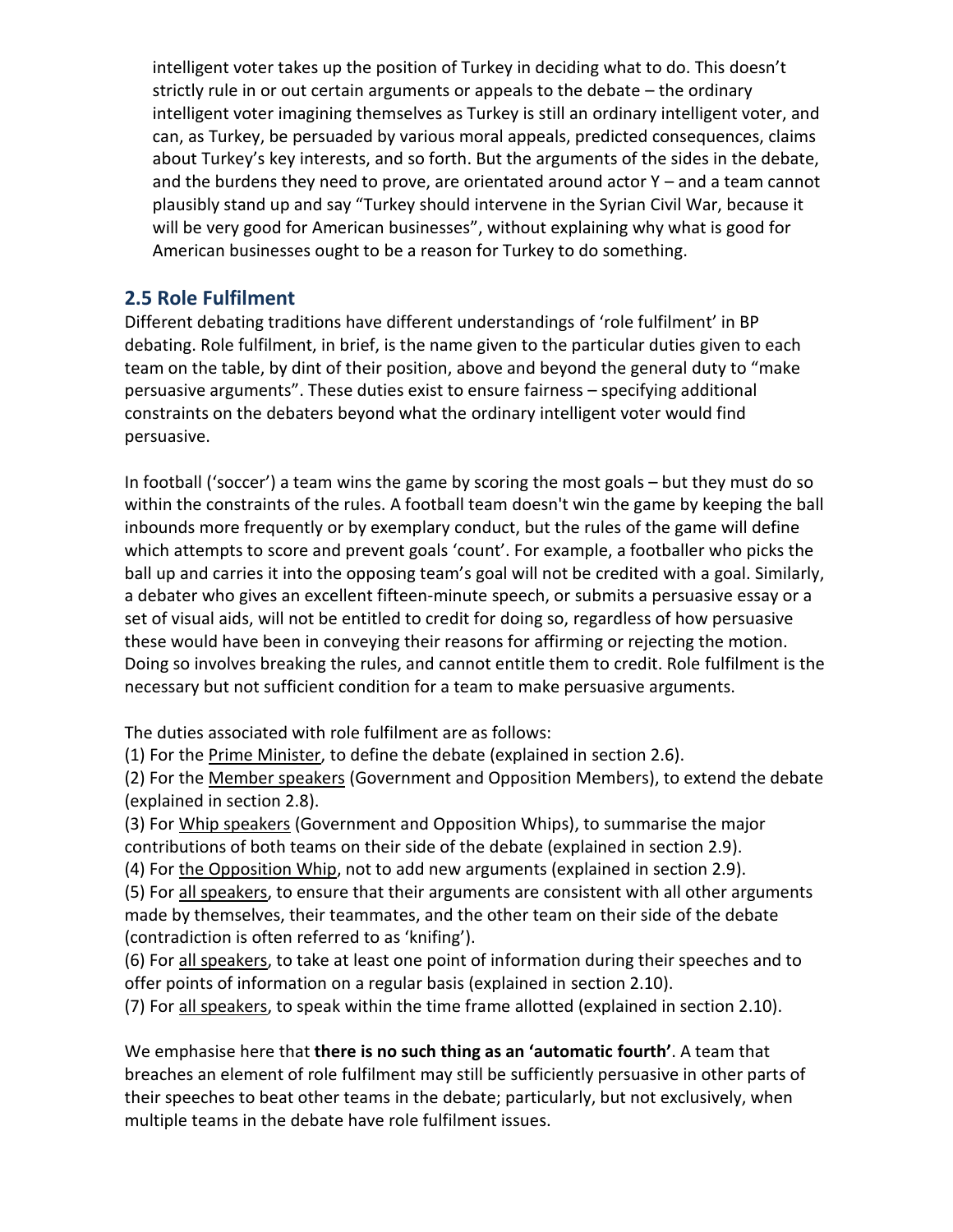intelligent voter takes up the position of Turkey in deciding what to do. This doesn't strictly rule in or out certain arguments or appeals to the debate – the ordinary intelligent voter imagining themselves as Turkey is still an ordinary intelligent voter, and can, as Turkey, be persuaded by various moral appeals, predicted consequences, claims about Turkey's key interests, and so forth. But the arguments of the sides in the debate, and the burdens they need to prove, are orientated around actor Y – and a team cannot plausibly stand up and say "Turkey should intervene in the Syrian Civil War, because it will be very good for American businesses", without explaining why what is good for American businesses ought to be a reason for Turkey to do something.

## 2.5 Role Fulfilment

Different debating traditions have different understandings of 'role fulfilment' in BP debating. Role fulfilment, in brief, is the name given to the particular duties given to each team on the table, by dint of their position, above and beyond the general duty to "make persuasive arguments". These duties exist to ensure fairness – specifying additional constraints on the debaters beyond what the ordinary intelligent voter would find persuasive.

In football ('soccer') a team wins the game by scoring the most goals – but they must do so within the constraints of the rules. A football team doesn't win the game by keeping the ball inbounds more frequently or by exemplary conduct, but the rules of the game will define which attempts to score and prevent goals 'count'. For example, a footballer who picks the ball up and carries it into the opposing team's goal will not be credited with a goal. Similarly, a debater who gives an excellent fifteen-minute speech, or submits a persuasive essay or a set of visual aids, will not be entitled to credit for doing so, regardless of how persuasive these would have been in conveying their reasons for affirming or rejecting the motion. Doing so involves breaking the rules, and cannot entitle them to credit. Role fulfilment is the necessary but not sufficient condition for a team to make persuasive arguments.

The duties associated with role fulfilment are as follows:
(1) For the Prime Minister, to define the debate (explained in section 2.6).
(2) For the Member speakers (Government and Opposition Members), to extend the debate (explained in section 2.8).
(3) For Whip speakers (Government and Opposition Whips), to summarise the major contributions of both teams on their side of the debate (explained in section 2.9).
(4) For the Opposition Whip, not to add new arguments (explained in section 2.9).
(5) For all speakers, to ensure that their arguments are consistent with all other arguments made by themselves, their teammates, and the other team on their side of the debate (contradiction is often referred to as 'knifing').
(6) For all speakers, to take at least one point of information during their speeches and to offer points of information on a regular basis (explained in section 2.10).
(7) For all speakers, to speak within the time frame allotted (explained in section 2.10).

We emphasise here that **there is no such thing as an 'automatic fourth'**. A team that breaches an element of role fulfilment may still be sufficiently persuasive in other parts of their speeches to beat other teams in the debate; particularly, but not exclusively, when multiple teams in the debate have role fulfilment issues.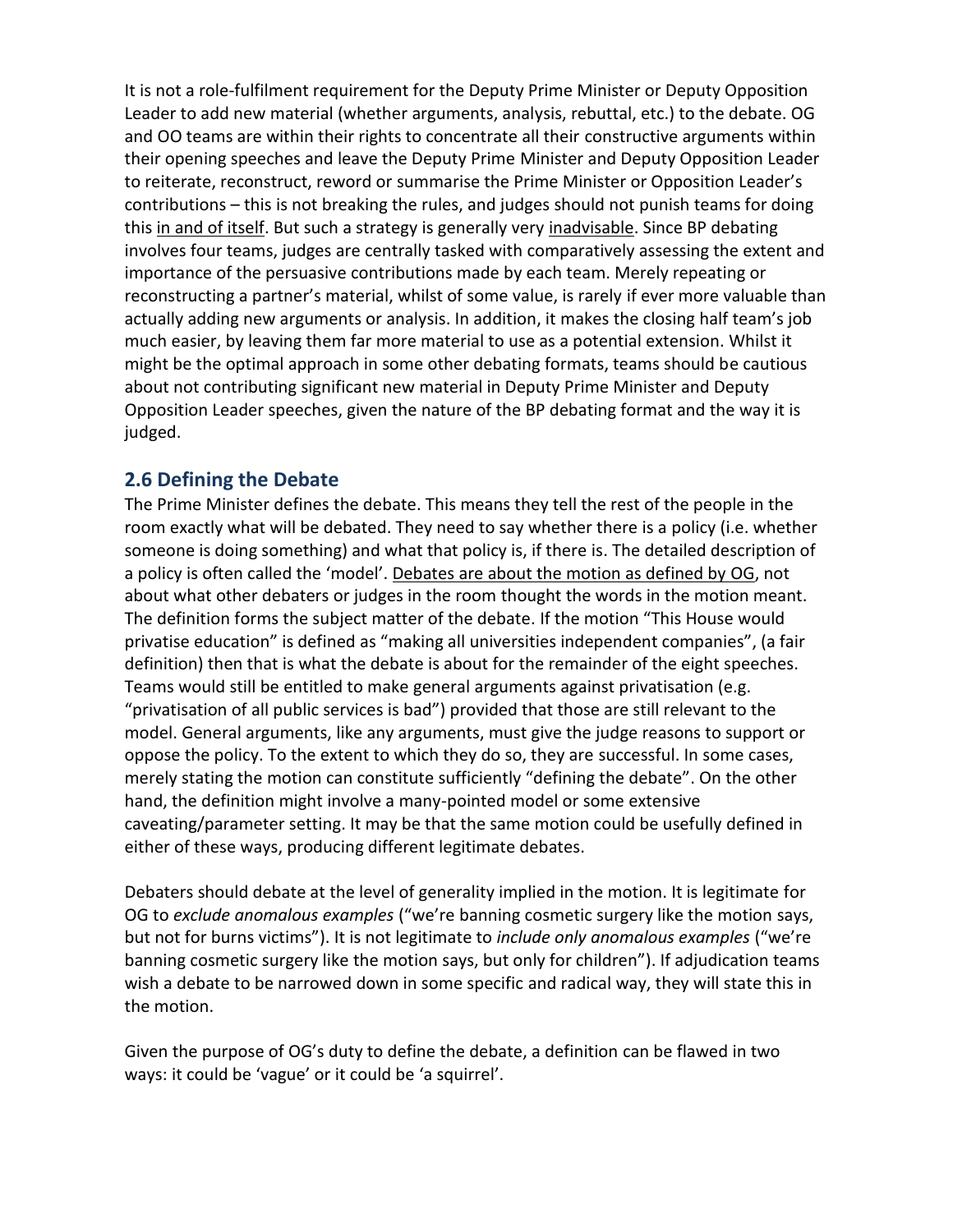It is not a role-fulfilment requirement for the Deputy Prime Minister or Deputy Opposition Leader to add new material (whether arguments, analysis, rebuttal, etc.) to the debate. OG and OO teams are within their rights to concentrate all their constructive arguments within their opening speeches and leave the Deputy Prime Minister and Deputy Opposition Leader to reiterate, reconstruct, reword or summarise the Prime Minister or Opposition Leader's contributions – this is not breaking the rules, and judges should not punish teams for doing this <u>in and of itself</u>. But such a strategy is generally very <u>inadvisable</u>. Since BP debating involves four teams, judges are centrally tasked with comparatively assessing the extent and importance of the persuasive contributions made by each team. Merely repeating or reconstructing a partner's material, whilst of some value, is rarely if ever more valuable than actually adding new arguments or analysis. In addition, it makes the closing half team's job much easier, by leaving them far more material to use as a potential extension. Whilst it might be the optimal approach in some other debating formats, teams should be cautious about not contributing significant new material in Deputy Prime Minister and Deputy Opposition Leader speeches, given the nature of the BP debating format and the way it is judged.

## 2.6 Defining the Debate

The Prime Minister defines the debate. This means they tell the rest of the people in the room exactly what will be debated. They need to say whether there is a policy (i.e. whether someone is doing something) and what that policy is, if there is. The detailed description of a policy is often called the 'model'. <u>Debates are about the motion as defined by OG</u>, not about what other debaters or judges in the room thought the words in the motion meant. The definition forms the subject matter of the debate. If the motion "This House would privatise education" is defined as "making all universities independent companies", (a fair definition) then that is what the debate is about for the remainder of the eight speeches. Teams would still be entitled to make general arguments against privatisation (e.g. "privatisation of all public services is bad") provided that those are still relevant to the model. General arguments, like any arguments, must give the judge reasons to support or oppose the policy. To the extent to which they do so, they are successful. In some cases, merely stating the motion can constitute sufficiently "defining the debate". On the other hand, the definition might involve a many-pointed model or some extensive caveating/parameter setting. It may be that the same motion could be usefully defined in either of these ways, producing different legitimate debates.

Debaters should debate at the level of generality implied in the motion. It is legitimate for OG to *exclude anomalous examples* ("we're banning cosmetic surgery like the motion says, but not for burns victims"). It is not legitimate to *include only anomalous examples* ("we're banning cosmetic surgery like the motion says, but only for children"). If adjudication teams wish a debate to be narrowed down in some specific and radical way, they will state this in the motion.

Given the purpose of OG's duty to define the debate, a definition can be flawed in two ways: it could be 'vague' or it could be 'a squirrel'.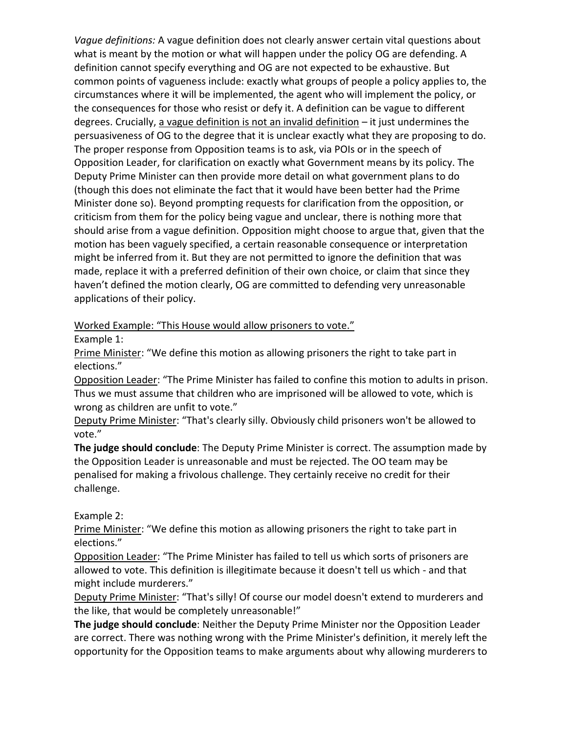*Vague definitions:* A vague definition does not clearly answer certain vital questions about what is meant by the motion or what will happen under the policy OG are defending. A definition cannot specify everything and OG are not expected to be exhaustive. But common points of vagueness include: exactly what groups of people a policy applies to, the circumstances where it will be implemented, the agent who will implement the policy, or the consequences for those who resist or defy it. A definition can be vague to different degrees. Crucially, <u>a vague definition is not an invalid definition</u> – it just undermines the persuasiveness of OG to the degree that it is unclear exactly what they are proposing to do. The proper response from Opposition teams is to ask, via POIs or in the speech of Opposition Leader, for clarification on exactly what Government means by its policy. The Deputy Prime Minister can then provide more detail on what government plans to do (though this does not eliminate the fact that it would have been better had the Prime Minister done so). Beyond prompting requests for clarification from the opposition, or criticism from them for the policy being vague and unclear, there is nothing more that should arise from a vague definition. Opposition might choose to argue that, given that the motion has been vaguely specified, a certain reasonable consequence or interpretation might be inferred from it. But they are not permitted to ignore the definition that was made, replace it with a preferred definition of their own choice, or claim that since they haven't defined the motion clearly, OG are committed to defending very unreasonable applications of their policy.

<u>Worked Example: "This House would allow prisoners to vote."</u>

Example 1:

<u>Prime Minister</u>: "We define this motion as allowing prisoners the right to take part in elections."

<u>Opposition Leader</u>: "The Prime Minister has failed to confine this motion to adults in prison. Thus we must assume that children who are imprisoned will be allowed to vote, which is wrong as children are unfit to vote."

<u>Deputy Prime Minister</u>: "That's clearly silly. Obviously child prisoners won't be allowed to vote."

**The judge should conclude**: The Deputy Prime Minister is correct. The assumption made by the Opposition Leader is unreasonable and must be rejected. The OO team may be penalised for making a frivolous challenge. They certainly receive no credit for their challenge.

Example 2:

<u>Prime Minister</u>: "We define this motion as allowing prisoners the right to take part in elections."

<u>Opposition Leader</u>: "The Prime Minister has failed to tell us which sorts of prisoners are allowed to vote. This definition is illegitimate because it doesn't tell us which - and that might include murderers."

<u>Deputy Prime Minister</u>: "That's silly! Of course our model doesn't extend to murderers and the like, that would be completely unreasonable!"

**The judge should conclude**: Neither the Deputy Prime Minister nor the Opposition Leader are correct. There was nothing wrong with the Prime Minister's definition, it merely left the opportunity for the Opposition teams to make arguments about why allowing murderers to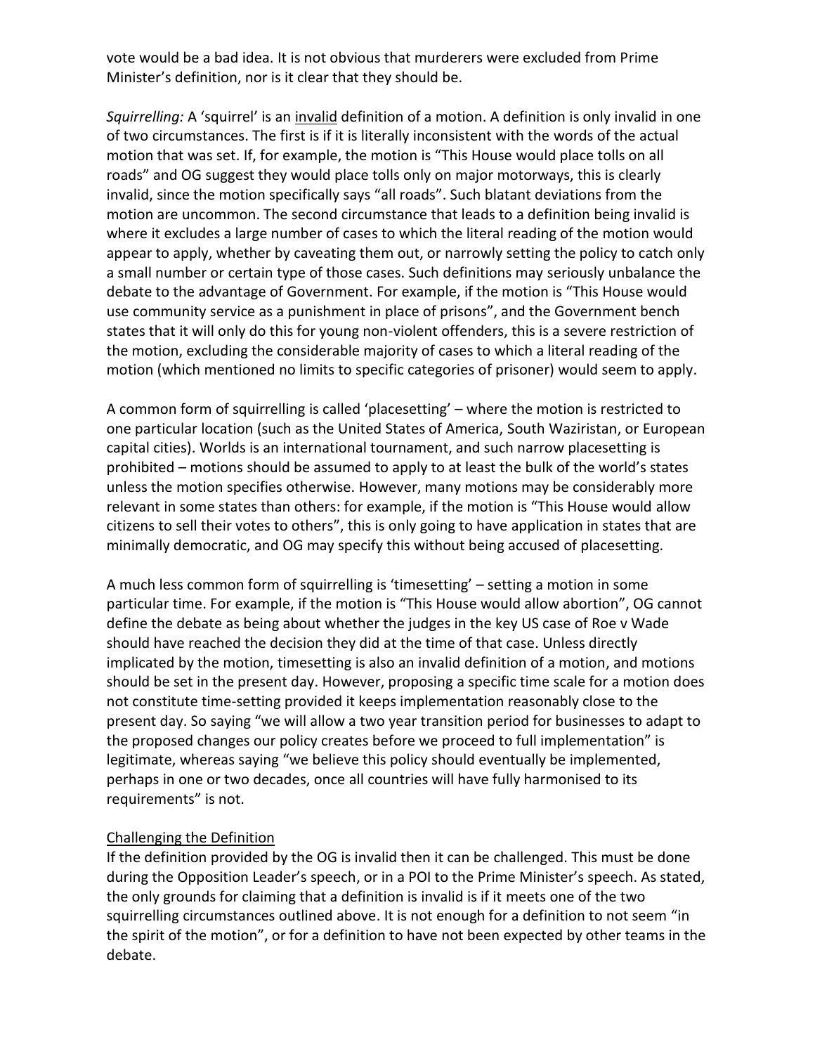vote would be a bad idea. It is not obvious that murderers were excluded from Prime Minister's definition, nor is it clear that they should be.

*Squirrelling:* A 'squirrel' is an <u>invalid</u> definition of a motion. A definition is only invalid in one of two circumstances. The first is if it is literally inconsistent with the words of the actual motion that was set. If, for example, the motion is "This House would place tolls on all roads" and OG suggest they would place tolls only on major motorways, this is clearly invalid, since the motion specifically says "all roads". Such blatant deviations from the motion are uncommon. The second circumstance that leads to a definition being invalid is where it excludes a large number of cases to which the literal reading of the motion would appear to apply, whether by caveating them out, or narrowly setting the policy to catch only a small number or certain type of those cases. Such definitions may seriously unbalance the debate to the advantage of Government. For example, if the motion is "This House would use community service as a punishment in place of prisons", and the Government bench states that it will only do this for young non-violent offenders, this is a severe restriction of the motion, excluding the considerable majority of cases to which a literal reading of the motion (which mentioned no limits to specific categories of prisoner) would seem to apply.

A common form of squirrelling is called 'placesetting' – where the motion is restricted to one particular location (such as the United States of America, South Waziristan, or European capital cities). Worlds is an international tournament, and such narrow placesetting is prohibited – motions should be assumed to apply to at least the bulk of the world's states unless the motion specifies otherwise. However, many motions may be considerably more relevant in some states than others: for example, if the motion is "This House would allow citizens to sell their votes to others", this is only going to have application in states that are minimally democratic, and OG may specify this without being accused of placesetting.

A much less common form of squirrelling is 'timesetting' – setting a motion in some particular time. For example, if the motion is "This House would allow abortion", OG cannot define the debate as being about whether the judges in the key US case of Roe v Wade should have reached the decision they did at the time of that case. Unless directly implicated by the motion, timesetting is also an invalid definition of a motion, and motions should be set in the present day. However, proposing a specific time scale for a motion does not constitute time-setting provided it keeps implementation reasonably close to the present day. So saying "we will allow a two year transition period for businesses to adapt to the proposed changes our policy creates before we proceed to full implementation" is legitimate, whereas saying "we believe this policy should eventually be implemented, perhaps in one or two decades, once all countries will have fully harmonised to its requirements" is not.

<u>Challenging the Definition</u>

If the definition provided by the OG is invalid then it can be challenged. This must be done during the Opposition Leader's speech, or in a POI to the Prime Minister's speech. As stated, the only grounds for claiming that a definition is invalid is if it meets one of the two squirrelling circumstances outlined above. It is not enough for a definition to not seem "in the spirit of the motion", or for a definition to have not been expected by other teams in the debate.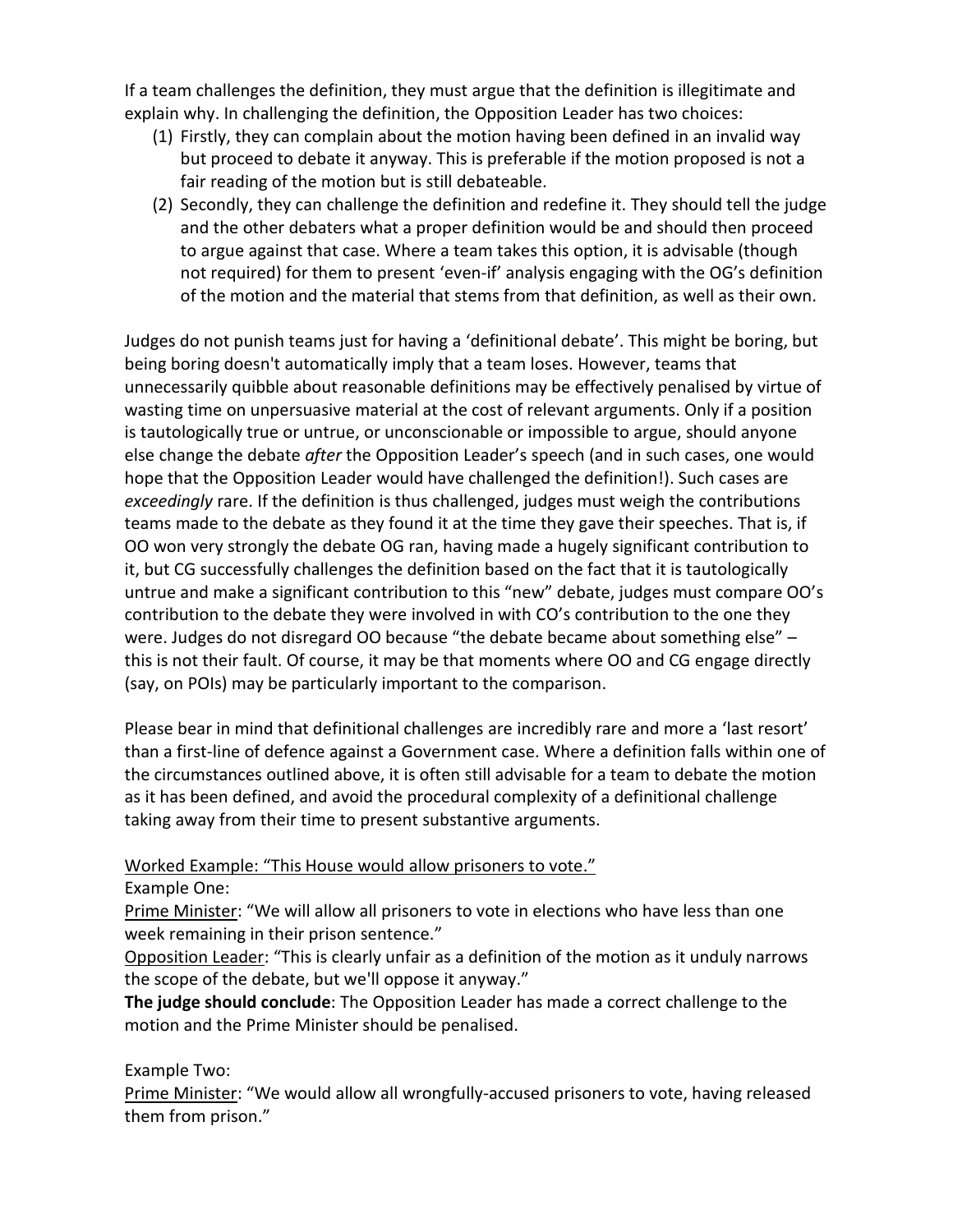If a team challenges the definition, they must argue that the definition is illegitimate and explain why. In challenging the definition, the Opposition Leader has two choices:

(1) Firstly, they can complain about the motion having been defined in an invalid way but proceed to debate it anyway. This is preferable if the motion proposed is not a fair reading of the motion but is still debateable.
(2) Secondly, they can challenge the definition and redefine it. They should tell the judge and the other debaters what a proper definition would be and should then proceed to argue against that case. Where a team takes this option, it is advisable (though not required) for them to present 'even-if' analysis engaging with the OG's definition of the motion and the material that stems from that definition, as well as their own.

Judges do not punish teams just for having a 'definitional debate'. This might be boring, but being boring doesn't automatically imply that a team loses. However, teams that unnecessarily quibble about reasonable definitions may be effectively penalised by virtue of wasting time on unpersuasive material at the cost of relevant arguments. Only if a position is tautologically true or untrue, or unconscionable or impossible to argue, should anyone else change the debate *after* the Opposition Leader's speech (and in such cases, one would hope that the Opposition Leader would have challenged the definition!). Such cases are *exceedingly* rare. If the definition is thus challenged, judges must weigh the contributions teams made to the debate as they found it at the time they gave their speeches. That is, if OO won very strongly the debate OG ran, having made a hugely significant contribution to it, but CG successfully challenges the definition based on the fact that it is tautologically untrue and make a significant contribution to this "new" debate, judges must compare OO's contribution to the debate they were involved in with CO's contribution to the one they were. Judges do not disregard OO because "the debate became about something else" – this is not their fault. Of course, it may be that moments where OO and CG engage directly (say, on POIs) may be particularly important to the comparison.

Please bear in mind that definitional challenges are incredibly rare and more a 'last resort' than a first-line of defence against a Government case. Where a definition falls within one of the circumstances outlined above, it is often still advisable for a team to debate the motion as it has been defined, and avoid the procedural complexity of a definitional challenge taking away from their time to present substantive arguments.

<u>Worked Example: "This House would allow prisoners to vote."</u>

Example One:

<u>Prime Minister</u>: "We will allow all prisoners to vote in elections who have less than one week remaining in their prison sentence."

<u>Opposition Leader</u>: "This is clearly unfair as a definition of the motion as it unduly narrows the scope of the debate, but we'll oppose it anyway."

**The judge should conclude**: The Opposition Leader has made a correct challenge to the motion and the Prime Minister should be penalised.

Example Two:

<u>Prime Minister</u>: "We would allow all wrongfully-accused prisoners to vote, having released them from prison."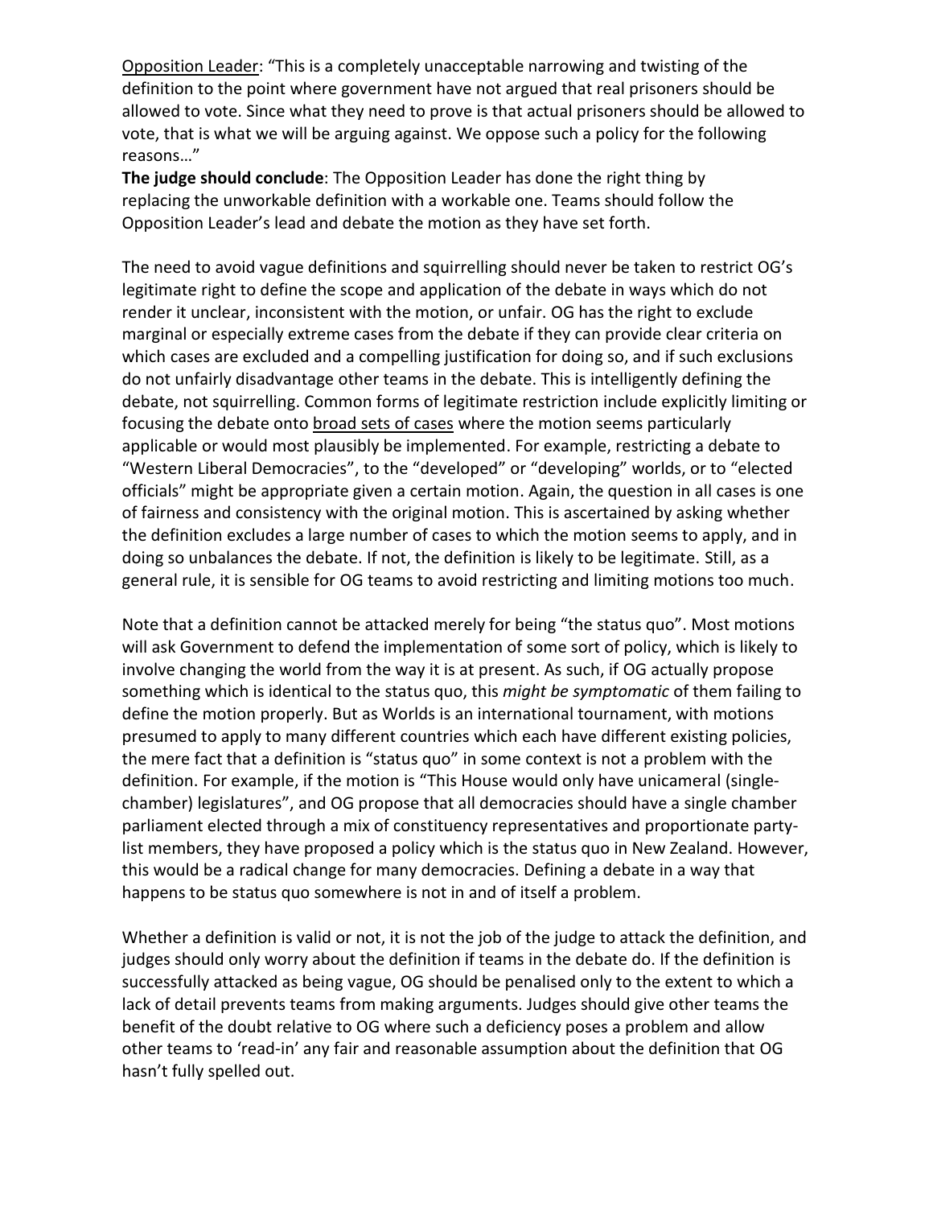<u>Opposition Leader</u>: "This is a completely unacceptable narrowing and twisting of the definition to the point where government have not argued that real prisoners should be allowed to vote. Since what they need to prove is that actual prisoners should be allowed to vote, that is what we will be arguing against. We oppose such a policy for the following reasons…"

**The judge should conclude**: The Opposition Leader has done the right thing by replacing the unworkable definition with a workable one. Teams should follow the Opposition Leader's lead and debate the motion as they have set forth.

The need to avoid vague definitions and squirrelling should never be taken to restrict OG's legitimate right to define the scope and application of the debate in ways which do not render it unclear, inconsistent with the motion, or unfair. OG has the right to exclude marginal or especially extreme cases from the debate if they can provide clear criteria on which cases are excluded and a compelling justification for doing so, and if such exclusions do not unfairly disadvantage other teams in the debate. This is intelligently defining the debate, not squirrelling. Common forms of legitimate restriction include explicitly limiting or focusing the debate onto <u>broad sets of cases</u> where the motion seems particularly applicable or would most plausibly be implemented. For example, restricting a debate to "Western Liberal Democracies", to the "developed" or "developing" worlds, or to "elected officials" might be appropriate given a certain motion. Again, the question in all cases is one of fairness and consistency with the original motion. This is ascertained by asking whether the definition excludes a large number of cases to which the motion seems to apply, and in doing so unbalances the debate. If not, the definition is likely to be legitimate. Still, as a general rule, it is sensible for OG teams to avoid restricting and limiting motions too much.

Note that a definition cannot be attacked merely for being "the status quo". Most motions will ask Government to defend the implementation of some sort of policy, which is likely to involve changing the world from the way it is at present. As such, if OG actually propose something which is identical to the status quo, this *might be symptomatic* of them failing to define the motion properly. But as Worlds is an international tournament, with motions presumed to apply to many different countries which each have different existing policies, the mere fact that a definition is "status quo" in some context is not a problem with the definition. For example, if the motion is "This House would only have unicameral (single-chamber) legislatures", and OG propose that all democracies should have a single chamber parliament elected through a mix of constituency representatives and proportionate party-list members, they have proposed a policy which is the status quo in New Zealand. However, this would be a radical change for many democracies. Defining a debate in a way that happens to be status quo somewhere is not in and of itself a problem.

Whether a definition is valid or not, it is not the job of the judge to attack the definition, and judges should only worry about the definition if teams in the debate do. If the definition is successfully attacked as being vague, OG should be penalised only to the extent to which a lack of detail prevents teams from making arguments. Judges should give other teams the benefit of the doubt relative to OG where such a deficiency poses a problem and allow other teams to 'read-in' any fair and reasonable assumption about the definition that OG hasn't fully spelled out.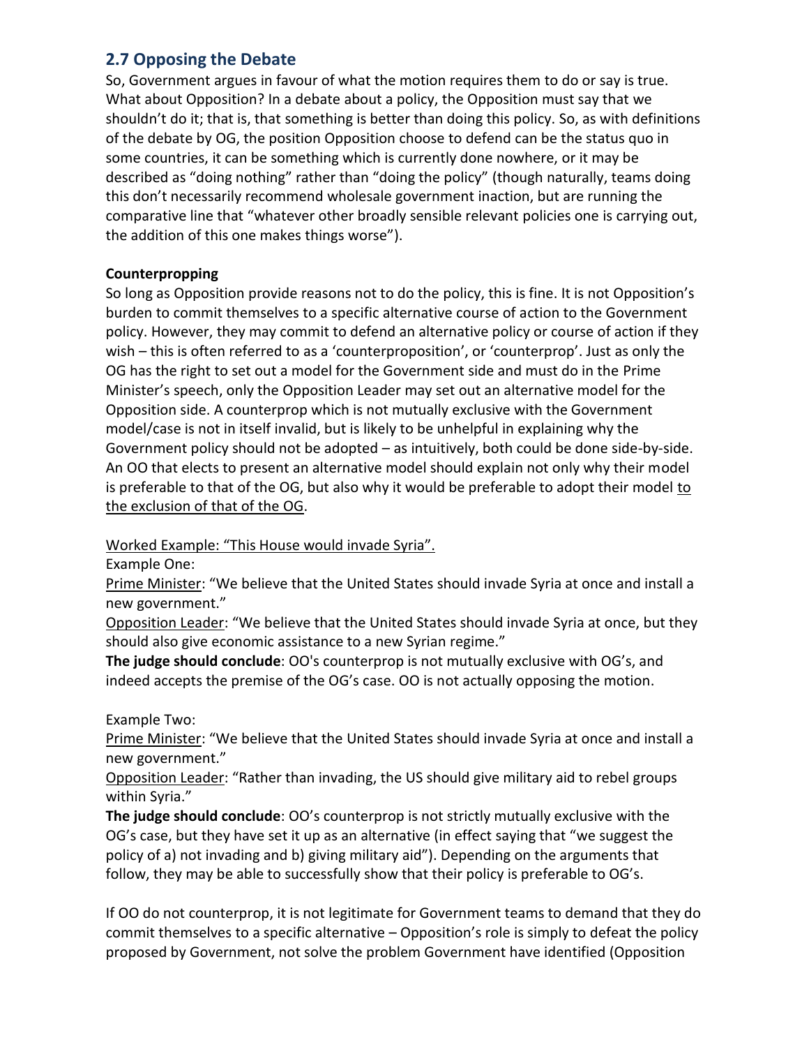## 2.7 Opposing the Debate

So, Government argues in favour of what the motion requires them to do or say is true. What about Opposition? In a debate about a policy, the Opposition must say that we shouldn't do it; that is, that something is better than doing this policy. So, as with definitions of the debate by OG, the position Opposition choose to defend can be the status quo in some countries, it can be something which is currently done nowhere, or it may be described as "doing nothing" rather than "doing the policy" (though naturally, teams doing this don't necessarily recommend wholesale government inaction, but are running the comparative line that "whatever other broadly sensible relevant policies one is carrying out, the addition of this one makes things worse").

**Counterpropping**

So long as Opposition provide reasons not to do the policy, this is fine. It is not Opposition's burden to commit themselves to a specific alternative course of action to the Government policy. However, they may commit to defend an alternative policy or course of action if they wish – this is often referred to as a 'counterproposition', or 'counterprop'. Just as only the OG has the right to set out a model for the Government side and must do in the Prime Minister's speech, only the Opposition Leader may set out an alternative model for the Opposition side. A counterprop which is not mutually exclusive with the Government model/case is not in itself invalid, but is likely to be unhelpful in explaining why the Government policy should not be adopted – as intuitively, both could be done side-by-side. An OO that elects to present an alternative model should explain not only why their model is preferable to that of the OG, but also why it would be preferable to adopt their model <u>to the exclusion of that of the OG</u>.

<u>Worked Example: "This House would invade Syria".</u>

Example One:

<u>Prime Minister</u>: "We believe that the United States should invade Syria at once and install a new government."

<u>Opposition Leader</u>: "We believe that the United States should invade Syria at once, but they should also give economic assistance to a new Syrian regime."

**The judge should conclude**: OO's counterprop is not mutually exclusive with OG's, and indeed accepts the premise of the OG's case. OO is not actually opposing the motion.

Example Two:

<u>Prime Minister</u>: "We believe that the United States should invade Syria at once and install a new government."

<u>Opposition Leader</u>: "Rather than invading, the US should give military aid to rebel groups within Syria."

**The judge should conclude**: OO's counterprop is not strictly mutually exclusive with the OG's case, but they have set it up as an alternative (in effect saying that "we suggest the policy of a) not invading and b) giving military aid"). Depending on the arguments that follow, they may be able to successfully show that their policy is preferable to OG's.

If OO do not counterprop, it is not legitimate for Government teams to demand that they do commit themselves to a specific alternative – Opposition's role is simply to defeat the policy proposed by Government, not solve the problem Government have identified (Opposition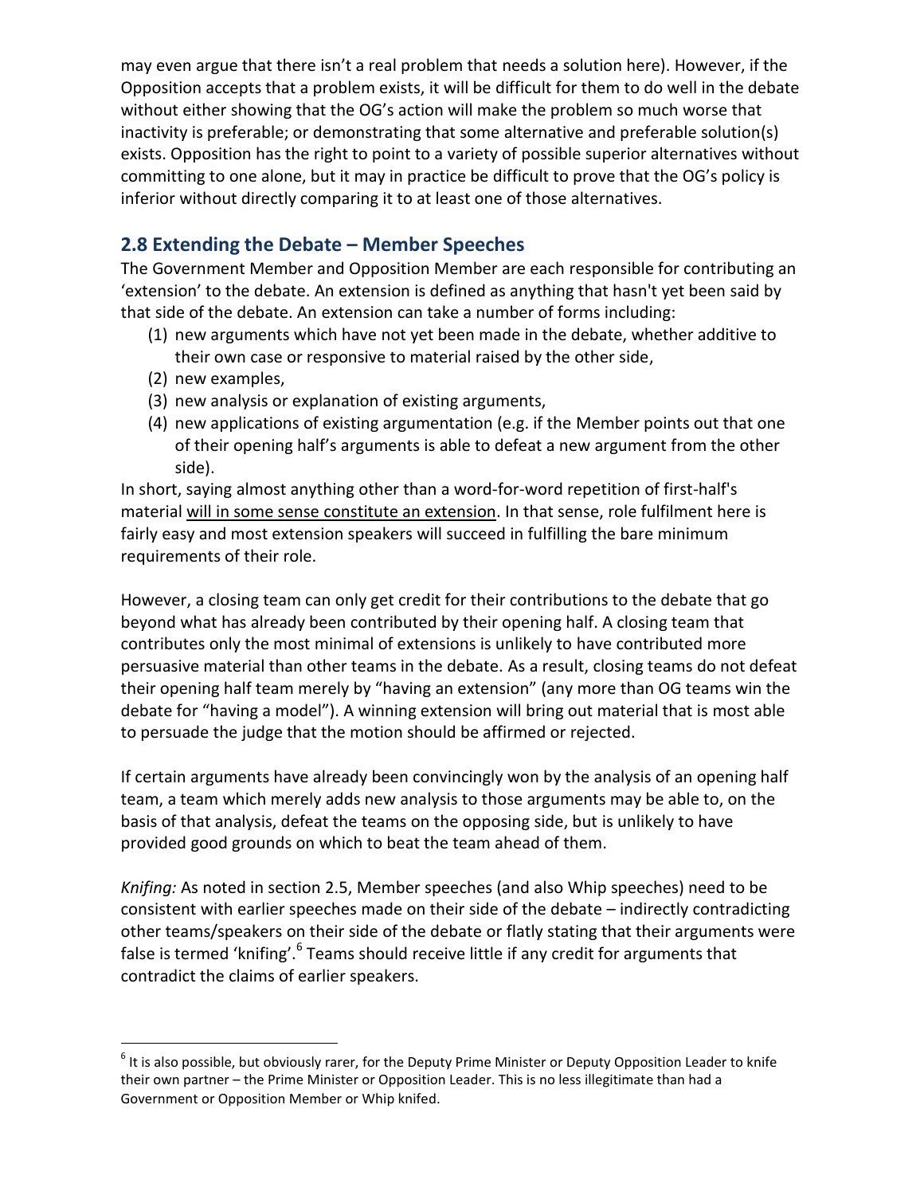may even argue that there isn't a real problem that needs a solution here). However, if the Opposition accepts that a problem exists, it will be difficult for them to do well in the debate without either showing that the OG's action will make the problem so much worse that inactivity is preferable; or demonstrating that some alternative and preferable solution(s) exists. Opposition has the right to point to a variety of possible superior alternatives without committing to one alone, but it may in practice be difficult to prove that the OG's policy is inferior without directly comparing it to at least one of those alternatives.

## 2.8 Extending the Debate – Member Speeches

The Government Member and Opposition Member are each responsible for contributing an 'extension' to the debate. An extension is defined as anything that hasn't yet been said by that side of the debate. An extension can take a number of forms including:

1. new arguments which have not yet been made in the debate, whether additive to their own case or responsive to material raised by the other side,
2. new examples,
3. new analysis or explanation of existing arguments,
4. new applications of existing argumentation (e.g. if the Member points out that one of their opening half's arguments is able to defeat a new argument from the other side).

In short, saying almost anything other than a word-for-word repetition of first-half's material <u>will in some sense constitute an extension</u>. In that sense, role fulfilment here is fairly easy and most extension speakers will succeed in fulfilling the bare minimum requirements of their role.

However, a closing team can only get credit for their contributions to the debate that go beyond what has already been contributed by their opening half. A closing team that contributes only the most minimal of extensions is unlikely to have contributed more persuasive material than other teams in the debate. As a result, closing teams do not defeat their opening half team merely by "having an extension" (any more than OG teams win the debate for "having a model"). A winning extension will bring out material that is most able to persuade the judge that the motion should be affirmed or rejected.

If certain arguments have already been convincingly won by the analysis of an opening half team, a team which merely adds new analysis to those arguments may be able to, on the basis of that analysis, defeat the teams on the opposing side, but is unlikely to have provided good grounds on which to beat the team ahead of them.

*Knifing:* As noted in section 2.5, Member speeches (and also Whip speeches) need to be consistent with earlier speeches made on their side of the debate – indirectly contradicting other teams/speakers on their side of the debate or flatly stating that their arguments were false is termed 'knifing'.[6] Teams should receive little if any credit for arguments that contradict the claims of earlier speakers.

---

[6] It is also possible, but obviously rarer, for the Deputy Prime Minister or Deputy Opposition Leader to knife their own partner – the Prime Minister or Opposition Leader. This is no less illegitimate than had a Government or Opposition Member or Whip knifed.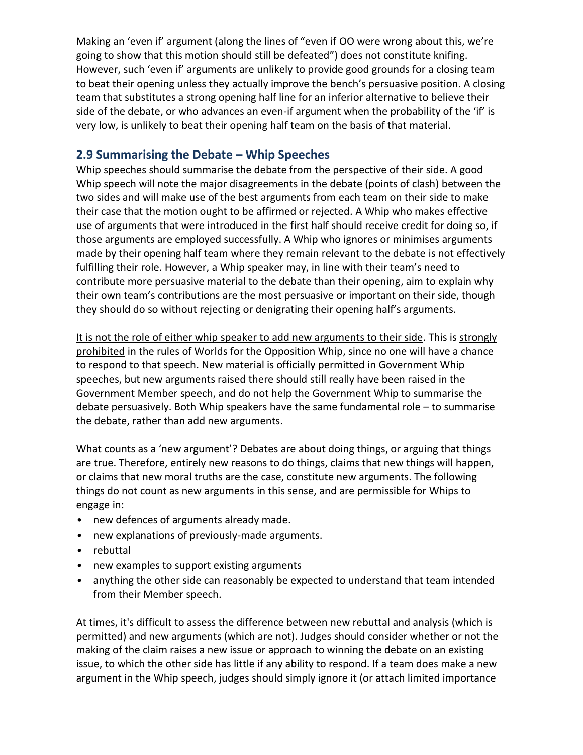Making an 'even if' argument (along the lines of "even if OO were wrong about this, we're going to show that this motion should still be defeated") does not constitute knifing. However, such 'even if' arguments are unlikely to provide good grounds for a closing team to beat their opening unless they actually improve the bench's persuasive position. A closing team that substitutes a strong opening half line for an inferior alternative to believe their side of the debate, or who advances an even-if argument when the probability of the 'if' is very low, is unlikely to beat their opening half team on the basis of that material.

## 2.9 Summarising the Debate – Whip Speeches

Whip speeches should summarise the debate from the perspective of their side. A good Whip speech will note the major disagreements in the debate (points of clash) between the two sides and will make use of the best arguments from each team on their side to make their case that the motion ought to be affirmed or rejected. A Whip who makes effective use of arguments that were introduced in the first half should receive credit for doing so, if those arguments are employed successfully. A Whip who ignores or minimises arguments made by their opening half team where they remain relevant to the debate is not effectively fulfilling their role. However, a Whip speaker may, in line with their team's need to contribute more persuasive material to the debate than their opening, aim to explain why their own team's contributions are the most persuasive or important on their side, though they should do so without rejecting or denigrating their opening half's arguments.

<u>It is not the role of either whip speaker to add new arguments to their side</u>. This is <u>strongly prohibited</u> in the rules of Worlds for the Opposition Whip, since no one will have a chance to respond to that speech. New material is officially permitted in Government Whip speeches, but new arguments raised there should still really have been raised in the Government Member speech, and do not help the Government Whip to summarise the debate persuasively. Both Whip speakers have the same fundamental role – to summarise the debate, rather than add new arguments.

What counts as a 'new argument'? Debates are about doing things, or arguing that things are true. Therefore, entirely new reasons to do things, claims that new things will happen, or claims that new moral truths are the case, constitute new arguments. The following things do not count as new arguments in this sense, and are permissible for Whips to engage in:

- new defences of arguments already made.
- new explanations of previously-made arguments.
- rebuttal
- new examples to support existing arguments
- anything the other side can reasonably be expected to understand that team intended from their Member speech.

At times, it's difficult to assess the difference between new rebuttal and analysis (which is permitted) and new arguments (which are not). Judges should consider whether or not the making of the claim raises a new issue or approach to winning the debate on an existing issue, to which the other side has little if any ability to respond. If a team does make a new argument in the Whip speech, judges should simply ignore it (or attach limited importance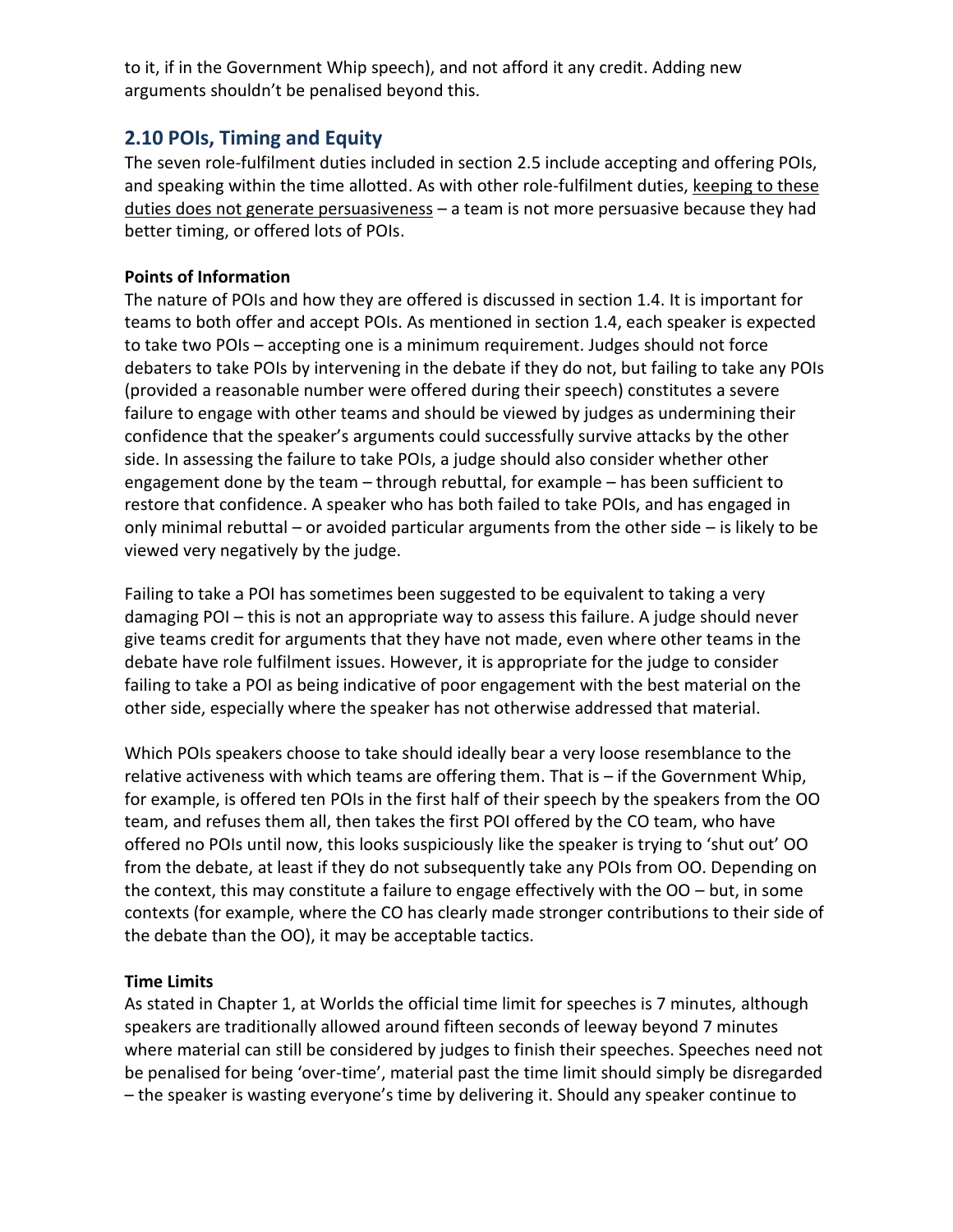to it, if in the Government Whip speech), and not afford it any credit. Adding new arguments shouldn't be penalised beyond this.

## 2.10 POIs, Timing and Equity

The seven role-fulfilment duties included in section 2.5 include accepting and offering POIs, and speaking within the time allotted. As with other role-fulfilment duties, keeping to these duties does not generate persuasiveness – a team is not more persuasive because they had better timing, or offered lots of POIs.

**Points of Information**

The nature of POIs and how they are offered is discussed in section 1.4. It is important for teams to both offer and accept POIs. As mentioned in section 1.4, each speaker is expected to take two POIs – accepting one is a minimum requirement. Judges should not force debaters to take POIs by intervening in the debate if they do not, but failing to take any POIs (provided a reasonable number were offered during their speech) constitutes a severe failure to engage with other teams and should be viewed by judges as undermining their confidence that the speaker's arguments could successfully survive attacks by the other side. In assessing the failure to take POIs, a judge should also consider whether other engagement done by the team – through rebuttal, for example – has been sufficient to restore that confidence. A speaker who has both failed to take POIs, and has engaged in only minimal rebuttal – or avoided particular arguments from the other side – is likely to be viewed very negatively by the judge.

Failing to take a POI has sometimes been suggested to be equivalent to taking a very damaging POI – this is not an appropriate way to assess this failure. A judge should never give teams credit for arguments that they have not made, even where other teams in the debate have role fulfilment issues. However, it is appropriate for the judge to consider failing to take a POI as being indicative of poor engagement with the best material on the other side, especially where the speaker has not otherwise addressed that material.

Which POIs speakers choose to take should ideally bear a very loose resemblance to the relative activeness with which teams are offering them. That is – if the Government Whip, for example, is offered ten POIs in the first half of their speech by the speakers from the OO team, and refuses them all, then takes the first POI offered by the CO team, who have offered no POIs until now, this looks suspiciously like the speaker is trying to 'shut out' OO from the debate, at least if they do not subsequently take any POIs from OO. Depending on the context, this may constitute a failure to engage effectively with the OO – but, in some contexts (for example, where the CO has clearly made stronger contributions to their side of the debate than the OO), it may be acceptable tactics.

**Time Limits**

As stated in Chapter 1, at Worlds the official time limit for speeches is 7 minutes, although speakers are traditionally allowed around fifteen seconds of leeway beyond 7 minutes where material can still be considered by judges to finish their speeches. Speeches need not be penalised for being 'over-time', material past the time limit should simply be disregarded – the speaker is wasting everyone's time by delivering it. Should any speaker continue to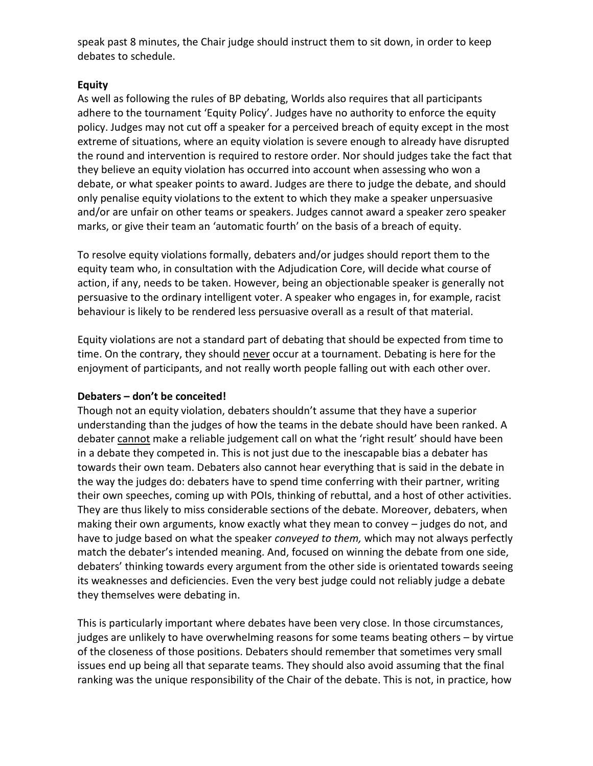speak past 8 minutes, the Chair judge should instruct them to sit down, in order to keep debates to schedule.

**Equity**

As well as following the rules of BP debating, Worlds also requires that all participants adhere to the tournament 'Equity Policy'. Judges have no authority to enforce the equity policy. Judges may not cut off a speaker for a perceived breach of equity except in the most extreme of situations, where an equity violation is severe enough to already have disrupted the round and intervention is required to restore order. Nor should judges take the fact that they believe an equity violation has occurred into account when assessing who won a debate, or what speaker points to award. Judges are there to judge the debate, and should only penalise equity violations to the extent to which they make a speaker unpersuasive and/or are unfair on other teams or speakers. Judges cannot award a speaker zero speaker marks, or give their team an 'automatic fourth' on the basis of a breach of equity.

To resolve equity violations formally, debaters and/or judges should report them to the equity team who, in consultation with the Adjudication Core, will decide what course of action, if any, needs to be taken. However, being an objectionable speaker is generally not persuasive to the ordinary intelligent voter. A speaker who engages in, for example, racist behaviour is likely to be rendered less persuasive overall as a result of that material.

Equity violations are not a standard part of debating that should be expected from time to time. On the contrary, they should never occur at a tournament. Debating is here for the enjoyment of participants, and not really worth people falling out with each other over.

**Debaters – don't be conceited!**

Though not an equity violation, debaters shouldn't assume that they have a superior understanding than the judges of how the teams in the debate should have been ranked. A debater cannot make a reliable judgement call on what the 'right result' should have been in a debate they competed in. This is not just due to the inescapable bias a debater has towards their own team. Debaters also cannot hear everything that is said in the debate in the way the judges do: debaters have to spend time conferring with their partner, writing their own speeches, coming up with POIs, thinking of rebuttal, and a host of other activities. They are thus likely to miss considerable sections of the debate. Moreover, debaters, when making their own arguments, know exactly what they mean to convey – judges do not, and have to judge based on what the speaker *conveyed to them,* which may not always perfectly match the debater's intended meaning. And, focused on winning the debate from one side, debaters' thinking towards every argument from the other side is orientated towards seeing its weaknesses and deficiencies. Even the very best judge could not reliably judge a debate they themselves were debating in.

This is particularly important where debates have been very close. In those circumstances, judges are unlikely to have overwhelming reasons for some teams beating others – by virtue of the closeness of those positions. Debaters should remember that sometimes very small issues end up being all that separate teams. They should also avoid assuming that the final ranking was the unique responsibility of the Chair of the debate. This is not, in practice, how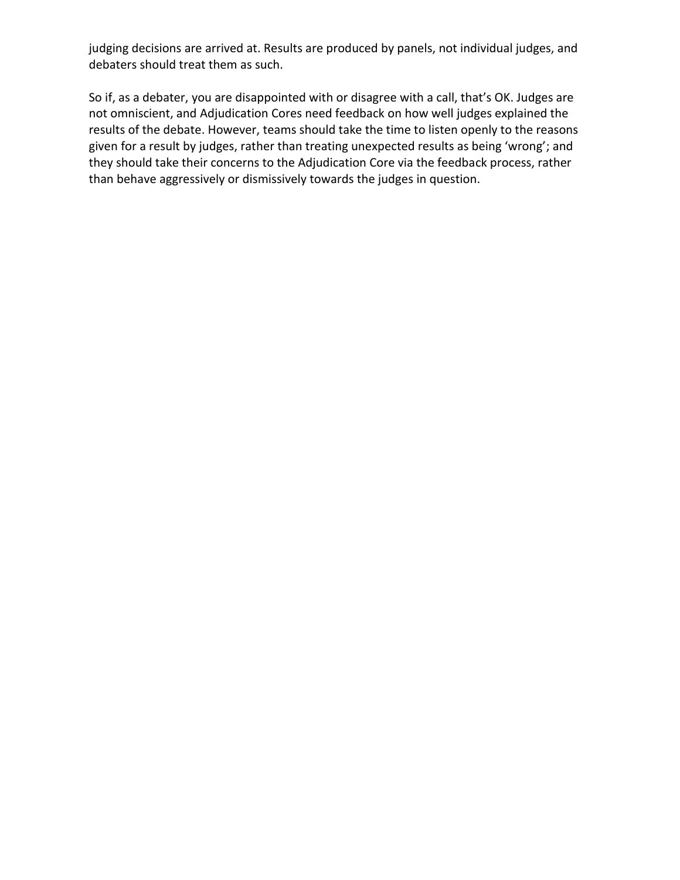judging decisions are arrived at. Results are produced by panels, not individual judges, and debaters should treat them as such.

So if, as a debater, you are disappointed with or disagree with a call, that's OK. Judges are not omniscient, and Adjudication Cores need feedback on how well judges explained the results of the debate. However, teams should take the time to listen openly to the reasons given for a result by judges, rather than treating unexpected results as being 'wrong'; and they should take their concerns to the Adjudication Core via the feedback process, rather than behave aggressively or dismissively towards the judges in question.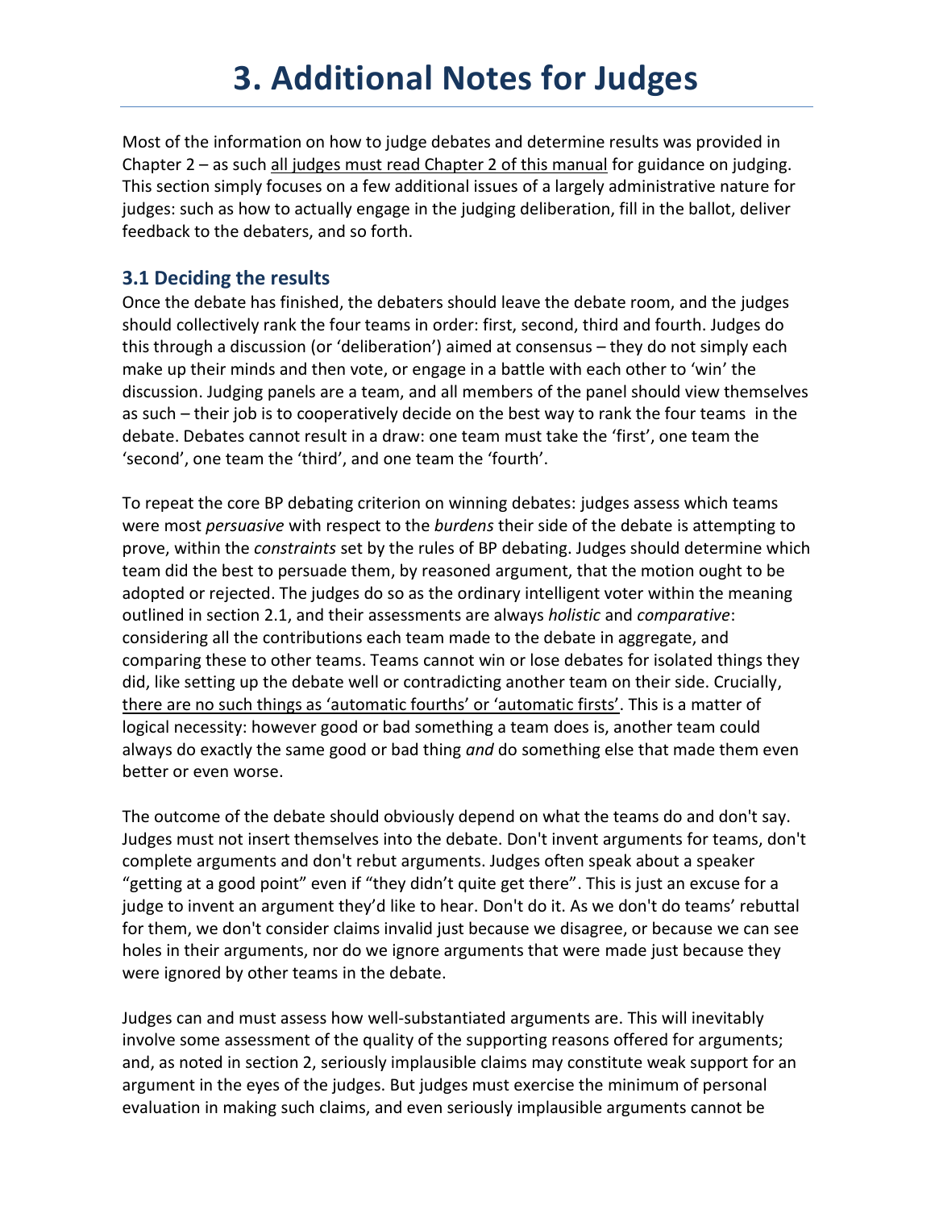# 3. Additional Notes for Judges

Most of the information on how to judge debates and determine results was provided in Chapter 2 – as such all judges must read Chapter 2 of this manual for guidance on judging. This section simply focuses on a few additional issues of a largely administrative nature for judges: such as how to actually engage in the judging deliberation, fill in the ballot, deliver feedback to the debaters, and so forth.

## 3.1 Deciding the results

Once the debate has finished, the debaters should leave the debate room, and the judges should collectively rank the four teams in order: first, second, third and fourth. Judges do this through a discussion (or 'deliberation') aimed at consensus – they do not simply each make up their minds and then vote, or engage in a battle with each other to 'win' the discussion. Judging panels are a team, and all members of the panel should view themselves as such – their job is to cooperatively decide on the best way to rank the four teams in the debate. Debates cannot result in a draw: one team must take the 'first', one team the 'second', one team the 'third', and one team the 'fourth'.

To repeat the core BP debating criterion on winning debates: judges assess which teams were most *persuasive* with respect to the *burdens* their side of the debate is attempting to prove, within the *constraints* set by the rules of BP debating. Judges should determine which team did the best to persuade them, by reasoned argument, that the motion ought to be adopted or rejected. The judges do so as the ordinary intelligent voter within the meaning outlined in section 2.1, and their assessments are always *holistic* and *comparative*: considering all the contributions each team made to the debate in aggregate, and comparing these to other teams. Teams cannot win or lose debates for isolated things they did, like setting up the debate well or contradicting another team on their side. Crucially, there are no such things as 'automatic fourths' or 'automatic firsts'. This is a matter of logical necessity: however good or bad something a team does is, another team could always do exactly the same good or bad thing *and* do something else that made them even better or even worse.

The outcome of the debate should obviously depend on what the teams do and don't say. Judges must not insert themselves into the debate. Don't invent arguments for teams, don't complete arguments and don't rebut arguments. Judges often speak about a speaker "getting at a good point" even if "they didn't quite get there". This is just an excuse for a judge to invent an argument they'd like to hear. Don't do it. As we don't do teams' rebuttal for them, we don't consider claims invalid just because we disagree, or because we can see holes in their arguments, nor do we ignore arguments that were made just because they were ignored by other teams in the debate.

Judges can and must assess how well-substantiated arguments are. This will inevitably involve some assessment of the quality of the supporting reasons offered for arguments; and, as noted in section 2, seriously implausible claims may constitute weak support for an argument in the eyes of the judges. But judges must exercise the minimum of personal evaluation in making such claims, and even seriously implausible arguments cannot be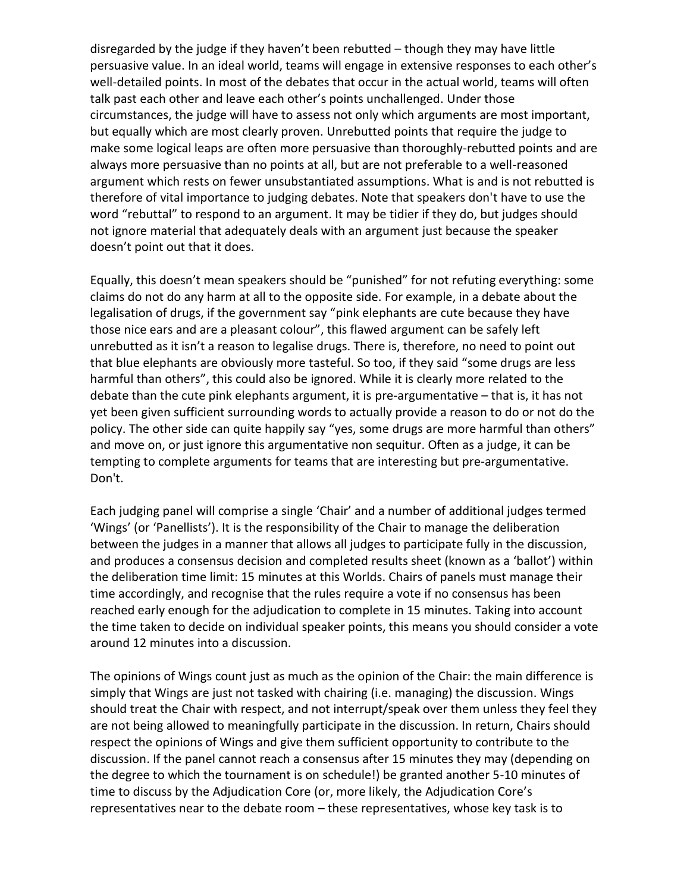disregarded by the judge if they haven't been rebutted – though they may have little persuasive value. In an ideal world, teams will engage in extensive responses to each other's well-detailed points. In most of the debates that occur in the actual world, teams will often talk past each other and leave each other's points unchallenged. Under those circumstances, the judge will have to assess not only which arguments are most important, but equally which are most clearly proven. Unrebutted points that require the judge to make some logical leaps are often more persuasive than thoroughly-rebutted points and are always more persuasive than no points at all, but are not preferable to a well-reasoned argument which rests on fewer unsubstantiated assumptions. What is and is not rebutted is therefore of vital importance to judging debates. Note that speakers don't have to use the word "rebuttal" to respond to an argument. It may be tidier if they do, but judges should not ignore material that adequately deals with an argument just because the speaker doesn't point out that it does.

Equally, this doesn't mean speakers should be "punished" for not refuting everything: some claims do not do any harm at all to the opposite side. For example, in a debate about the legalisation of drugs, if the government say "pink elephants are cute because they have those nice ears and are a pleasant colour", this flawed argument can be safely left unrebutted as it isn't a reason to legalise drugs. There is, therefore, no need to point out that blue elephants are obviously more tasteful. So too, if they said "some drugs are less harmful than others", this could also be ignored. While it is clearly more related to the debate than the cute pink elephants argument, it is pre-argumentative – that is, it has not yet been given sufficient surrounding words to actually provide a reason to do or not do the policy. The other side can quite happily say "yes, some drugs are more harmful than others" and move on, or just ignore this argumentative non sequitur. Often as a judge, it can be tempting to complete arguments for teams that are interesting but pre-argumentative. Don't.

Each judging panel will comprise a single 'Chair' and a number of additional judges termed 'Wings' (or 'Panellists'). It is the responsibility of the Chair to manage the deliberation between the judges in a manner that allows all judges to participate fully in the discussion, and produces a consensus decision and completed results sheet (known as a 'ballot') within the deliberation time limit: 15 minutes at this Worlds. Chairs of panels must manage their time accordingly, and recognise that the rules require a vote if no consensus has been reached early enough for the adjudication to complete in 15 minutes. Taking into account the time taken to decide on individual speaker points, this means you should consider a vote around 12 minutes into a discussion.

The opinions of Wings count just as much as the opinion of the Chair: the main difference is simply that Wings are just not tasked with chairing (i.e. managing) the discussion. Wings should treat the Chair with respect, and not interrupt/speak over them unless they feel they are not being allowed to meaningfully participate in the discussion. In return, Chairs should respect the opinions of Wings and give them sufficient opportunity to contribute to the discussion. If the panel cannot reach a consensus after 15 minutes they may (depending on the degree to which the tournament is on schedule!) be granted another 5-10 minutes of time to discuss by the Adjudication Core (or, more likely, the Adjudication Core's representatives near to the debate room – these representatives, whose key task is to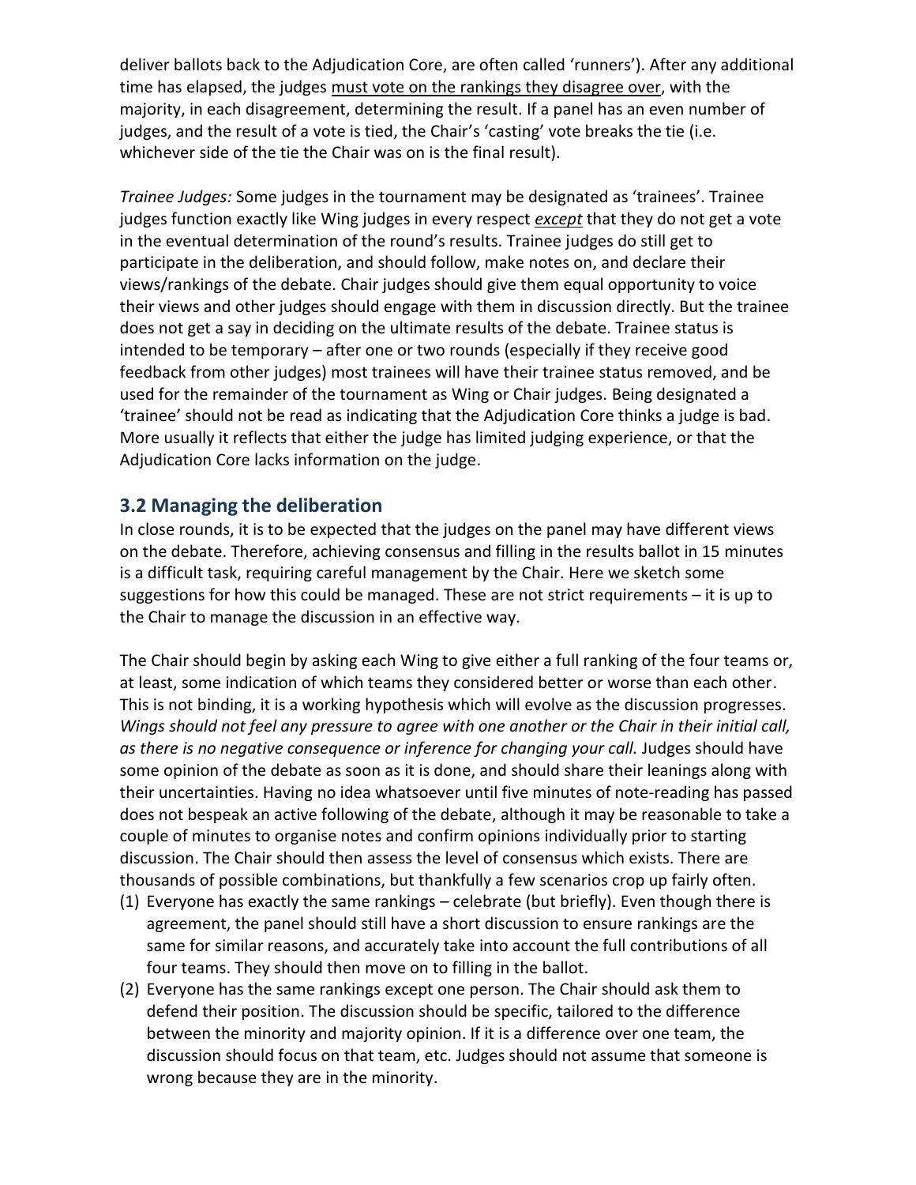deliver ballots back to the Adjudication Core, are often called 'runners'). After any additional time has elapsed, the judges <u>must vote on the rankings they disagree over</u>, with the majority, in each disagreement, determining the result. If a panel has an even number of judges, and the result of a vote is tied, the Chair's 'casting' vote breaks the tie (i.e. whichever side of the tie the Chair was on is the final result).

*Trainee Judges:* Some judges in the tournament may be designated as 'trainees'. Trainee judges function exactly like Wing judges in every respect ***except*** that they do not get a vote in the eventual determination of the round's results. Trainee judges do still get to participate in the deliberation, and should follow, make notes on, and declare their views/rankings of the debate. Chair judges should give them equal opportunity to voice their views and other judges should engage with them in discussion directly. But the trainee does not get a say in deciding on the ultimate results of the debate. Trainee status is intended to be temporary – after one or two rounds (especially if they receive good feedback from other judges) most trainees will have their trainee status removed, and be used for the remainder of the tournament as Wing or Chair judges. Being designated a 'trainee' should not be read as indicating that the Adjudication Core thinks a judge is bad. More usually it reflects that either the judge has limited judging experience, or that the Adjudication Core lacks information on the judge.

## 3.2 Managing the deliberation

In close rounds, it is to be expected that the judges on the panel may have different views on the debate. Therefore, achieving consensus and filling in the results ballot in 15 minutes is a difficult task, requiring careful management by the Chair. Here we sketch some suggestions for how this could be managed. These are not strict requirements – it is up to the Chair to manage the discussion in an effective way.

The Chair should begin by asking each Wing to give either a full ranking of the four teams or, at least, some indication of which teams they considered better or worse than each other. This is not binding, it is a working hypothesis which will evolve as the discussion progresses. *Wings should not feel any pressure to agree with one another or the Chair in their initial call, as there is no negative consequence or inference for changing your call.* Judges should have some opinion of the debate as soon as it is done, and should share their leanings along with their uncertainties. Having no idea whatsoever until five minutes of note-reading has passed does not bespeak an active following of the debate, although it may be reasonable to take a couple of minutes to organise notes and confirm opinions individually prior to starting discussion. The Chair should then assess the level of consensus which exists. There are thousands of possible combinations, but thankfully a few scenarios crop up fairly often.

(1) Everyone has exactly the same rankings – celebrate (but briefly). Even though there is agreement, the panel should still have a short discussion to ensure rankings are the same for similar reasons, and accurately take into account the full contributions of all four teams. They should then move on to filling in the ballot.
(2) Everyone has the same rankings except one person. The Chair should ask them to defend their position. The discussion should be specific, tailored to the difference between the minority and majority opinion. If it is a difference over one team, the discussion should focus on that team, etc. Judges should not assume that someone is wrong because they are in the minority.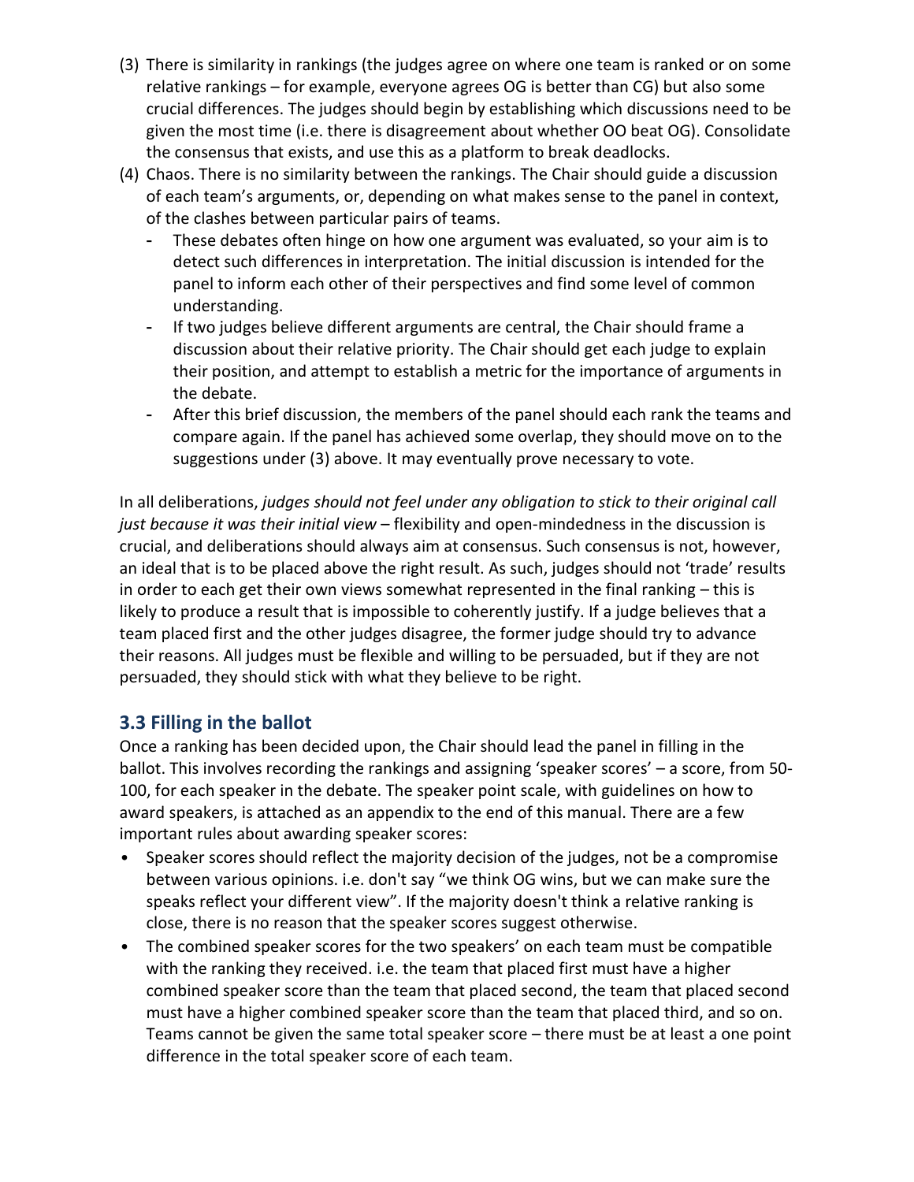(3) There is similarity in rankings (the judges agree on where one team is ranked or on some relative rankings – for example, everyone agrees OG is better than CG) but also some crucial differences. The judges should begin by establishing which discussions need to be given the most time (i.e. there is disagreement about whether OO beat OG). Consolidate the consensus that exists, and use this as a platform to break deadlocks.

(4) Chaos. There is no similarity between the rankings. The Chair should guide a discussion of each team's arguments, or, depending on what makes sense to the panel in context, of the clashes between particular pairs of teams.
   - These debates often hinge on how one argument was evaluated, so your aim is to detect such differences in interpretation. The initial discussion is intended for the panel to inform each other of their perspectives and find some level of common understanding.
   - If two judges believe different arguments are central, the Chair should frame a discussion about their relative priority. The Chair should get each judge to explain their position, and attempt to establish a metric for the importance of arguments in the debate.
   - After this brief discussion, the members of the panel should each rank the teams and compare again. If the panel has achieved some overlap, they should move on to the suggestions under (3) above. It may eventually prove necessary to vote.

In all deliberations, *judges should not feel under any obligation to stick to their original call just because it was their initial view* – flexibility and open-mindedness in the discussion is crucial, and deliberations should always aim at consensus. Such consensus is not, however, an ideal that is to be placed above the right result. As such, judges should not 'trade' results in order to each get their own views somewhat represented in the final ranking – this is likely to produce a result that is impossible to coherently justify. If a judge believes that a team placed first and the other judges disagree, the former judge should try to advance their reasons. All judges must be flexible and willing to be persuaded, but if they are not persuaded, they should stick with what they believe to be right.

### 3.3 Filling in the ballot

Once a ranking has been decided upon, the Chair should lead the panel in filling in the ballot. This involves recording the rankings and assigning 'speaker scores' – a score, from 50-100, for each speaker in the debate. The speaker point scale, with guidelines on how to award speakers, is attached as an appendix to the end of this manual. There are a few important rules about awarding speaker scores:

- Speaker scores should reflect the majority decision of the judges, not be a compromise between various opinions. i.e. don't say "we think OG wins, but we can make sure the speaks reflect your different view". If the majority doesn't think a relative ranking is close, there is no reason that the speaker scores suggest otherwise.
- The combined speaker scores for the two speakers' on each team must be compatible with the ranking they received. i.e. the team that placed first must have a higher combined speaker score than the team that placed second, the team that placed second must have a higher combined speaker score than the team that placed third, and so on. Teams cannot be given the same total speaker score – there must be at least a one point difference in the total speaker score of each team.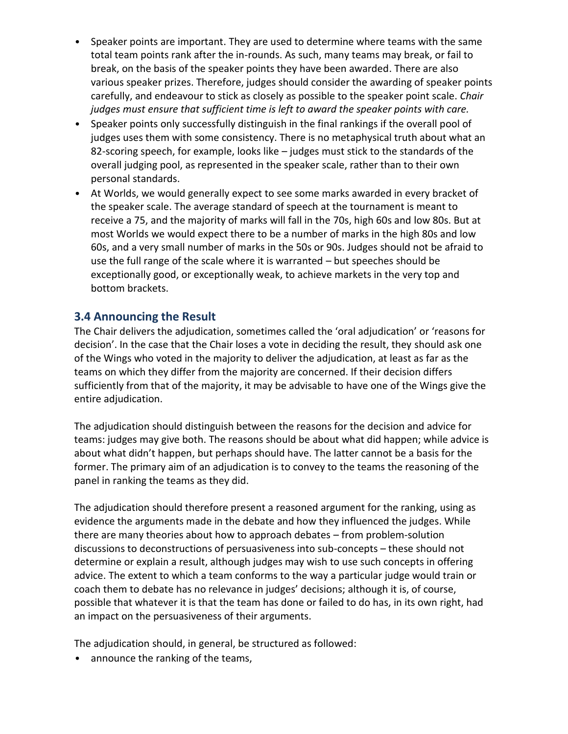- Speaker points are important. They are used to determine where teams with the same total team points rank after the in-rounds. As such, many teams may break, or fail to break, on the basis of the speaker points they have been awarded. There are also various speaker prizes. Therefore, judges should consider the awarding of speaker points carefully, and endeavour to stick as closely as possible to the speaker point scale. *Chair judges must ensure that sufficient time is left to award the speaker points with care.*
- Speaker points only successfully distinguish in the final rankings if the overall pool of judges uses them with some consistency. There is no metaphysical truth about what an 82-scoring speech, for example, looks like – judges must stick to the standards of the overall judging pool, as represented in the speaker scale, rather than to their own personal standards.
- At Worlds, we would generally expect to see some marks awarded in every bracket of the speaker scale. The average standard of speech at the tournament is meant to receive a 75, and the majority of marks will fall in the 70s, high 60s and low 80s. But at most Worlds we would expect there to be a number of marks in the high 80s and low 60s, and a very small number of marks in the 50s or 90s. Judges should not be afraid to use the full range of the scale where it is warranted – but speeches should be exceptionally good, or exceptionally weak, to achieve markets in the very top and bottom brackets.

## 3.4 Announcing the Result

The Chair delivers the adjudication, sometimes called the 'oral adjudication' or 'reasons for decision'. In the case that the Chair loses a vote in deciding the result, they should ask one of the Wings who voted in the majority to deliver the adjudication, at least as far as the teams on which they differ from the majority are concerned. If their decision differs sufficiently from that of the majority, it may be advisable to have one of the Wings give the entire adjudication.

The adjudication should distinguish between the reasons for the decision and advice for teams: judges may give both. The reasons should be about what did happen; while advice is about what didn't happen, but perhaps should have. The latter cannot be a basis for the former. The primary aim of an adjudication is to convey to the teams the reasoning of the panel in ranking the teams as they did.

The adjudication should therefore present a reasoned argument for the ranking, using as evidence the arguments made in the debate and how they influenced the judges. While there are many theories about how to approach debates – from problem-solution discussions to deconstructions of persuasiveness into sub-concepts – these should not determine or explain a result, although judges may wish to use such concepts in offering advice. The extent to which a team conforms to the way a particular judge would train or coach them to debate has no relevance in judges' decisions; although it is, of course, possible that whatever it is that the team has done or failed to do has, in its own right, had an impact on the persuasiveness of their arguments.

The adjudication should, in general, be structured as followed:

- announce the ranking of the teams,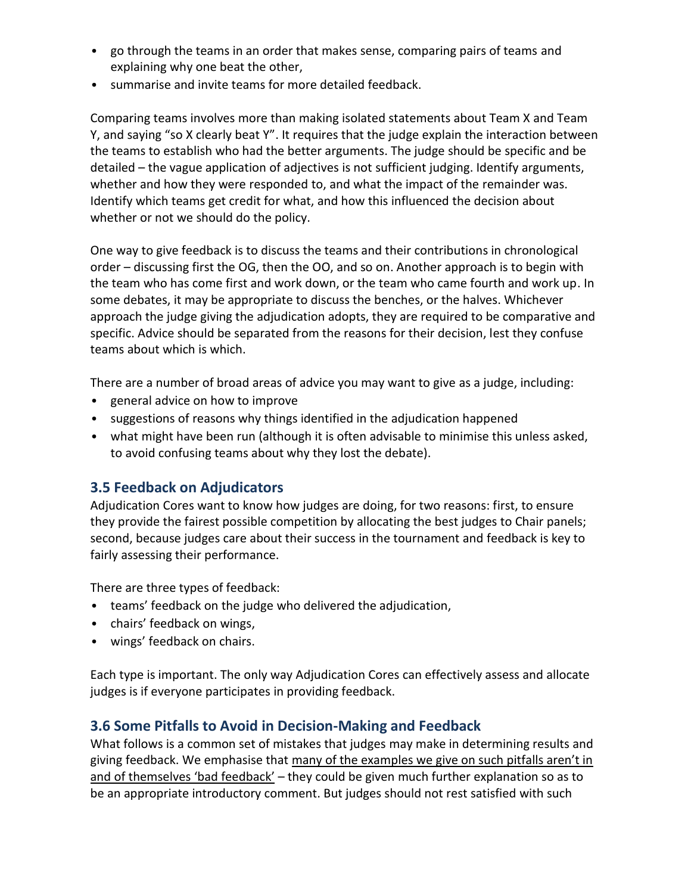- go through the teams in an order that makes sense, comparing pairs of teams and explaining why one beat the other,
- summarise and invite teams for more detailed feedback.

Comparing teams involves more than making isolated statements about Team X and Team Y, and saying "so X clearly beat Y". It requires that the judge explain the interaction between the teams to establish who had the better arguments. The judge should be specific and be detailed – the vague application of adjectives is not sufficient judging. Identify arguments, whether and how they were responded to, and what the impact of the remainder was. Identify which teams get credit for what, and how this influenced the decision about whether or not we should do the policy.

One way to give feedback is to discuss the teams and their contributions in chronological order – discussing first the OG, then the OO, and so on. Another approach is to begin with the team who has come first and work down, or the team who came fourth and work up. In some debates, it may be appropriate to discuss the benches, or the halves. Whichever approach the judge giving the adjudication adopts, they are required to be comparative and specific. Advice should be separated from the reasons for their decision, lest they confuse teams about which is which.

There are a number of broad areas of advice you may want to give as a judge, including:

- general advice on how to improve
- suggestions of reasons why things identified in the adjudication happened
- what might have been run (although it is often advisable to minimise this unless asked, to avoid confusing teams about why they lost the debate).

## 3.5 Feedback on Adjudicators

Adjudication Cores want to know how judges are doing, for two reasons: first, to ensure they provide the fairest possible competition by allocating the best judges to Chair panels; second, because judges care about their success in the tournament and feedback is key to fairly assessing their performance.

There are three types of feedback:

- teams' feedback on the judge who delivered the adjudication,
- chairs' feedback on wings,
- wings' feedback on chairs.

Each type is important. The only way Adjudication Cores can effectively assess and allocate judges is if everyone participates in providing feedback.

## 3.6 Some Pitfalls to Avoid in Decision-Making and Feedback

What follows is a common set of mistakes that judges may make in determining results and giving feedback. We emphasise that <u>many of the examples we give on such pitfalls aren't in and of themselves 'bad feedback'</u> – they could be given much further explanation so as to be an appropriate introductory comment. But judges should not rest satisfied with such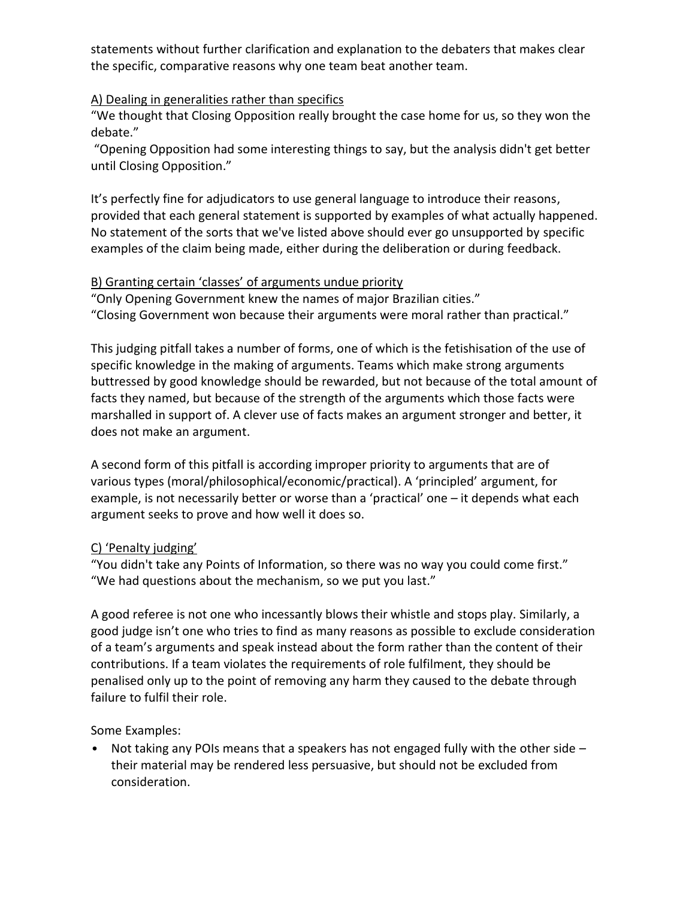statements without further clarification and explanation to the debaters that makes clear the specific, comparative reasons why one team beat another team.

<u>A) Dealing in generalities rather than specifics</u>

"We thought that Closing Opposition really brought the case home for us, so they won the debate."

"Opening Opposition had some interesting things to say, but the analysis didn't get better until Closing Opposition."

It's perfectly fine for adjudicators to use general language to introduce their reasons, provided that each general statement is supported by examples of what actually happened. No statement of the sorts that we've listed above should ever go unsupported by specific examples of the claim being made, either during the deliberation or during feedback.

<u>B) Granting certain 'classes' of arguments undue priority</u>

"Only Opening Government knew the names of major Brazilian cities."

"Closing Government won because their arguments were moral rather than practical."

This judging pitfall takes a number of forms, one of which is the fetishisation of the use of specific knowledge in the making of arguments. Teams which make strong arguments buttressed by good knowledge should be rewarded, but not because of the total amount of facts they named, but because of the strength of the arguments which those facts were marshalled in support of. A clever use of facts makes an argument stronger and better, it does not make an argument.

A second form of this pitfall is according improper priority to arguments that are of various types (moral/philosophical/economic/practical). A 'principled' argument, for example, is not necessarily better or worse than a 'practical' one – it depends what each argument seeks to prove and how well it does so.

<u>C) 'Penalty judging'</u>

"You didn't take any Points of Information, so there was no way you could come first."

"We had questions about the mechanism, so we put you last."

A good referee is not one who incessantly blows their whistle and stops play. Similarly, a good judge isn't one who tries to find as many reasons as possible to exclude consideration of a team's arguments and speak instead about the form rather than the content of their contributions. If a team violates the requirements of role fulfilment, they should be penalised only up to the point of removing any harm they caused to the debate through failure to fulfil their role.

Some Examples:

- Not taking any POIs means that a speakers has not engaged fully with the other side – their material may be rendered less persuasive, but should not be excluded from consideration.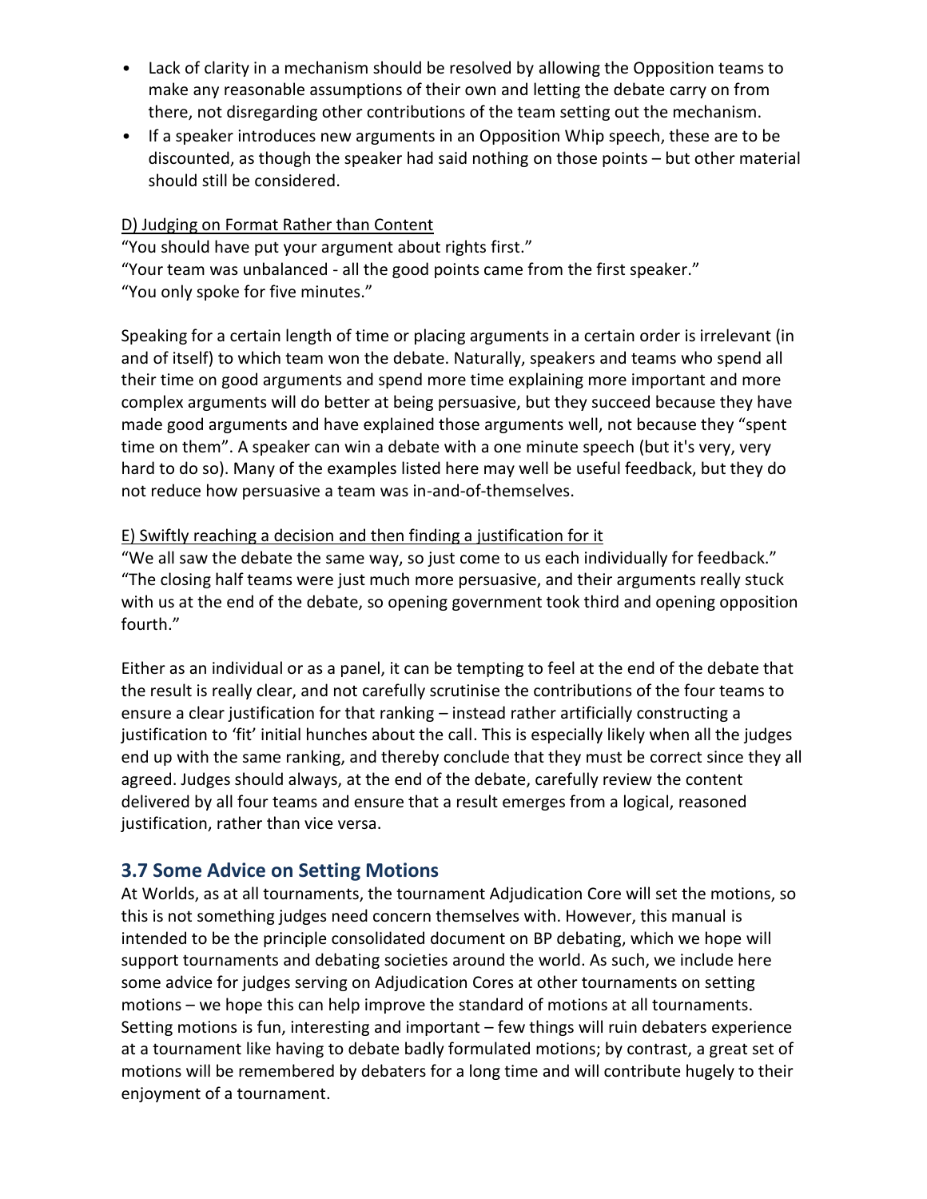- Lack of clarity in a mechanism should be resolved by allowing the Opposition teams to make any reasonable assumptions of their own and letting the debate carry on from there, not disregarding other contributions of the team setting out the mechanism.
- If a speaker introduces new arguments in an Opposition Whip speech, these are to be discounted, as though the speaker had said nothing on those points – but other material should still be considered.

D) Judging on Format Rather than Content

"You should have put your argument about rights first."
"Your team was unbalanced - all the good points came from the first speaker."
"You only spoke for five minutes."

Speaking for a certain length of time or placing arguments in a certain order is irrelevant (in and of itself) to which team won the debate. Naturally, speakers and teams who spend all their time on good arguments and spend more time explaining more important and more complex arguments will do better at being persuasive, but they succeed because they have made good arguments and have explained those arguments well, not because they "spent time on them". A speaker can win a debate with a one minute speech (but it's very, very hard to do so). Many of the examples listed here may well be useful feedback, but they do not reduce how persuasive a team was in-and-of-themselves.

E) Swiftly reaching a decision and then finding a justification for it

"We all saw the debate the same way, so just come to us each individually for feedback."
"The closing half teams were just much more persuasive, and their arguments really stuck with us at the end of the debate, so opening government took third and opening opposition fourth."

Either as an individual or as a panel, it can be tempting to feel at the end of the debate that the result is really clear, and not carefully scrutinise the contributions of the four teams to ensure a clear justification for that ranking – instead rather artificially constructing a justification to 'fit' initial hunches about the call. This is especially likely when all the judges end up with the same ranking, and thereby conclude that they must be correct since they all agreed. Judges should always, at the end of the debate, carefully review the content delivered by all four teams and ensure that a result emerges from a logical, reasoned justification, rather than vice versa.

### 3.7 Some Advice on Setting Motions

At Worlds, as at all tournaments, the tournament Adjudication Core will set the motions, so this is not something judges need concern themselves with. However, this manual is intended to be the principle consolidated document on BP debating, which we hope will support tournaments and debating societies around the world. As such, we include here some advice for judges serving on Adjudication Cores at other tournaments on setting motions – we hope this can help improve the standard of motions at all tournaments. Setting motions is fun, interesting and important – few things will ruin debaters experience at a tournament like having to debate badly formulated motions; by contrast, a great set of motions will be remembered by debaters for a long time and will contribute hugely to their enjoyment of a tournament.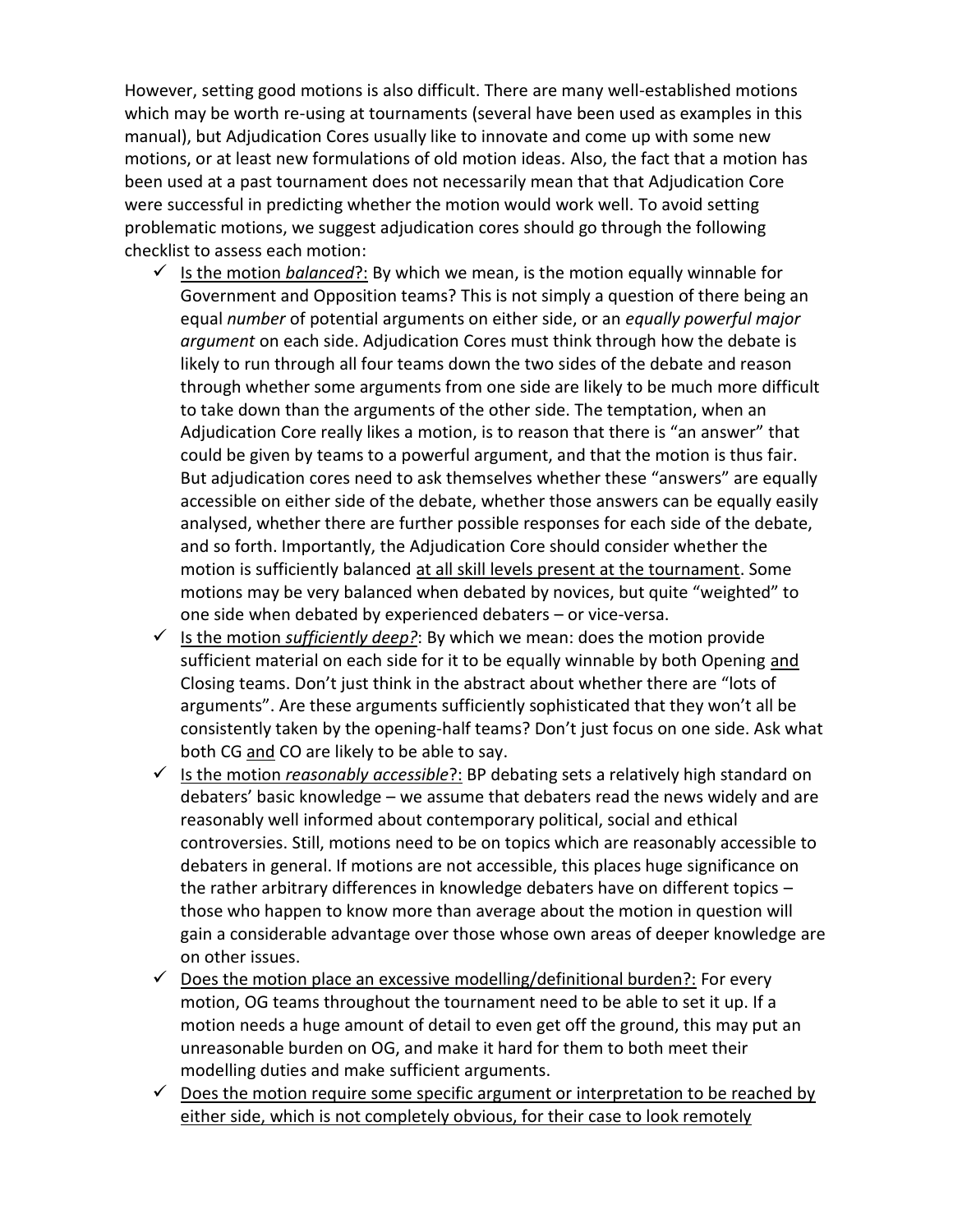However, setting good motions is also difficult. There are many well-established motions which may be worth re-using at tournaments (several have been used as examples in this manual), but Adjudication Cores usually like to innovate and come up with some new motions, or at least new formulations of old motion ideas. Also, the fact that a motion has been used at a past tournament does not necessarily mean that that Adjudication Core were successful in predicting whether the motion would work well. To avoid setting problematic motions, we suggest adjudication cores should go through the following checklist to assess each motion:

- ✓ <u>Is the motion *balanced*?:</u> By which we mean, is the motion equally winnable for Government and Opposition teams? This is not simply a question of there being an equal *number* of potential arguments on either side, or an *equally powerful major argument* on each side. Adjudication Cores must think through how the debate is likely to run through all four teams down the two sides of the debate and reason through whether some arguments from one side are likely to be much more difficult to take down than the arguments of the other side. The temptation, when an Adjudication Core really likes a motion, is to reason that there is "an answer" that could be given by teams to a powerful argument, and that the motion is thus fair. But adjudication cores need to ask themselves whether these "answers" are equally accessible on either side of the debate, whether those answers can be equally easily analysed, whether there are further possible responses for each side of the debate, and so forth. Importantly, the Adjudication Core should consider whether the motion is sufficiently balanced <u>at all skill levels present at the tournament</u>. Some motions may be very balanced when debated by novices, but quite "weighted" to one side when debated by experienced debaters – or vice-versa.
- ✓ <u>Is the motion *sufficiently deep?*</u>: By which we mean: does the motion provide sufficient material on each side for it to be equally winnable by both Opening <u>and</u> Closing teams. Don't just think in the abstract about whether there are "lots of arguments". Are these arguments sufficiently sophisticated that they won't all be consistently taken by the opening-half teams? Don't just focus on one side. Ask what both CG <u>and</u> CO are likely to be able to say.
- ✓ <u>Is the motion *reasonably accessible*?:</u> BP debating sets a relatively high standard on debaters' basic knowledge – we assume that debaters read the news widely and are reasonably well informed about contemporary political, social and ethical controversies. Still, motions need to be on topics which are reasonably accessible to debaters in general. If motions are not accessible, this places huge significance on the rather arbitrary differences in knowledge debaters have on different topics – those who happen to know more than average about the motion in question will gain a considerable advantage over those whose own areas of deeper knowledge are on other issues.
- ✓ <u>Does the motion place an excessive modelling/definitional burden?:</u> For every motion, OG teams throughout the tournament need to be able to set it up. If a motion needs a huge amount of detail to even get off the ground, this may put an unreasonable burden on OG, and make it hard for them to both meet their modelling duties and make sufficient arguments.
- ✓ <u>Does the motion require some specific argument or interpretation to be reached by either side, which is not completely obvious, for their case to look remotely</u>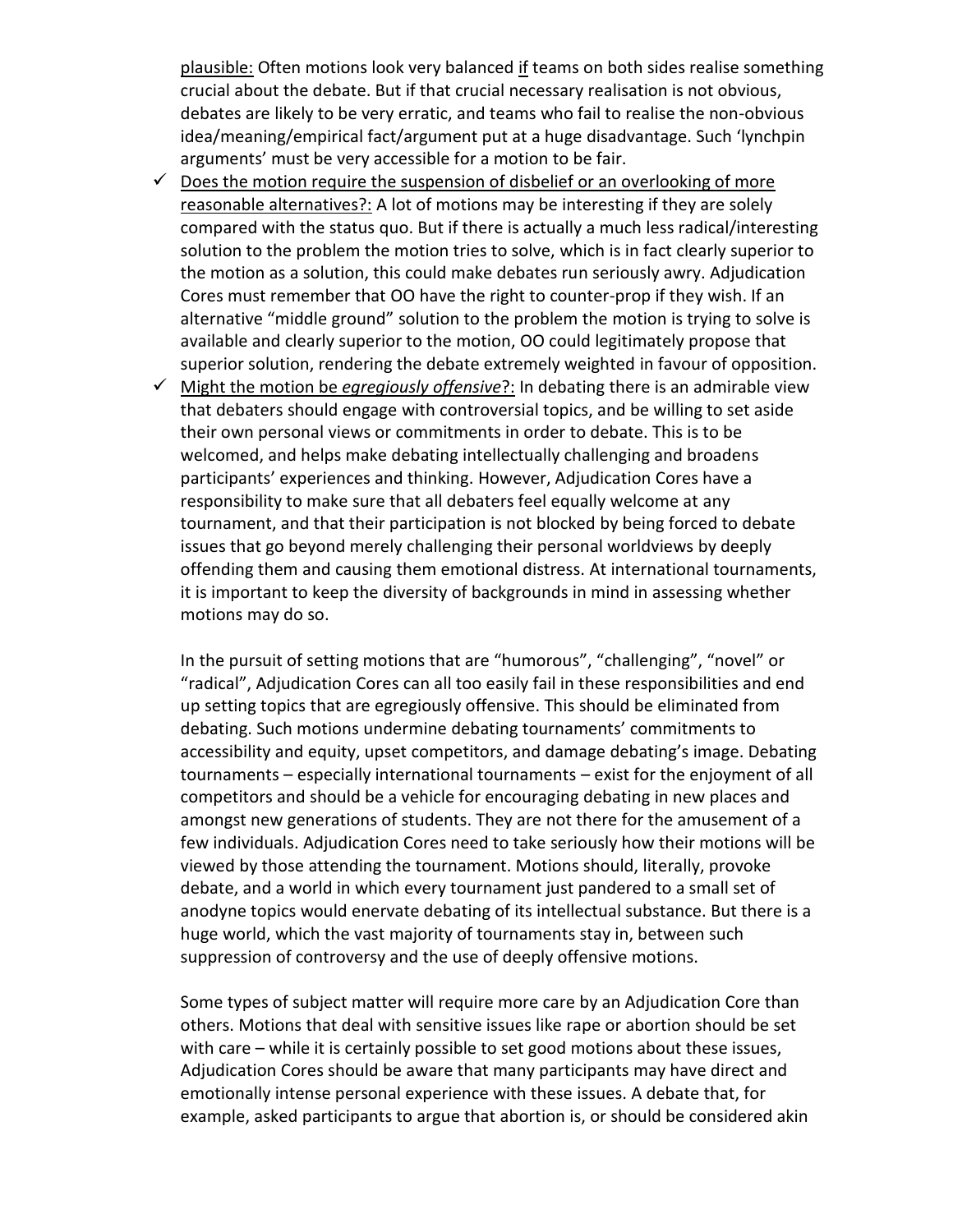plausible: Often motions look very balanced if teams on both sides realise something crucial about the debate. But if that crucial necessary realisation is not obvious, debates are likely to be very erratic, and teams who fail to realise the non-obvious idea/meaning/empirical fact/argument put at a huge disadvantage. Such 'lynchpin arguments' must be very accessible for a motion to be fair.

- ✓ Does the motion require the suspension of disbelief or an overlooking of more reasonable alternatives?: A lot of motions may be interesting if they are solely compared with the status quo. But if there is actually a much less radical/interesting solution to the problem the motion tries to solve, which is in fact clearly superior to the motion as a solution, this could make debates run seriously awry. Adjudication Cores must remember that OO have the right to counter-prop if they wish. If an alternative "middle ground" solution to the problem the motion is trying to solve is available and clearly superior to the motion, OO could legitimately propose that superior solution, rendering the debate extremely weighted in favour of opposition.
- ✓ Might the motion be *egregiously offensive*?: In debating there is an admirable view that debaters should engage with controversial topics, and be willing to set aside their own personal views or commitments in order to debate. This is to be welcomed, and helps make debating intellectually challenging and broadens participants' experiences and thinking. However, Adjudication Cores have a responsibility to make sure that all debaters feel equally welcome at any tournament, and that their participation is not blocked by being forced to debate issues that go beyond merely challenging their personal worldviews by deeply offending them and causing them emotional distress. At international tournaments, it is important to keep the diversity of backgrounds in mind in assessing whether motions may do so.

  In the pursuit of setting motions that are "humorous", "challenging", "novel" or "radical", Adjudication Cores can all too easily fail in these responsibilities and end up setting topics that are egregiously offensive. This should be eliminated from debating. Such motions undermine debating tournaments' commitments to accessibility and equity, upset competitors, and damage debating's image. Debating tournaments – especially international tournaments – exist for the enjoyment of all competitors and should be a vehicle for encouraging debating in new places and amongst new generations of students. They are not there for the amusement of a few individuals. Adjudication Cores need to take seriously how their motions will be viewed by those attending the tournament. Motions should, literally, provoke debate, and a world in which every tournament just pandered to a small set of anodyne topics would enervate debating of its intellectual substance. But there is a huge world, which the vast majority of tournaments stay in, between such suppression of controversy and the use of deeply offensive motions.

  Some types of subject matter will require more care by an Adjudication Core than others. Motions that deal with sensitive issues like rape or abortion should be set with care – while it is certainly possible to set good motions about these issues, Adjudication Cores should be aware that many participants may have direct and emotionally intense personal experience with these issues. A debate that, for example, asked participants to argue that abortion is, or should be considered akin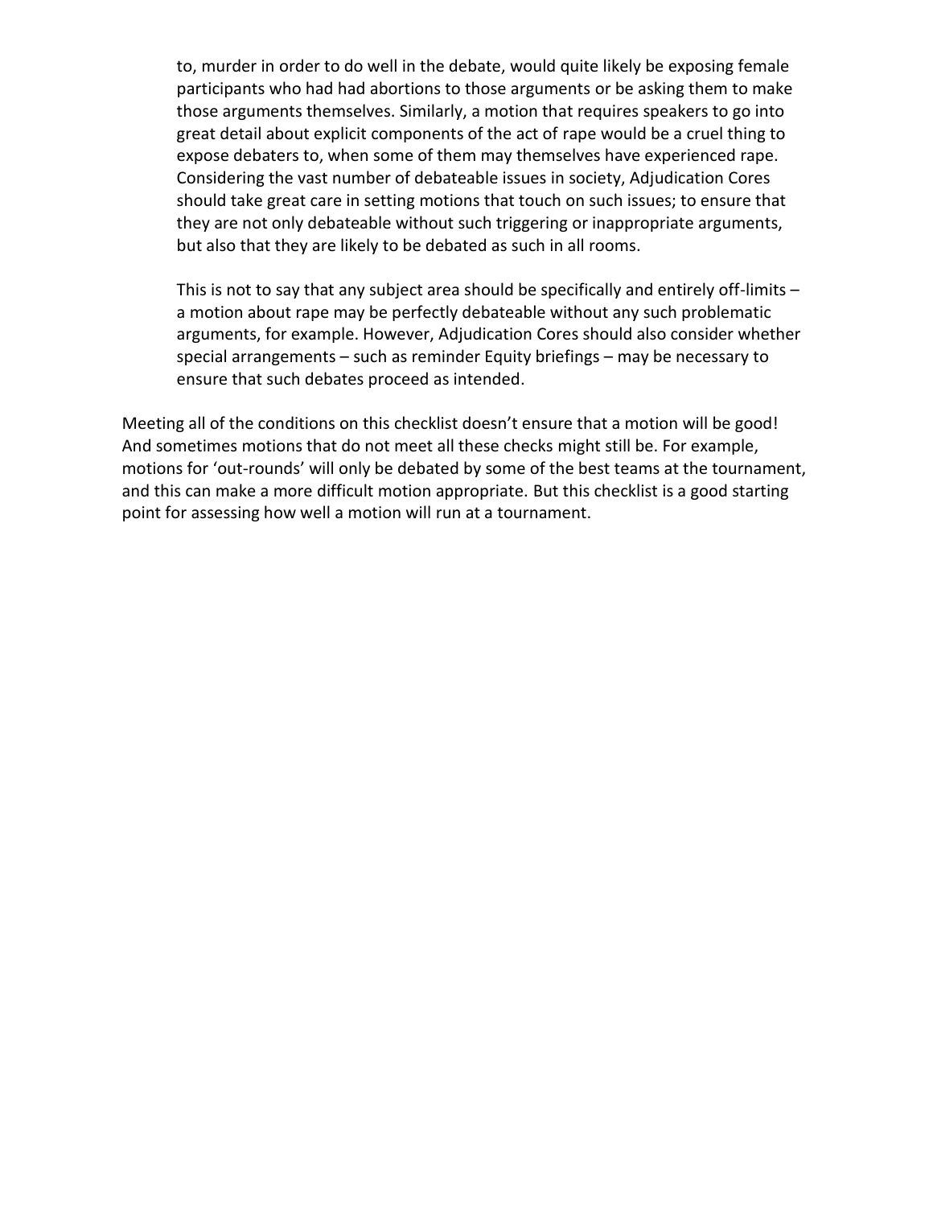to, murder in order to do well in the debate, would quite likely be exposing female participants who had had abortions to those arguments or be asking them to make those arguments themselves. Similarly, a motion that requires speakers to go into great detail about explicit components of the act of rape would be a cruel thing to expose debaters to, when some of them may themselves have experienced rape. Considering the vast number of debateable issues in society, Adjudication Cores should take great care in setting motions that touch on such issues; to ensure that they are not only debateable without such triggering or inappropriate arguments, but also that they are likely to be debated as such in all rooms.

This is not to say that any subject area should be specifically and entirely off-limits – a motion about rape may be perfectly debateable without any such problematic arguments, for example. However, Adjudication Cores should also consider whether special arrangements – such as reminder Equity briefings – may be necessary to ensure that such debates proceed as intended.

Meeting all of the conditions on this checklist doesn't ensure that a motion will be good! And sometimes motions that do not meet all these checks might still be. For example, motions for 'out-rounds' will only be debated by some of the best teams at the tournament, and this can make a more difficult motion appropriate. But this checklist is a good starting point for assessing how well a motion will run at a tournament.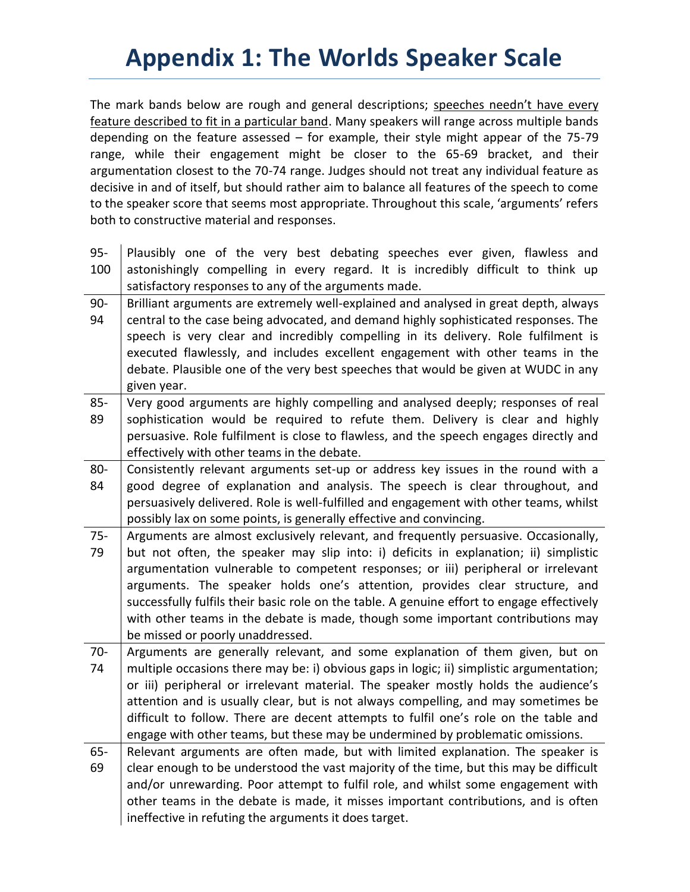# Appendix 1: The Worlds Speaker Scale

The mark bands below are rough and general descriptions; <u>speeches needn't have every feature described to fit in a particular band</u>. Many speakers will range across multiple bands depending on the feature assessed – for example, their style might appear of the 75-79 range, while their engagement might be closer to the 65-69 bracket, and their argumentation closest to the 70-74 range. Judges should not treat any individual feature as decisive in and of itself, but should rather aim to balance all features of the speech to come to the speaker score that seems most appropriate. Throughout this scale, 'arguments' refers both to constructive material and responses.

| | |
|---|---|
| 95-100 | Plausibly one of the very best debating speeches ever given, flawless and astonishingly compelling in every regard. It is incredibly difficult to think up satisfactory responses to any of the arguments made. |
| 90-94 | Brilliant arguments are extremely well-explained and analysed in great depth, always central to the case being advocated, and demand highly sophisticated responses. The speech is very clear and incredibly compelling in its delivery. Role fulfilment is executed flawlessly, and includes excellent engagement with other teams in the debate. Plausible one of the very best speeches that would be given at WUDC in any given year. |
| 85-89 | Very good arguments are highly compelling and analysed deeply; responses of real sophistication would be required to refute them. Delivery is clear and highly persuasive. Role fulfilment is close to flawless, and the speech engages directly and effectively with other teams in the debate. |
| 80-84 | Consistently relevant arguments set-up or address key issues in the round with a good degree of explanation and analysis. The speech is clear throughout, and persuasively delivered. Role is well-fulfilled and engagement with other teams, whilst possibly lax on some points, is generally effective and convincing. |
| 75-79 | Arguments are almost exclusively relevant, and frequently persuasive. Occasionally, but not often, the speaker may slip into: i) deficits in explanation; ii) simplistic argumentation vulnerable to competent responses; or iii) peripheral or irrelevant arguments. The speaker holds one's attention, provides clear structure, and successfully fulfils their basic role on the table. A genuine effort to engage effectively with other teams in the debate is made, though some important contributions may be missed or poorly unaddressed. |
| 70-74 | Arguments are generally relevant, and some explanation of them given, but on multiple occasions there may be: i) obvious gaps in logic; ii) simplistic argumentation; or iii) peripheral or irrelevant material. The speaker mostly holds the audience's attention and is usually clear, but is not always compelling, and may sometimes be difficult to follow. There are decent attempts to fulfil one's role on the table and engage with other teams, but these may be undermined by problematic omissions. |
| 65-69 | Relevant arguments are often made, but with limited explanation. The speaker is clear enough to be understood the vast majority of the time, but this may be difficult and/or unrewarding. Poor attempt to fulfil role, and whilst some engagement with other teams in the debate is made, it misses important contributions, and is often ineffective in refuting the arguments it does target. |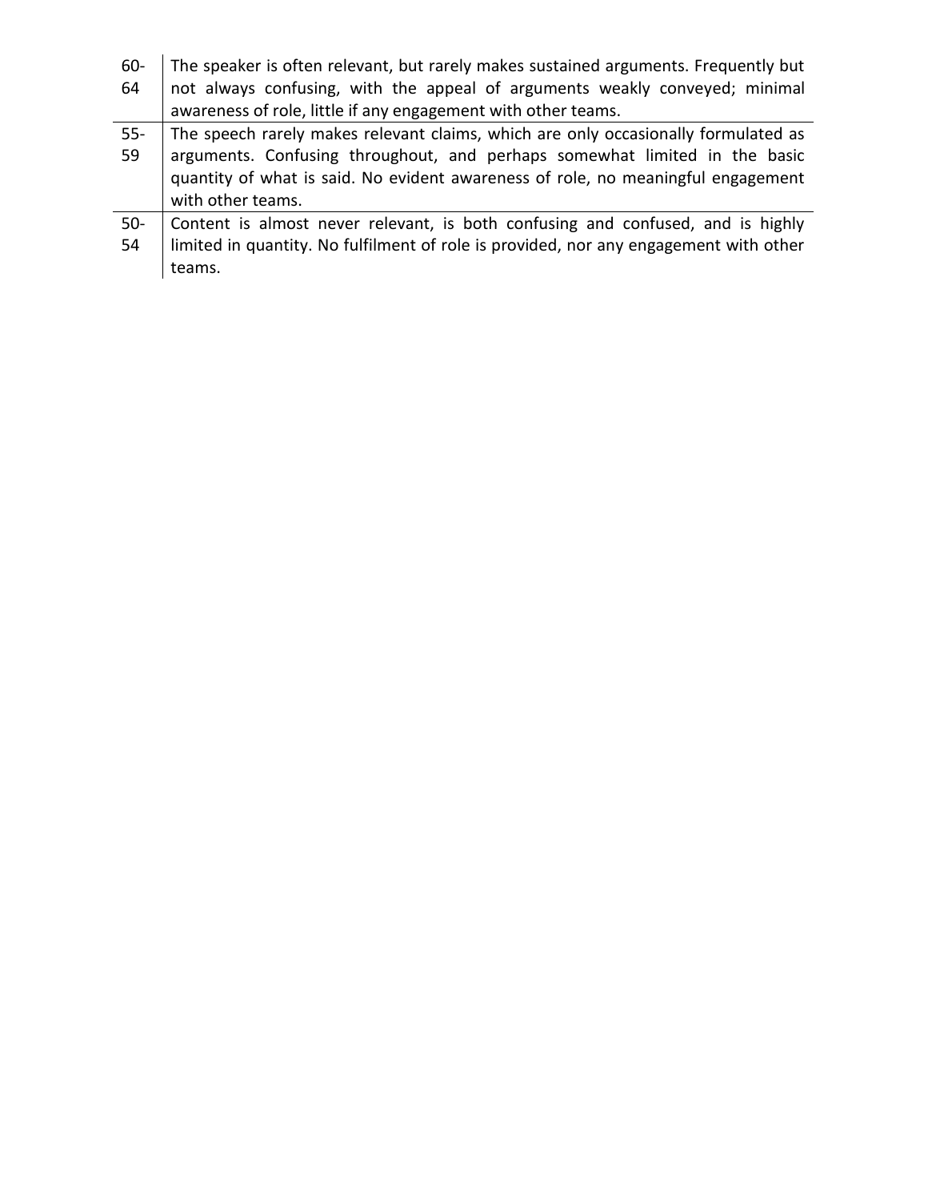| | |
|---|---|
| 60-64 | The speaker is often relevant, but rarely makes sustained arguments. Frequently but not always confusing, with the appeal of arguments weakly conveyed; minimal awareness of role, little if any engagement with other teams. |
| 55-59 | The speech rarely makes relevant claims, which are only occasionally formulated as arguments. Confusing throughout, and perhaps somewhat limited in the basic quantity of what is said. No evident awareness of role, no meaningful engagement with other teams. |
| 50-54 | Content is almost never relevant, is both confusing and confused, and is highly limited in quantity. No fulfilment of role is provided, nor any engagement with other teams. |